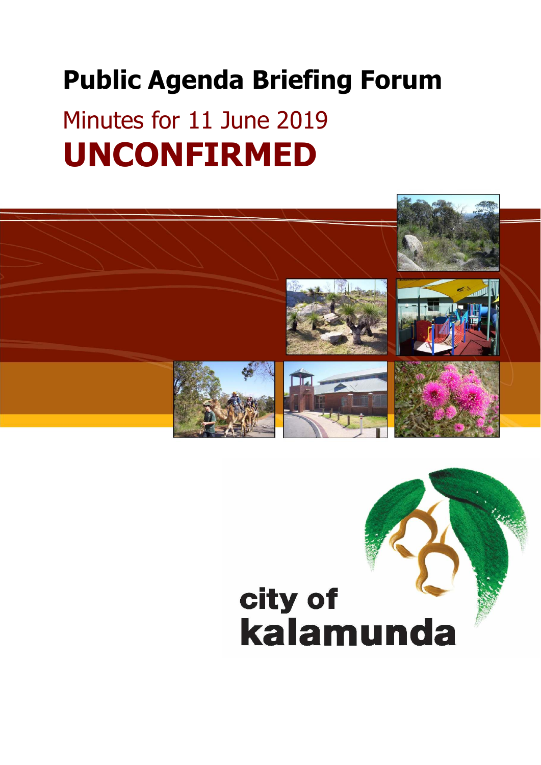# Public Agenda Briefing Forum

## Minutes for 11 June 2019

# UNCONFIRMED

city of
kalamunda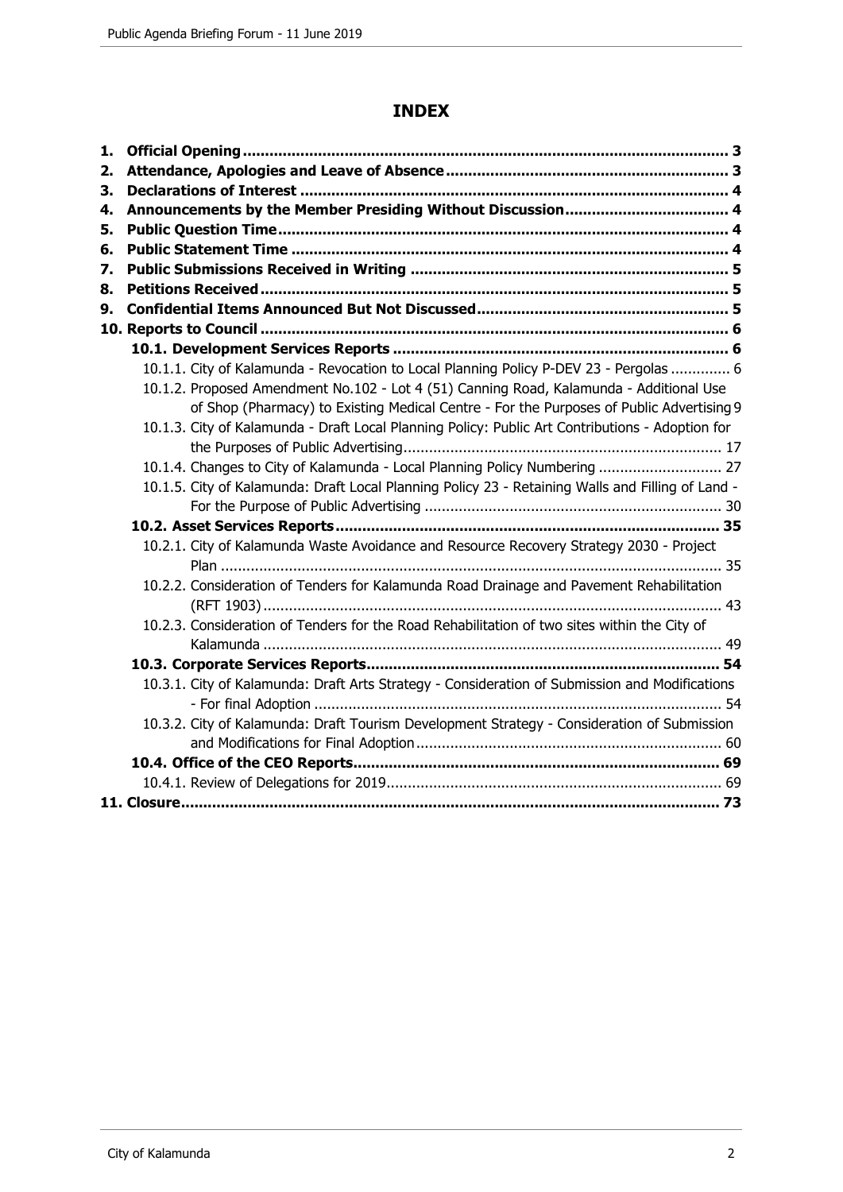# INDEX

1. **Official Opening** ... 3
2. **Attendance, Apologies and Leave of Absence** ... 3
3. **Declarations of Interest** ... 4
4. **Announcements by the Member Presiding Without Discussion** ... 4
5. **Public Question Time** ... 4
6. **Public Statement Time** ... 4
7. **Public Submissions Received in Writing** ... 5
8. **Petitions Received** ... 5
9. **Confidential Items Announced But Not Discussed** ... 5
10. **Reports to Council** ... 6
    - **10.1. Development Services Reports** ... 6
        - 10.1.1. City of Kalamunda - Revocation to Local Planning Policy P-DEV 23 - Pergolas ... 6
        - 10.1.2. Proposed Amendment No.102 - Lot 4 (51) Canning Road, Kalamunda - Additional Use of Shop (Pharmacy) to Existing Medical Centre - For the Purposes of Public Advertising ... 9
        - 10.1.3. City of Kalamunda - Draft Local Planning Policy: Public Art Contributions - Adoption for the Purposes of Public Advertising ... 17
        - 10.1.4. Changes to City of Kalamunda - Local Planning Policy Numbering ... 27
        - 10.1.5. City of Kalamunda: Draft Local Planning Policy 23 - Retaining Walls and Filling of Land - For the Purpose of Public Advertising ... 30
    - **10.2. Asset Services Reports** ... 35
        - 10.2.1. City of Kalamunda Waste Avoidance and Resource Recovery Strategy 2030 - Project Plan ... 35
        - 10.2.2. Consideration of Tenders for Kalamunda Road Drainage and Pavement Rehabilitation (RFT 1903) ... 43
        - 10.2.3. Consideration of Tenders for the Road Rehabilitation of two sites within the City of Kalamunda ... 49
    - **10.3. Corporate Services Reports** ... 54
        - 10.3.1. City of Kalamunda: Draft Arts Strategy - Consideration of Submission and Modifications - For final Adoption ... 54
        - 10.3.2. City of Kalamunda: Draft Tourism Development Strategy - Consideration of Submission and Modifications for Final Adoption ... 60
    - **10.4. Office of the CEO Reports** ... 69
        - 10.4.1. Review of Delegations for 2019 ... 69
11. **Closure** ... 73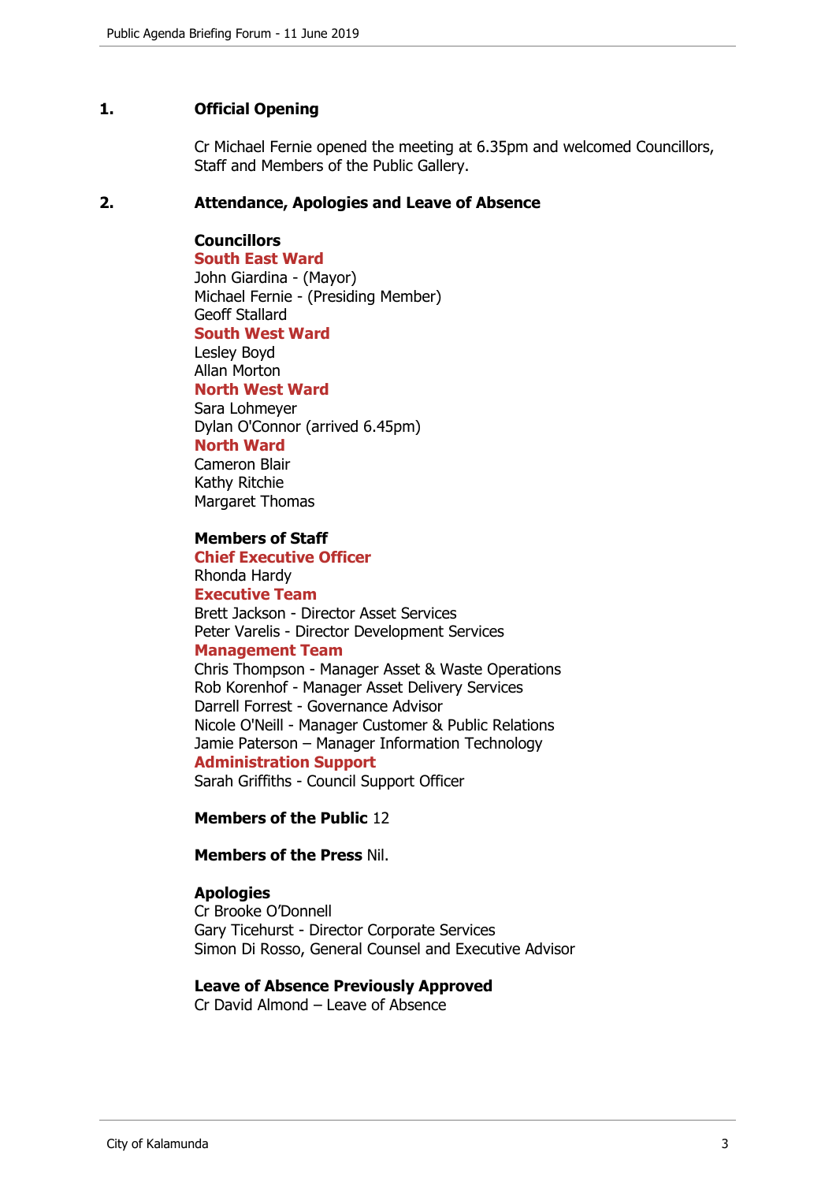## 1. Official Opening

Cr Michael Fernie opened the meeting at 6.35pm and welcomed Councillors, Staff and Members of the Public Gallery.

## 2. Attendance, Apologies and Leave of Absence

**Councillors**

**South East Ward**
John Giardina - (Mayor)
Michael Fernie - (Presiding Member)
Geoff Stallard

**South West Ward**
Lesley Boyd
Allan Morton

**North West Ward**
Sara Lohmeyer
Dylan O'Connor (arrived 6.45pm)

**North Ward**
Cameron Blair
Kathy Ritchie
Margaret Thomas

**Members of Staff**

**Chief Executive Officer**
Rhonda Hardy

**Executive Team**
Brett Jackson - Director Asset Services
Peter Varelis - Director Development Services

**Management Team**
Chris Thompson - Manager Asset & Waste Operations
Rob Korenhof - Manager Asset Delivery Services
Darrell Forrest - Governance Advisor
Nicole O'Neill - Manager Customer & Public Relations
Jamie Paterson – Manager Information Technology

**Administration Support**
Sarah Griffiths - Council Support Officer

**Members of the Public** 12

**Members of the Press** Nil.

**Apologies**
Cr Brooke O'Donnell
Gary Ticehurst - Director Corporate Services
Simon Di Rosso, General Counsel and Executive Advisor

**Leave of Absence Previously Approved**
Cr David Almond – Leave of Absence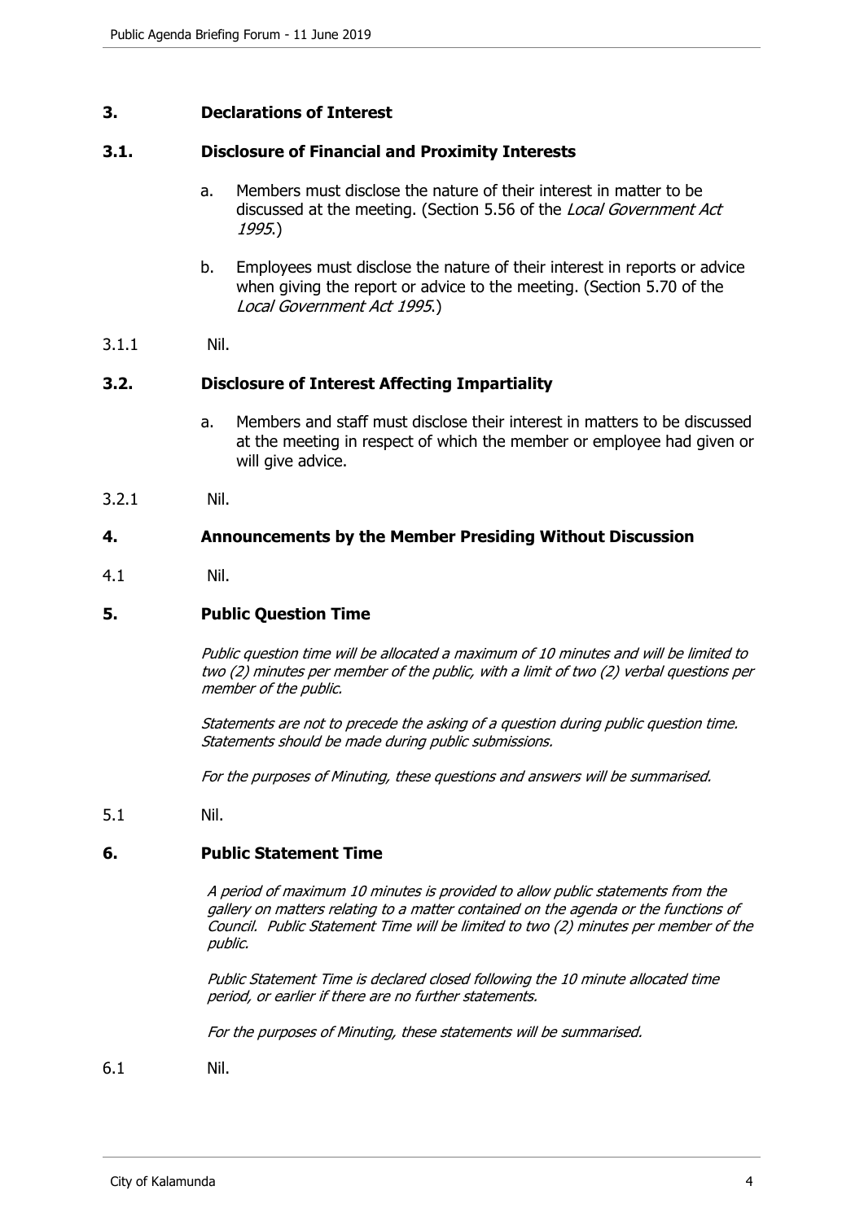## 3. Declarations of Interest

### 3.1. Disclosure of Financial and Proximity Interests

a. Members must disclose the nature of their interest in matter to be discussed at the meeting. (Section 5.56 of the *Local Government Act 1995*.)

b. Employees must disclose the nature of their interest in reports or advice when giving the report or advice to the meeting. (Section 5.70 of the *Local Government Act 1995*.)

3.1.1 Nil.

### 3.2. Disclosure of Interest Affecting Impartiality

a. Members and staff must disclose their interest in matters to be discussed at the meeting in respect of which the member or employee had given or will give advice.

3.2.1 Nil.

## 4. Announcements by the Member Presiding Without Discussion

4.1 Nil.

## 5. Public Question Time

*Public question time will be allocated a maximum of 10 minutes and will be limited to two (2) minutes per member of the public, with a limit of two (2) verbal questions per member of the public.*

*Statements are not to precede the asking of a question during public question time. Statements should be made during public submissions.*

*For the purposes of Minuting, these questions and answers will be summarised.*

5.1 Nil.

## 6. Public Statement Time

*A period of maximum 10 minutes is provided to allow public statements from the gallery on matters relating to a matter contained on the agenda or the functions of Council. Public Statement Time will be limited to two (2) minutes per member of the public.*

*Public Statement Time is declared closed following the 10 minute allocated time period, or earlier if there are no further statements.*

*For the purposes of Minuting, these statements will be summarised.*

6.1 Nil.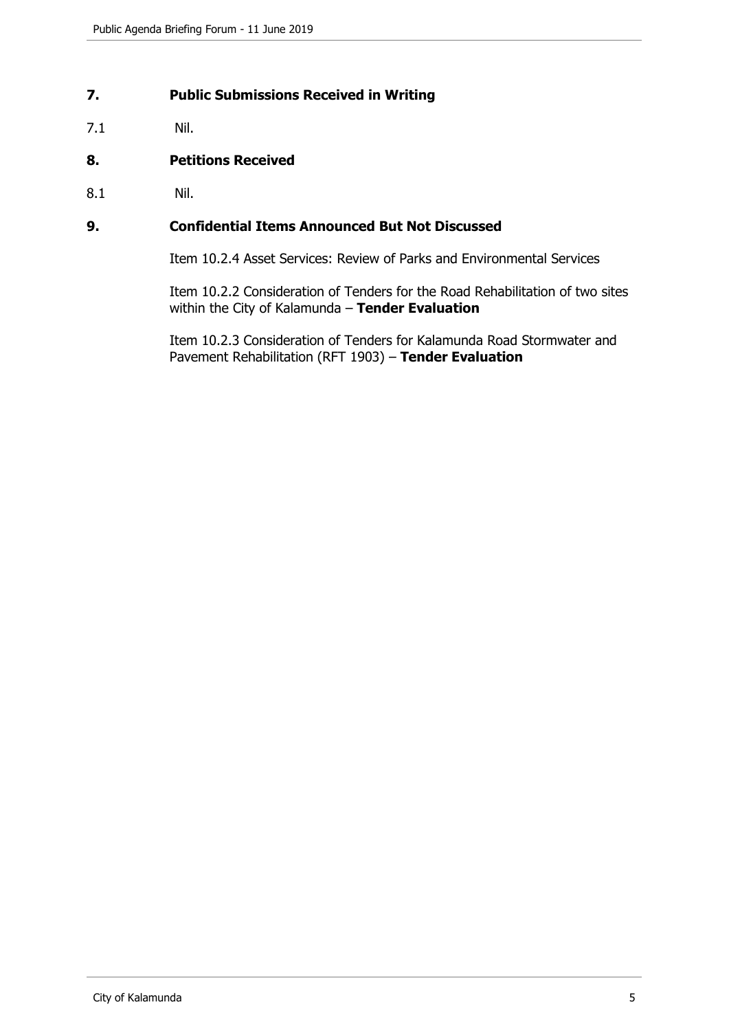## 7. Public Submissions Received in Writing

7.1 Nil.

## 8. Petitions Received

8.1 Nil.

## 9. Confidential Items Announced But Not Discussed

Item 10.2.4 Asset Services: Review of Parks and Environmental Services

Item 10.2.2 Consideration of Tenders for the Road Rehabilitation of two sites within the City of Kalamunda – **Tender Evaluation**

Item 10.2.3 Consideration of Tenders for Kalamunda Road Stormwater and Pavement Rehabilitation (RFT 1903) – **Tender Evaluation**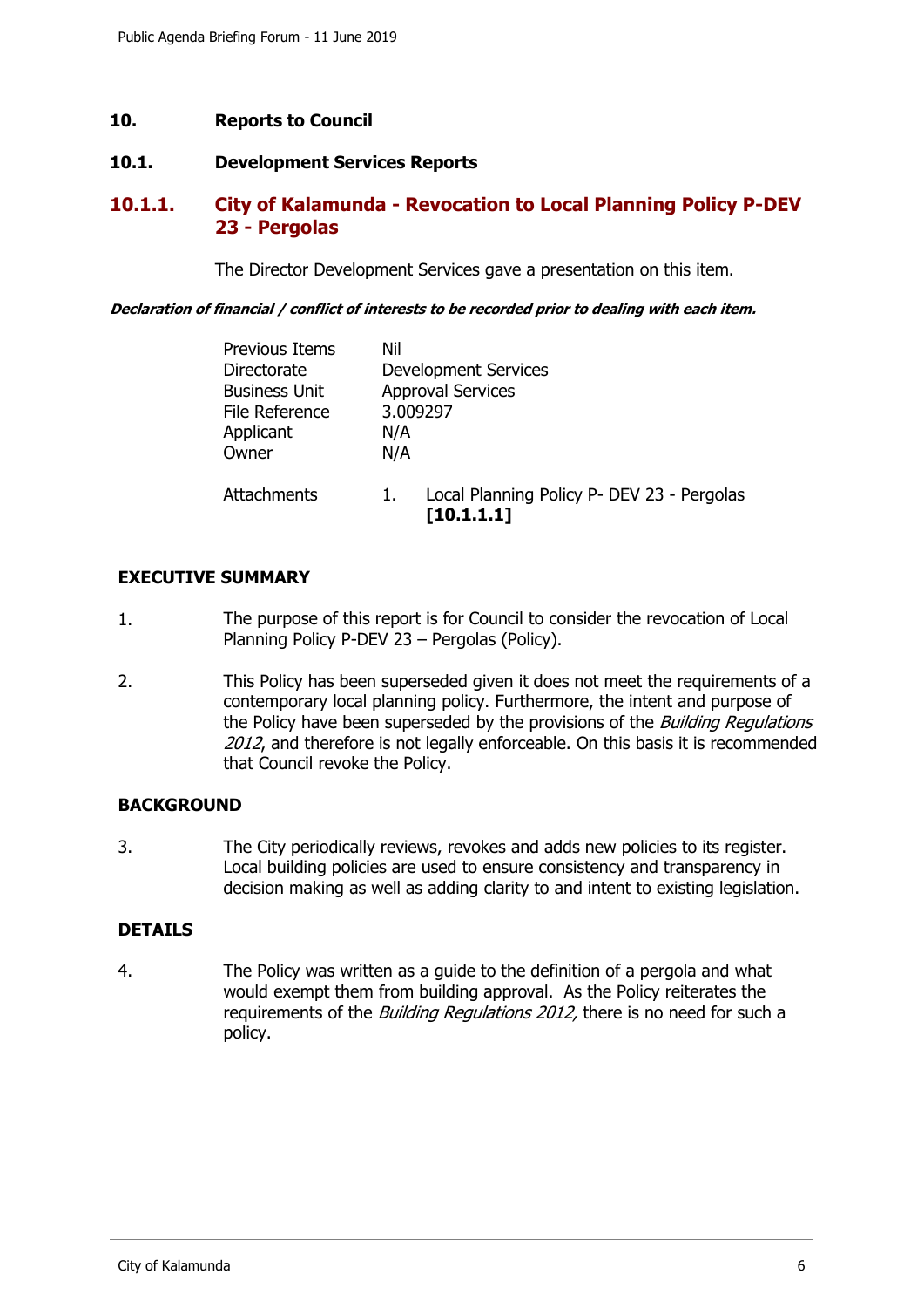## 10. Reports to Council

### 10.1. Development Services Reports

### 10.1.1. City of Kalamunda - Revocation to Local Planning Policy P-DEV 23 - Pergolas

The Director Development Services gave a presentation on this item.

***Declaration of financial / conflict of interests to be recorded prior to dealing with each item.***

| | |
|---|---|
| Previous Items | Nil |
| Directorate | Development Services |
| Business Unit | Approval Services |
| File Reference | 3.009297 |
| Applicant | N/A |
| Owner | N/A |
| Attachments | 1. Local Planning Policy P- DEV 23 - Pergolas **[10.1.1.1]** |

**EXECUTIVE SUMMARY**

1. The purpose of this report is for Council to consider the revocation of Local Planning Policy P-DEV 23 – Pergolas (Policy).

2. This Policy has been superseded given it does not meet the requirements of a contemporary local planning policy. Furthermore, the intent and purpose of the Policy have been superseded by the provisions of the *Building Regulations 2012*, and therefore is not legally enforceable. On this basis it is recommended that Council revoke the Policy.

**BACKGROUND**

3. The City periodically reviews, revokes and adds new policies to its register. Local building policies are used to ensure consistency and transparency in decision making as well as adding clarity to and intent to existing legislation.

**DETAILS**

4. The Policy was written as a guide to the definition of a pergola and what would exempt them from building approval. As the Policy reiterates the requirements of the *Building Regulations 2012,* there is no need for such a policy.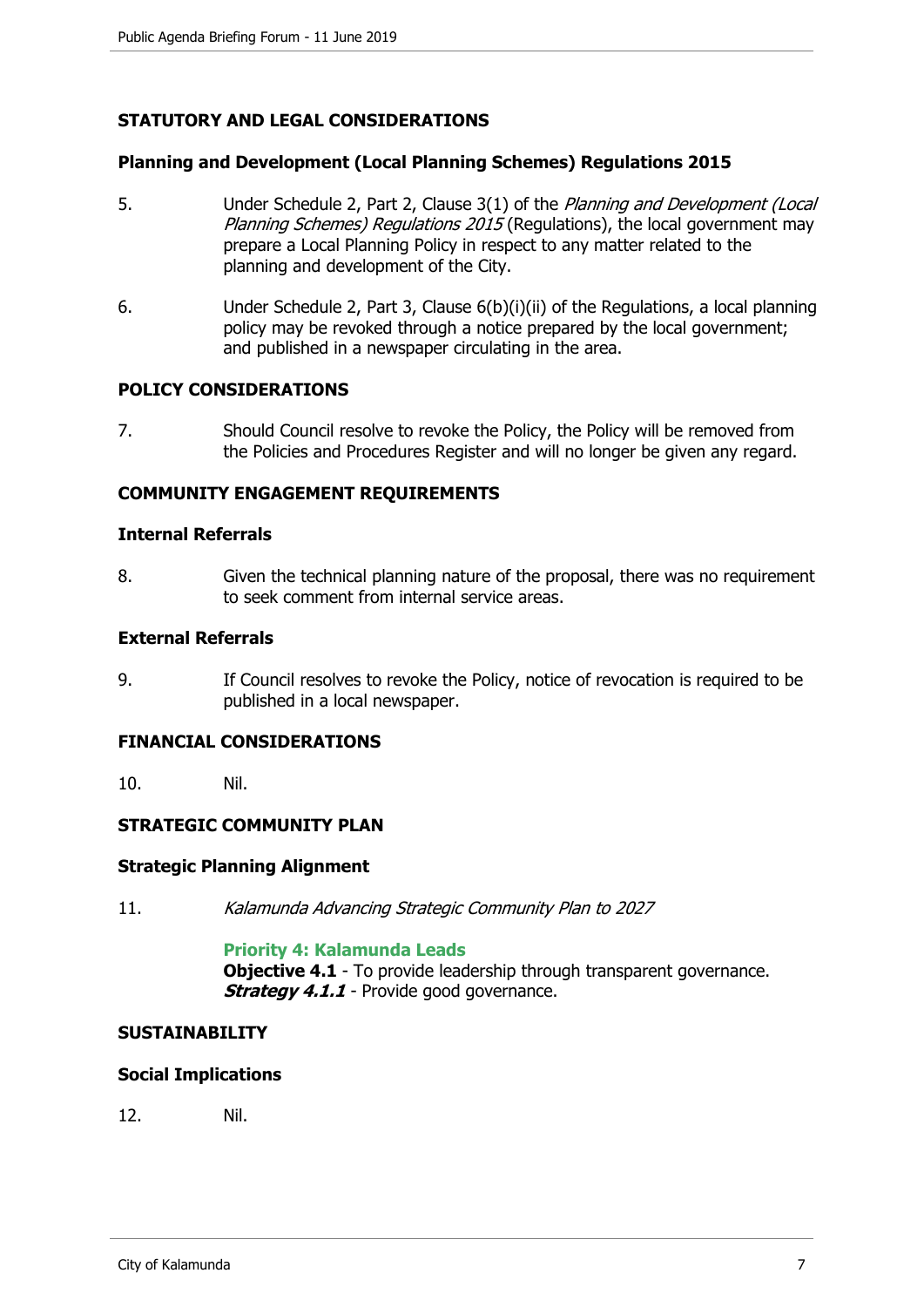## STATUTORY AND LEGAL CONSIDERATIONS

### Planning and Development (Local Planning Schemes) Regulations 2015

5. Under Schedule 2, Part 2, Clause 3(1) of the *Planning and Development (Local Planning Schemes) Regulations 2015* (Regulations), the local government may prepare a Local Planning Policy in respect to any matter related to the planning and development of the City.

6. Under Schedule 2, Part 3, Clause 6(b)(i)(ii) of the Regulations, a local planning policy may be revoked through a notice prepared by the local government; and published in a newspaper circulating in the area.

## POLICY CONSIDERATIONS

7. Should Council resolve to revoke the Policy, the Policy will be removed from the Policies and Procedures Register and will no longer be given any regard.

## COMMUNITY ENGAGEMENT REQUIREMENTS

### Internal Referrals

8. Given the technical planning nature of the proposal, there was no requirement to seek comment from internal service areas.

### External Referrals

9. If Council resolves to revoke the Policy, notice of revocation is required to be published in a local newspaper.

## FINANCIAL CONSIDERATIONS

10. Nil.

## STRATEGIC COMMUNITY PLAN

### Strategic Planning Alignment

11. *Kalamunda Advancing Strategic Community Plan to 2027*

**Priority 4: Kalamunda Leads**
**Objective 4.1** - To provide leadership through transparent governance.
***Strategy 4.1.1*** - Provide good governance.

## SUSTAINABILITY

### Social Implications

12. Nil.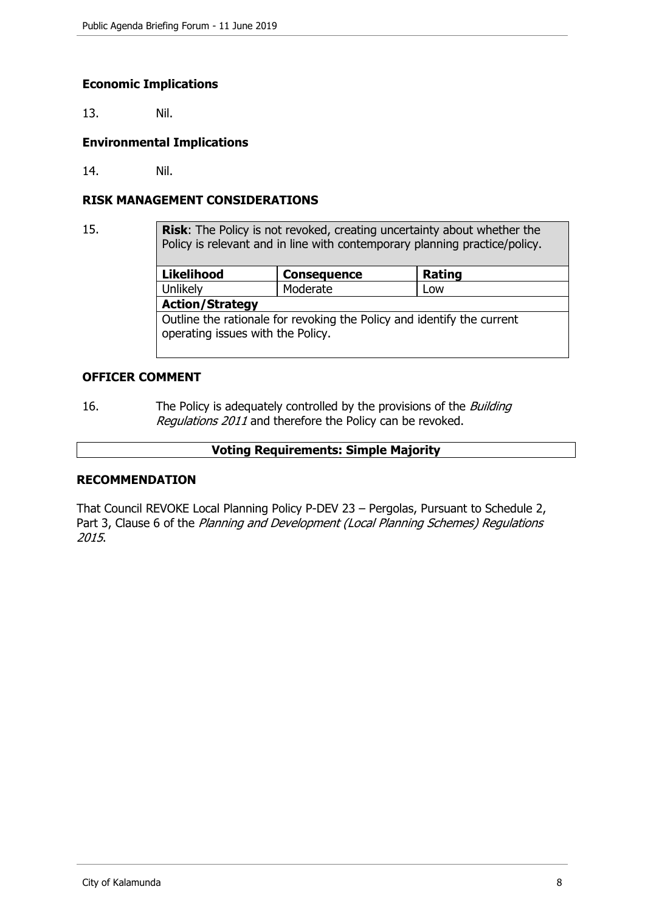### Economic Implications

13. Nil.

### Environmental Implications

14. Nil.

## RISK MANAGEMENT CONSIDERATIONS

15.

| **Risk**: The Policy is not revoked, creating uncertainty about whether the Policy is relevant and in line with contemporary planning practice/policy. | | |
|---|---|---|
| **Likelihood** | **Consequence** | **Rating** |
| Unlikely | Moderate | Low |
| **Action/Strategy** | | |
| Outline the rationale for revoking the Policy and identify the current operating issues with the Policy. | | |

## OFFICER COMMENT

16. The Policy is adequately controlled by the provisions of the *Building Regulations 2011* and therefore the Policy can be revoked.

**Voting Requirements: Simple Majority**

## RECOMMENDATION

That Council REVOKE Local Planning Policy P-DEV 23 – Pergolas, Pursuant to Schedule 2, Part 3, Clause 6 of the *Planning and Development (Local Planning Schemes) Regulations 2015*.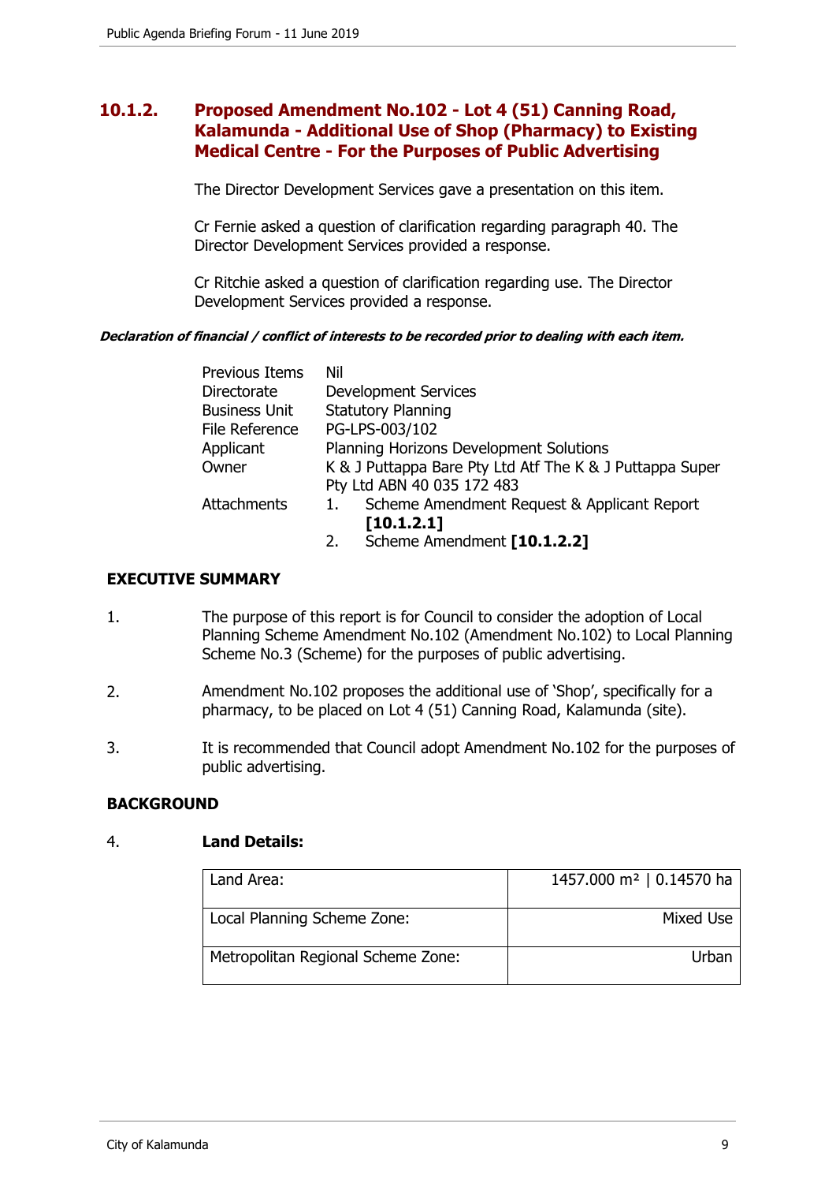## 10.1.2. Proposed Amendment No.102 - Lot 4 (51) Canning Road, Kalamunda - Additional Use of Shop (Pharmacy) to Existing Medical Centre - For the Purposes of Public Advertising

The Director Development Services gave a presentation on this item.

Cr Fernie asked a question of clarification regarding paragraph 40. The Director Development Services provided a response.

Cr Ritchie asked a question of clarification regarding use. The Director Development Services provided a response.

***Declaration of financial / conflict of interests to be recorded prior to dealing with each item.***

| | |
|---|---|
| Previous Items | Nil |
| Directorate | Development Services |
| Business Unit | Statutory Planning |
| File Reference | PG-LPS-003/102 |
| Applicant | Planning Horizons Development Solutions |
| Owner | K & J Puttappa Bare Pty Ltd Atf The K & J Puttappa Super Pty Ltd ABN 40 035 172 483 |
| Attachments | 1. Scheme Amendment Request & Applicant Report **[10.1.2.1]**<br>2. Scheme Amendment **[10.1.2.2]** |

### EXECUTIVE SUMMARY

1. The purpose of this report is for Council to consider the adoption of Local Planning Scheme Amendment No.102 (Amendment No.102) to Local Planning Scheme No.3 (Scheme) for the purposes of public advertising.

2. Amendment No.102 proposes the additional use of 'Shop', specifically for a pharmacy, to be placed on Lot 4 (51) Canning Road, Kalamunda (site).

3. It is recommended that Council adopt Amendment No.102 for the purposes of public advertising.

### BACKGROUND

4. **Land Details:**

| Land Area: | 1457.000 m² \| 0.14570 ha |
|---|---|
| Local Planning Scheme Zone: | Mixed Use |
| Metropolitan Regional Scheme Zone: | Urban |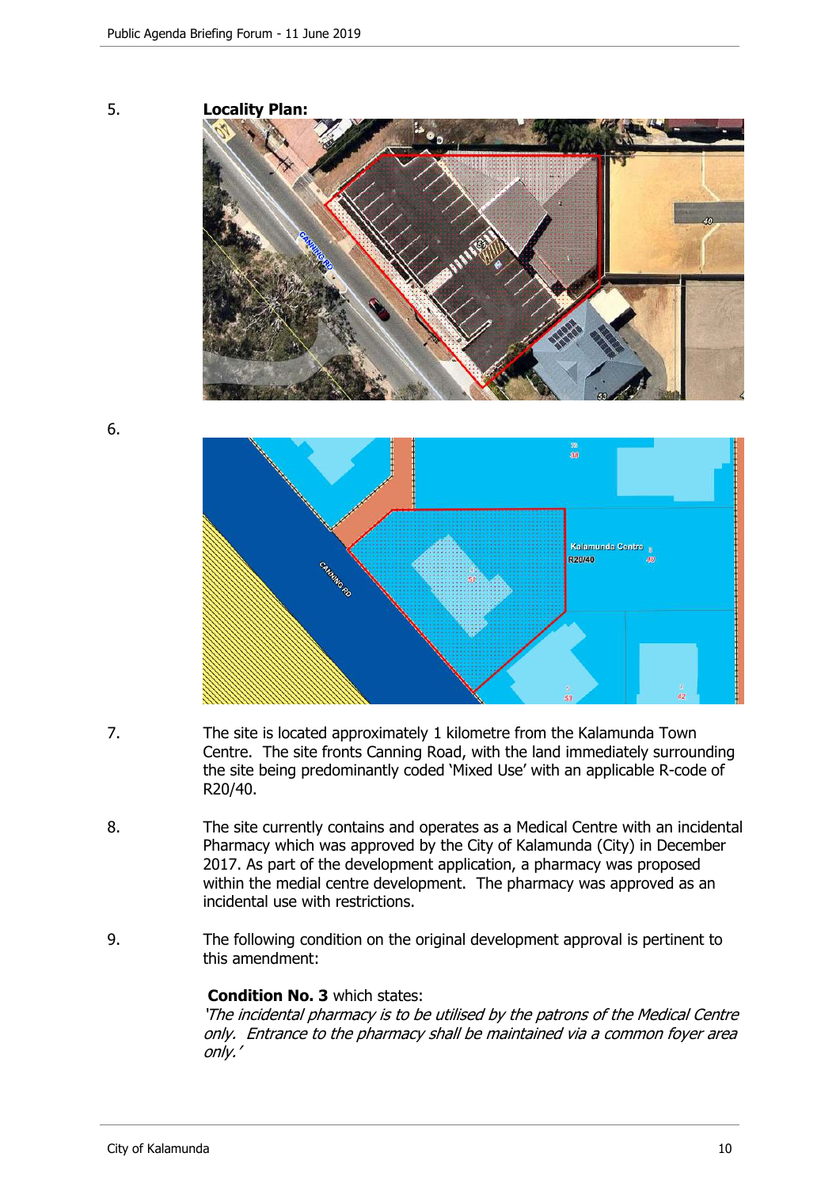5. **Locality Plan:**

6.

7. The site is located approximately 1 kilometre from the Kalamunda Town Centre. The site fronts Canning Road, with the land immediately surrounding the site being predominantly coded 'Mixed Use' with an applicable R-code of R20/40.

8. The site currently contains and operates as a Medical Centre with an incidental Pharmacy which was approved by the City of Kalamunda (City) in December 2017. As part of the development application, a pharmacy was proposed within the medial centre development. The pharmacy was approved as an incidental use with restrictions.

9. The following condition on the original development approval is pertinent to this amendment:

**Condition No. 3** which states:
*'The incidental pharmacy is to be utilised by the patrons of the Medical Centre only. Entrance to the pharmacy shall be maintained via a common foyer area only.'*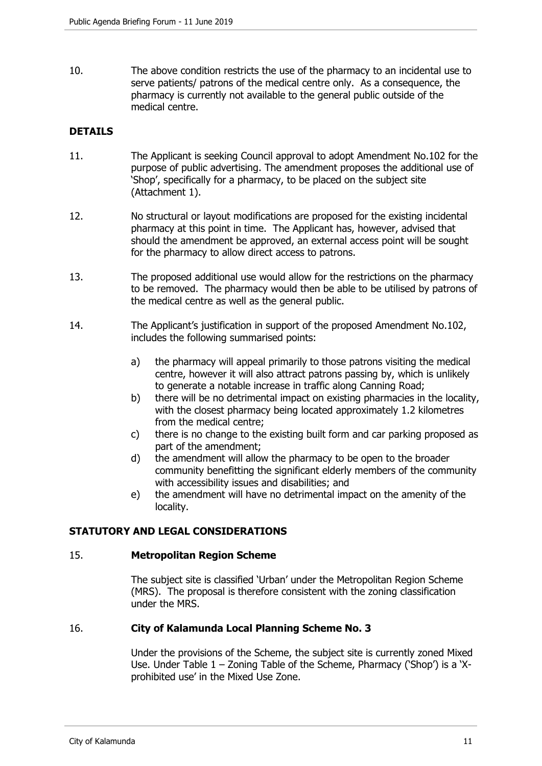10. The above condition restricts the use of the pharmacy to an incidental use to serve patients/ patrons of the medical centre only. As a consequence, the pharmacy is currently not available to the general public outside of the medical centre.

## DETAILS

11. The Applicant is seeking Council approval to adopt Amendment No.102 for the purpose of public advertising. The amendment proposes the additional use of 'Shop', specifically for a pharmacy, to be placed on the subject site (Attachment 1).

12. No structural or layout modifications are proposed for the existing incidental pharmacy at this point in time. The Applicant has, however, advised that should the amendment be approved, an external access point will be sought for the pharmacy to allow direct access to patrons.

13. The proposed additional use would allow for the restrictions on the pharmacy to be removed. The pharmacy would then be able to be utilised by patrons of the medical centre as well as the general public.

14. The Applicant's justification in support of the proposed Amendment No.102, includes the following summarised points:

    a) the pharmacy will appeal primarily to those patrons visiting the medical centre, however it will also attract patrons passing by, which is unlikely to generate a notable increase in traffic along Canning Road;
    b) there will be no detrimental impact on existing pharmacies in the locality, with the closest pharmacy being located approximately 1.2 kilometres from the medical centre;
    c) there is no change to the existing built form and car parking proposed as part of the amendment;
    d) the amendment will allow the pharmacy to be open to the broader community benefitting the significant elderly members of the community with accessibility issues and disabilities; and
    e) the amendment will have no detrimental impact on the amenity of the locality.

## STATUTORY AND LEGAL CONSIDERATIONS

15. **Metropolitan Region Scheme**

    The subject site is classified 'Urban' under the Metropolitan Region Scheme (MRS). The proposal is therefore consistent with the zoning classification under the MRS.

16. **City of Kalamunda Local Planning Scheme No. 3**

    Under the provisions of the Scheme, the subject site is currently zoned Mixed Use. Under Table 1 – Zoning Table of the Scheme, Pharmacy ('Shop') is a 'X-prohibited use' in the Mixed Use Zone.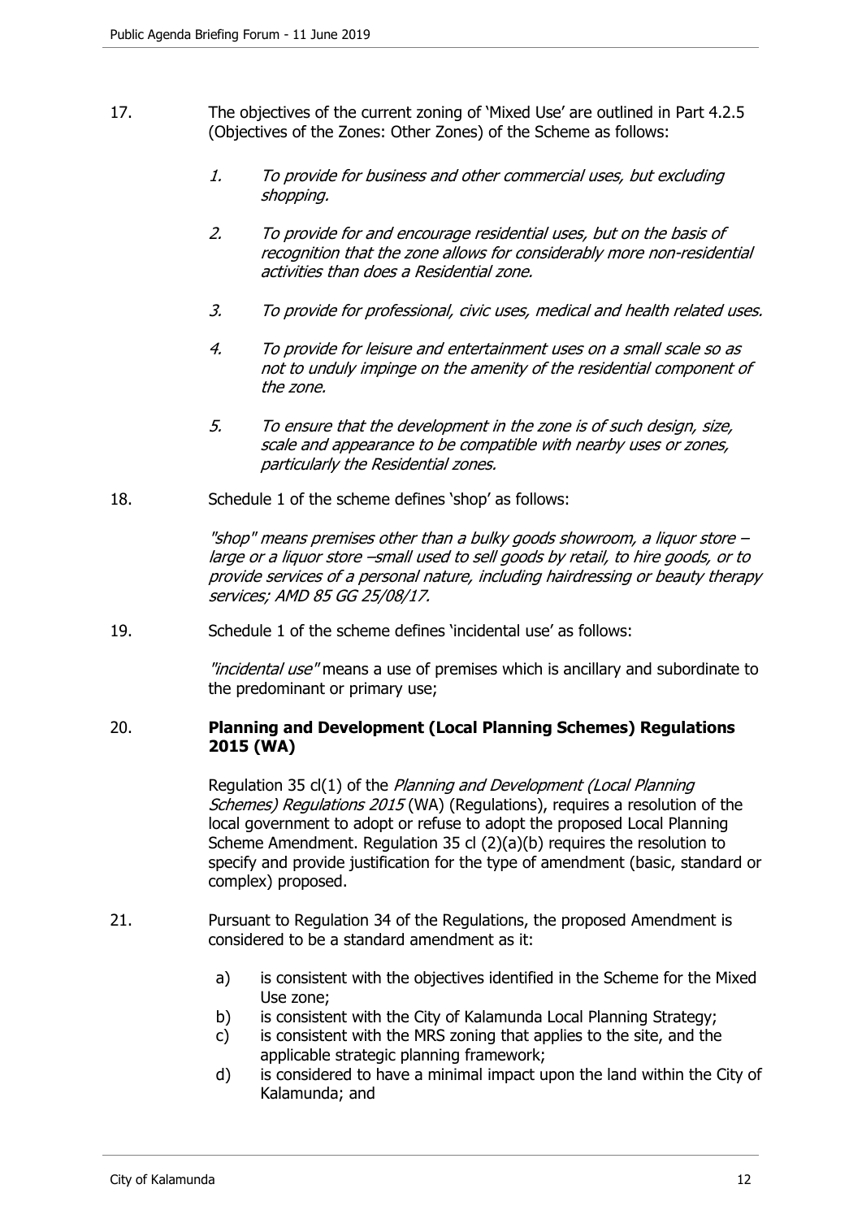17. The objectives of the current zoning of 'Mixed Use' are outlined in Part 4.2.5 (Objectives of the Zones: Other Zones) of the Scheme as follows:

    1. *To provide for business and other commercial uses, but excluding shopping.*

    2. *To provide for and encourage residential uses, but on the basis of recognition that the zone allows for considerably more non-residential activities than does a Residential zone.*

    3. *To provide for professional, civic uses, medical and health related uses.*

    4. *To provide for leisure and entertainment uses on a small scale so as not to unduly impinge on the amenity of the residential component of the zone.*

    5. *To ensure that the development in the zone is of such design, size, scale and appearance to be compatible with nearby uses or zones, particularly the Residential zones.*

18. Schedule 1 of the scheme defines 'shop' as follows:

    *"shop" means premises other than a bulky goods showroom, a liquor store – large or a liquor store –small used to sell goods by retail, to hire goods, or to provide services of a personal nature, including hairdressing or beauty therapy services; AMD 85 GG 25/08/17.*

19. Schedule 1 of the scheme defines 'incidental use' as follows:

    *"incidental use"* means a use of premises which is ancillary and subordinate to the predominant or primary use;

20. **Planning and Development (Local Planning Schemes) Regulations 2015 (WA)**

    Regulation 35 cl(1) of the *Planning and Development (Local Planning Schemes) Regulations 2015* (WA) (Regulations), requires a resolution of the local government to adopt or refuse to adopt the proposed Local Planning Scheme Amendment. Regulation 35 cl (2)(a)(b) requires the resolution to specify and provide justification for the type of amendment (basic, standard or complex) proposed.

21. Pursuant to Regulation 34 of the Regulations, the proposed Amendment is considered to be a standard amendment as it:

    a) is consistent with the objectives identified in the Scheme for the Mixed Use zone;
    b) is consistent with the City of Kalamunda Local Planning Strategy;
    c) is consistent with the MRS zoning that applies to the site, and the applicable strategic planning framework;
    d) is considered to have a minimal impact upon the land within the City of Kalamunda; and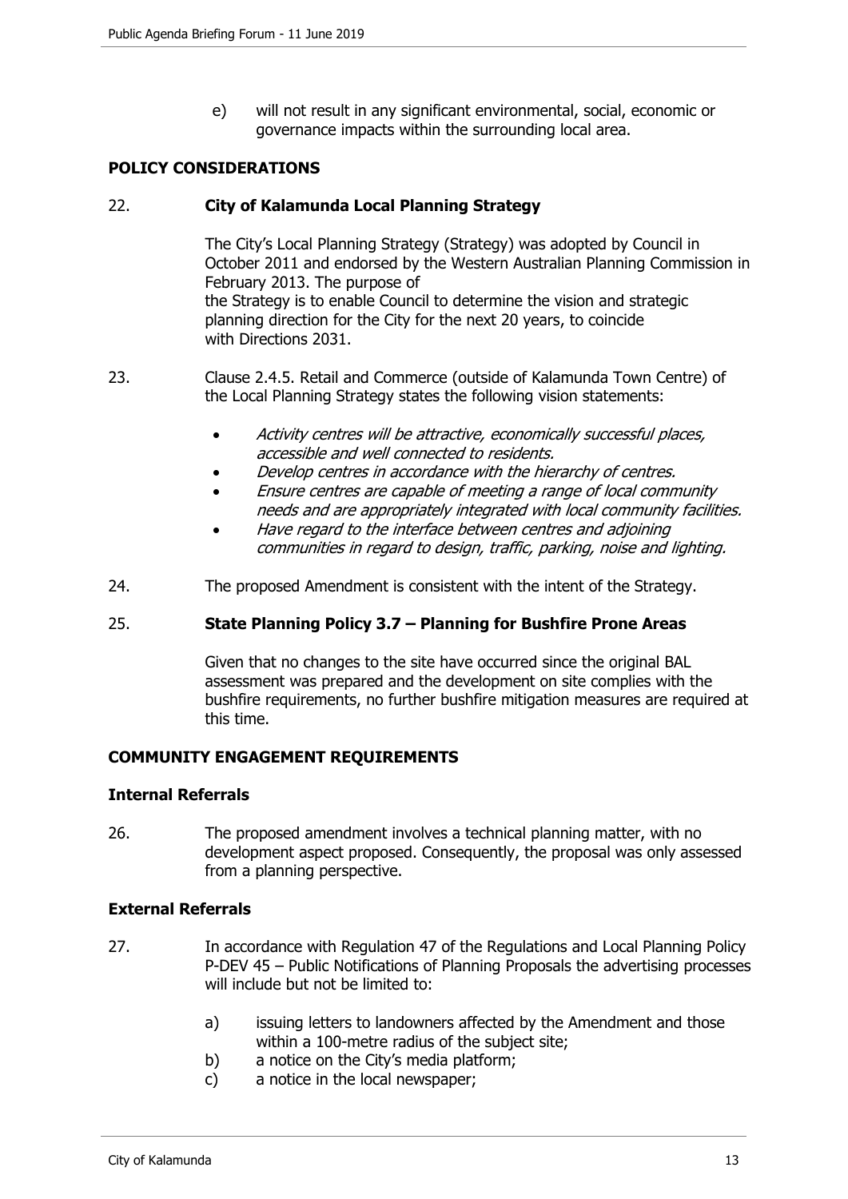e) will not result in any significant environmental, social, economic or governance impacts within the surrounding local area.

## POLICY CONSIDERATIONS

22. **City of Kalamunda Local Planning Strategy**

    The City's Local Planning Strategy (Strategy) was adopted by Council in October 2011 and endorsed by the Western Australian Planning Commission in February 2013. The purpose of the Strategy is to enable Council to determine the vision and strategic planning direction for the City for the next 20 years, to coincide with Directions 2031.

23. Clause 2.4.5. Retail and Commerce (outside of Kalamunda Town Centre) of the Local Planning Strategy states the following vision statements:

    - *Activity centres will be attractive, economically successful places, accessible and well connected to residents.*
    - *Develop centres in accordance with the hierarchy of centres.*
    - *Ensure centres are capable of meeting a range of local community needs and are appropriately integrated with local community facilities.*
    - *Have regard to the interface between centres and adjoining communities in regard to design, traffic, parking, noise and lighting.*

24. The proposed Amendment is consistent with the intent of the Strategy.

25. **State Planning Policy 3.7 – Planning for Bushfire Prone Areas**

    Given that no changes to the site have occurred since the original BAL assessment was prepared and the development on site complies with the bushfire requirements, no further bushfire mitigation measures are required at this time.

## COMMUNITY ENGAGEMENT REQUIREMENTS

### Internal Referrals

26. The proposed amendment involves a technical planning matter, with no development aspect proposed. Consequently, the proposal was only assessed from a planning perspective.

### External Referrals

27. In accordance with Regulation 47 of the Regulations and Local Planning Policy P-DEV 45 – Public Notifications of Planning Proposals the advertising processes will include but not be limited to:

    a) issuing letters to landowners affected by the Amendment and those within a 100-metre radius of the subject site;
    b) a notice on the City's media platform;
    c) a notice in the local newspaper;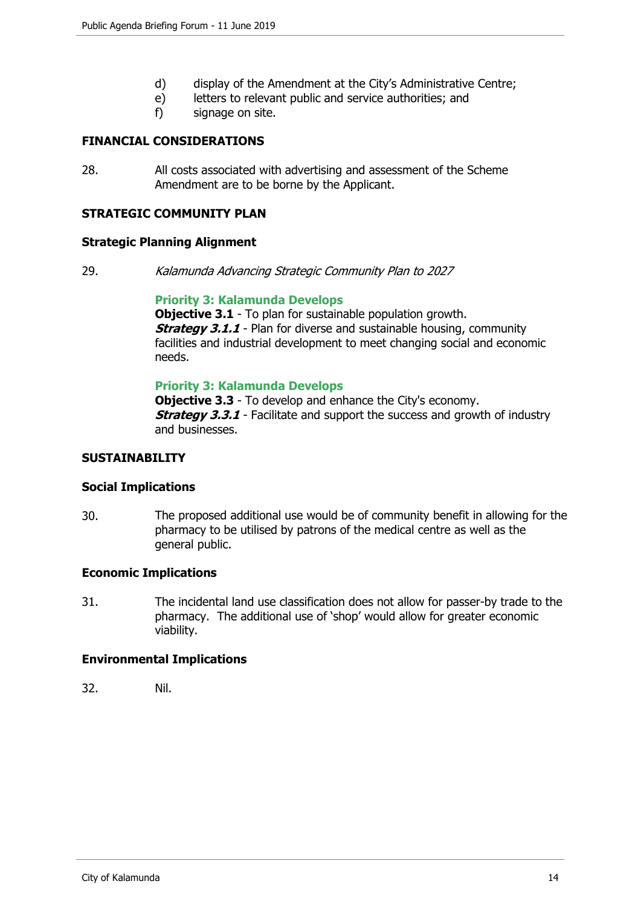d) display of the Amendment at the City's Administrative Centre;
e) letters to relevant public and service authorities; and
f) signage on site.

## FINANCIAL CONSIDERATIONS

28. All costs associated with advertising and assessment of the Scheme Amendment are to be borne by the Applicant.

## STRATEGIC COMMUNITY PLAN

### Strategic Planning Alignment

29. *Kalamunda Advancing Strategic Community Plan to 2027*

**Priority 3: Kalamunda Develops**
**Objective 3.1** - To plan for sustainable population growth.
***Strategy 3.1.1*** - Plan for diverse and sustainable housing, community facilities and industrial development to meet changing social and economic needs.

**Priority 3: Kalamunda Develops**
**Objective 3.3** - To develop and enhance the City's economy.
***Strategy 3.3.1*** - Facilitate and support the success and growth of industry and businesses.

## SUSTAINABILITY

### Social Implications

30. The proposed additional use would be of community benefit in allowing for the pharmacy to be utilised by patrons of the medical centre as well as the general public.

### Economic Implications

31. The incidental land use classification does not allow for passer-by trade to the pharmacy. The additional use of 'shop' would allow for greater economic viability.

### Environmental Implications

32. Nil.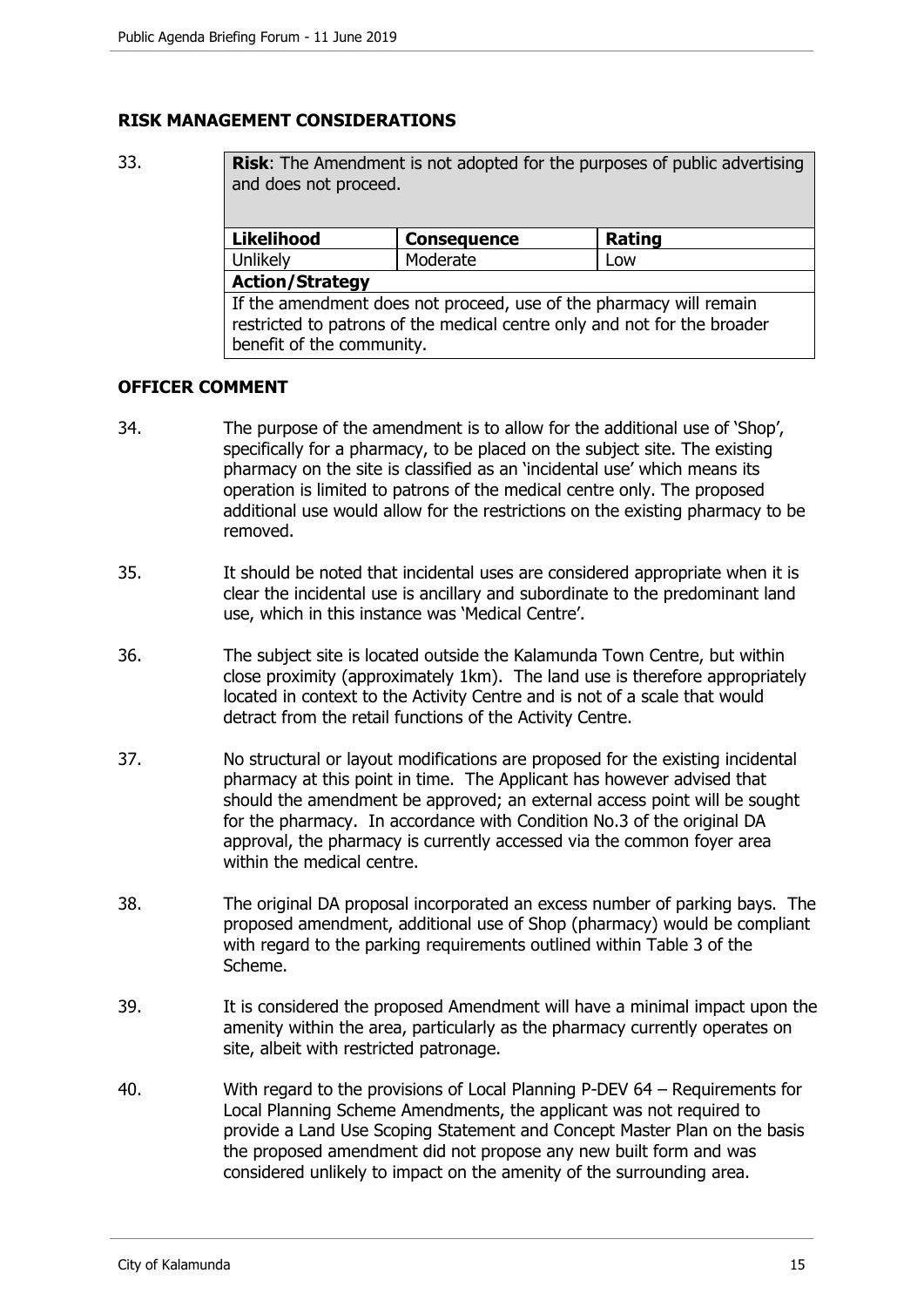## RISK MANAGEMENT CONSIDERATIONS

33.

| **Risk**: The Amendment is not adopted for the purposes of public advertising and does not proceed. | | |
|---|---|---|
| **Likelihood** | **Consequence** | **Rating** |
| Unlikely | Moderate | Low |
| **Action/Strategy** | | |
| If the amendment does not proceed, use of the pharmacy will remain restricted to patrons of the medical centre only and not for the broader benefit of the community. | | |

## OFFICER COMMENT

34. The purpose of the amendment is to allow for the additional use of 'Shop', specifically for a pharmacy, to be placed on the subject site. The existing pharmacy on the site is classified as an 'incidental use' which means its operation is limited to patrons of the medical centre only. The proposed additional use would allow for the restrictions on the existing pharmacy to be removed.

35. It should be noted that incidental uses are considered appropriate when it is clear the incidental use is ancillary and subordinate to the predominant land use, which in this instance was 'Medical Centre'.

36. The subject site is located outside the Kalamunda Town Centre, but within close proximity (approximately 1km). The land use is therefore appropriately located in context to the Activity Centre and is not of a scale that would detract from the retail functions of the Activity Centre.

37. No structural or layout modifications are proposed for the existing incidental pharmacy at this point in time. The Applicant has however advised that should the amendment be approved; an external access point will be sought for the pharmacy. In accordance with Condition No.3 of the original DA approval, the pharmacy is currently accessed via the common foyer area within the medical centre.

38. The original DA proposal incorporated an excess number of parking bays. The proposed amendment, additional use of Shop (pharmacy) would be compliant with regard to the parking requirements outlined within Table 3 of the Scheme.

39. It is considered the proposed Amendment will have a minimal impact upon the amenity within the area, particularly as the pharmacy currently operates on site, albeit with restricted patronage.

40. With regard to the provisions of Local Planning P-DEV 64 – Requirements for Local Planning Scheme Amendments, the applicant was not required to provide a Land Use Scoping Statement and Concept Master Plan on the basis the proposed amendment did not propose any new built form and was considered unlikely to impact on the amenity of the surrounding area.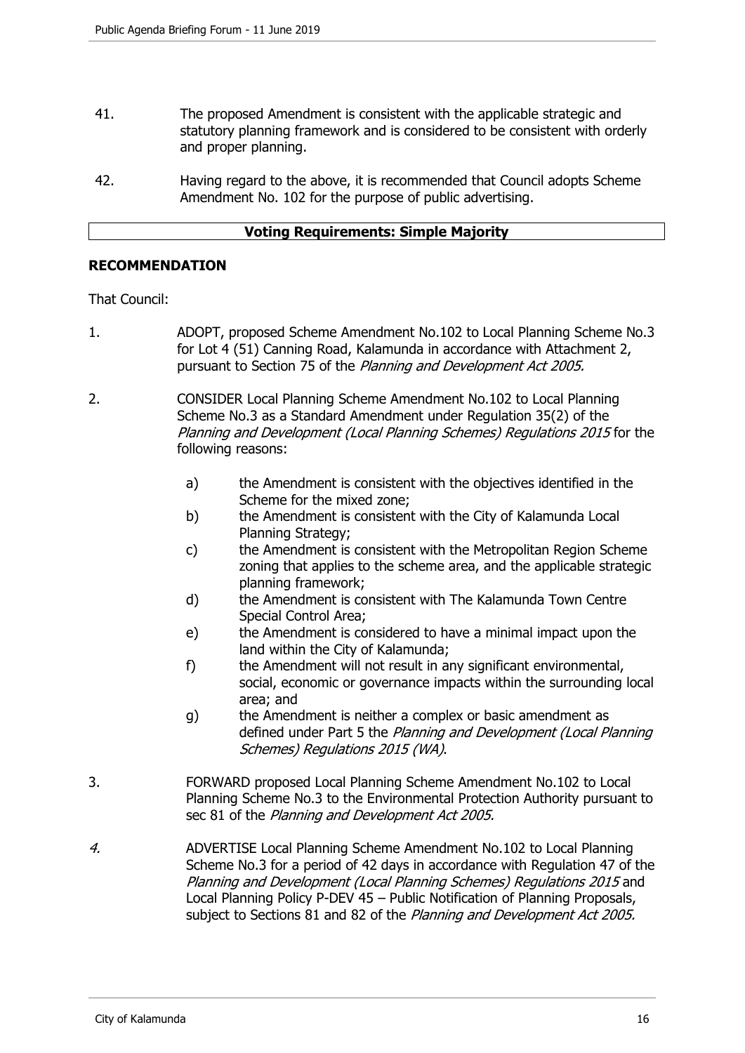41. The proposed Amendment is consistent with the applicable strategic and statutory planning framework and is considered to be consistent with orderly and proper planning.

42. Having regard to the above, it is recommended that Council adopts Scheme Amendment No. 102 for the purpose of public advertising.

| **Voting Requirements: Simple Majority** |
|---|

## RECOMMENDATION

That Council:

1. ADOPT, proposed Scheme Amendment No.102 to Local Planning Scheme No.3 for Lot 4 (51) Canning Road, Kalamunda in accordance with Attachment 2, pursuant to Section 75 of the *Planning and Development Act 2005.*

2. CONSIDER Local Planning Scheme Amendment No.102 to Local Planning Scheme No.3 as a Standard Amendment under Regulation 35(2) of the *Planning and Development (Local Planning Schemes) Regulations 2015* for the following reasons:

    a) the Amendment is consistent with the objectives identified in the Scheme for the mixed zone;
    b) the Amendment is consistent with the City of Kalamunda Local Planning Strategy;
    c) the Amendment is consistent with the Metropolitan Region Scheme zoning that applies to the scheme area, and the applicable strategic planning framework;
    d) the Amendment is consistent with The Kalamunda Town Centre Special Control Area;
    e) the Amendment is considered to have a minimal impact upon the land within the City of Kalamunda;
    f) the Amendment will not result in any significant environmental, social, economic or governance impacts within the surrounding local area; and
    g) the Amendment is neither a complex or basic amendment as defined under Part 5 the *Planning and Development (Local Planning Schemes) Regulations 2015 (WA)*.

3. FORWARD proposed Local Planning Scheme Amendment No.102 to Local Planning Scheme No.3 to the Environmental Protection Authority pursuant to sec 81 of the *Planning and Development Act 2005.*

4. ADVERTISE Local Planning Scheme Amendment No.102 to Local Planning Scheme No.3 for a period of 42 days in accordance with Regulation 47 of the *Planning and Development (Local Planning Schemes) Regulations 2015* and Local Planning Policy P-DEV 45 – Public Notification of Planning Proposals, subject to Sections 81 and 82 of the *Planning and Development Act 2005.*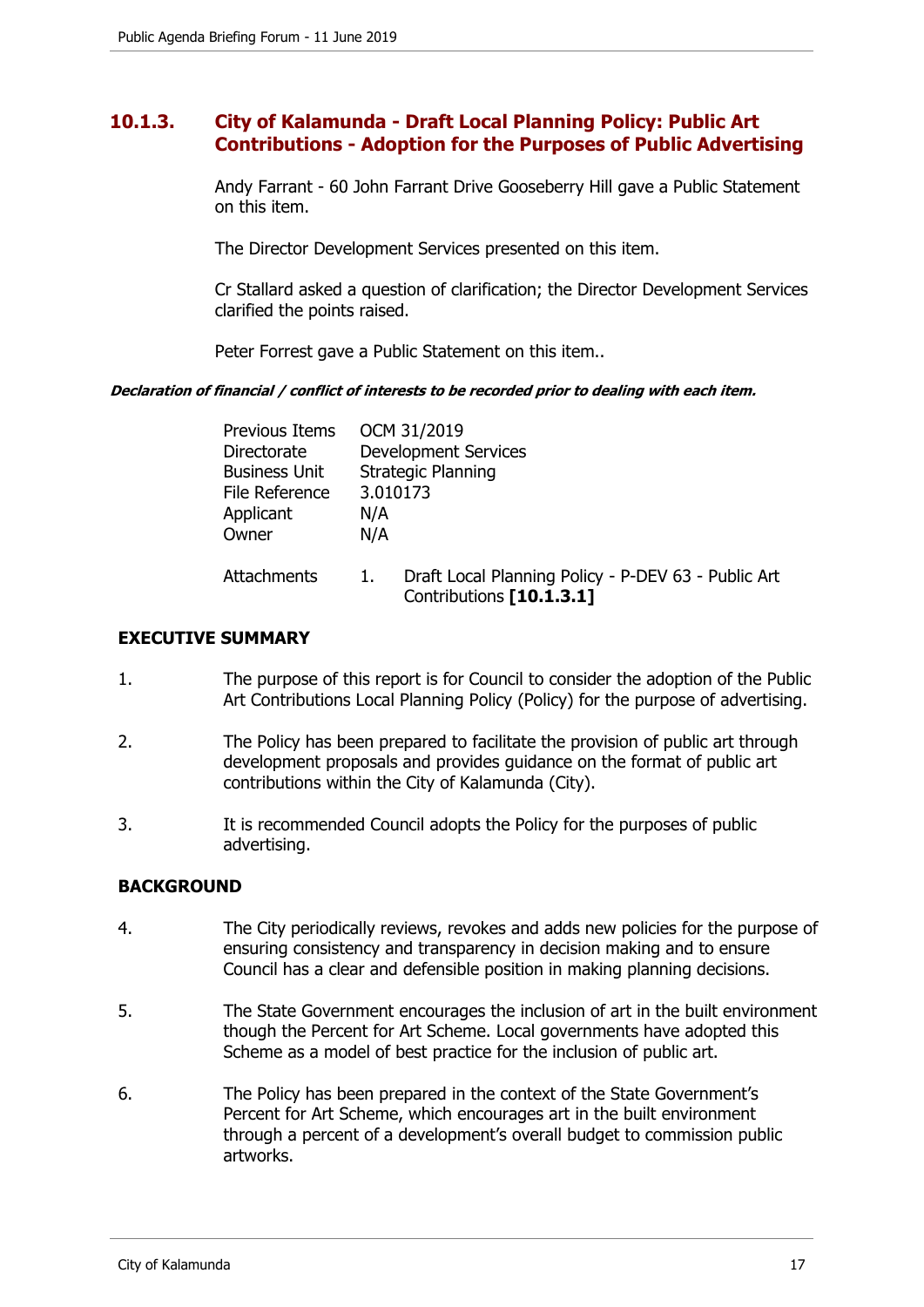## 10.1.3. City of Kalamunda - Draft Local Planning Policy: Public Art Contributions - Adoption for the Purposes of Public Advertising

Andy Farrant - 60 John Farrant Drive Gooseberry Hill gave a Public Statement on this item.

The Director Development Services presented on this item.

Cr Stallard asked a question of clarification; the Director Development Services clarified the points raised.

Peter Forrest gave a Public Statement on this item..

***Declaration of financial / conflict of interests to be recorded prior to dealing with each item.***

| | |
|---|---|
| Previous Items | OCM 31/2019 |
| Directorate | Development Services |
| Business Unit | Strategic Planning |
| File Reference | 3.010173 |
| Applicant | N/A |
| Owner | N/A |
| Attachments | 1. Draft Local Planning Policy - P-DEV 63 - Public Art Contributions **[10.1.3.1]** |

**EXECUTIVE SUMMARY**

1. The purpose of this report is for Council to consider the adoption of the Public Art Contributions Local Planning Policy (Policy) for the purpose of advertising.

2. The Policy has been prepared to facilitate the provision of public art through development proposals and provides guidance on the format of public art contributions within the City of Kalamunda (City).

3. It is recommended Council adopts the Policy for the purposes of public advertising.

**BACKGROUND**

4. The City periodically reviews, revokes and adds new policies for the purpose of ensuring consistency and transparency in decision making and to ensure Council has a clear and defensible position in making planning decisions.

5. The State Government encourages the inclusion of art in the built environment though the Percent for Art Scheme. Local governments have adopted this Scheme as a model of best practice for the inclusion of public art.

6. The Policy has been prepared in the context of the State Government's Percent for Art Scheme, which encourages art in the built environment through a percent of a development's overall budget to commission public artworks.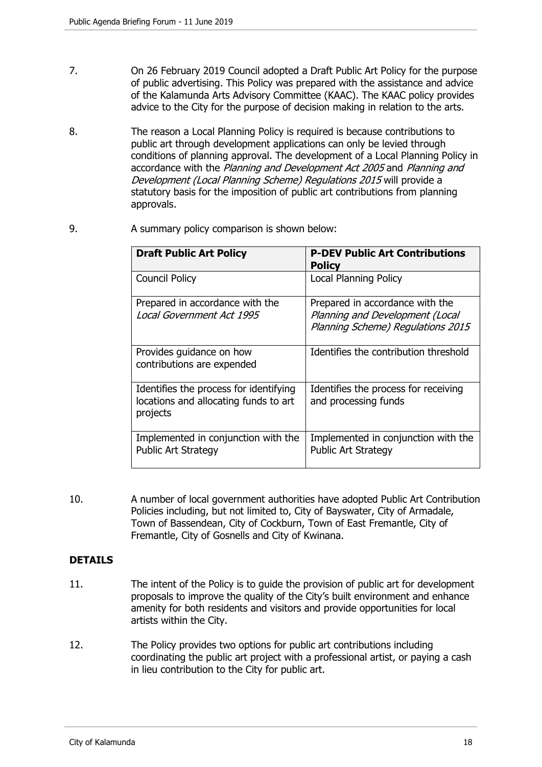7. On 26 February 2019 Council adopted a Draft Public Art Policy for the purpose of public advertising. This Policy was prepared with the assistance and advice of the Kalamunda Arts Advisory Committee (KAAC). The KAAC policy provides advice to the City for the purpose of decision making in relation to the arts.

8. The reason a Local Planning Policy is required is because contributions to public art through development applications can only be levied through conditions of planning approval. The development of a Local Planning Policy in accordance with the *Planning and Development Act 2005* and *Planning and Development (Local Planning Scheme) Regulations 2015* will provide a statutory basis for the imposition of public art contributions from planning approvals.

9. A summary policy comparison is shown below:

| **Draft Public Art Policy** | **P-DEV Public Art Contributions Policy** |
|---|---|
| Council Policy | Local Planning Policy |
| Prepared in accordance with the *Local Government Act 1995* | Prepared in accordance with the *Planning and Development (Local Planning Scheme) Regulations 2015* |
| Provides guidance on how contributions are expended | Identifies the contribution threshold |
| Identifies the process for identifying locations and allocating funds to art projects | Identifies the process for receiving and processing funds |
| Implemented in conjunction with the Public Art Strategy | Implemented in conjunction with the Public Art Strategy |

10. A number of local government authorities have adopted Public Art Contribution Policies including, but not limited to, City of Bayswater, City of Armadale, Town of Bassendean, City of Cockburn, Town of East Fremantle, City of Fremantle, City of Gosnells and City of Kwinana.

## DETAILS

11. The intent of the Policy is to guide the provision of public art for development proposals to improve the quality of the City's built environment and enhance amenity for both residents and visitors and provide opportunities for local artists within the City.

12. The Policy provides two options for public art contributions including coordinating the public art project with a professional artist, or paying a cash in lieu contribution to the City for public art.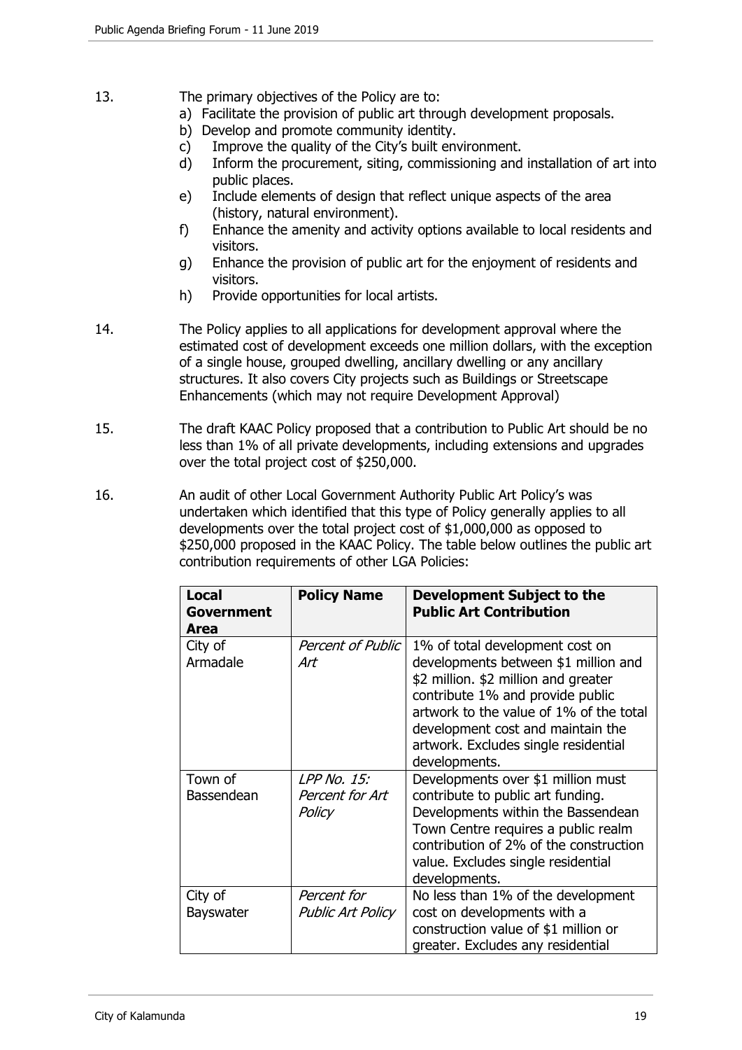13. The primary objectives of the Policy are to:
    a) Facilitate the provision of public art through development proposals.
    b) Develop and promote community identity.
    c) Improve the quality of the City's built environment.
    d) Inform the procurement, siting, commissioning and installation of art into public places.
    e) Include elements of design that reflect unique aspects of the area (history, natural environment).
    f) Enhance the amenity and activity options available to local residents and visitors.
    g) Enhance the provision of public art for the enjoyment of residents and visitors.
    h) Provide opportunities for local artists.

14. The Policy applies to all applications for development approval where the estimated cost of development exceeds one million dollars, with the exception of a single house, grouped dwelling, ancillary dwelling or any ancillary structures. It also covers City projects such as Buildings or Streetscape Enhancements (which may not require Development Approval)

15. The draft KAAC Policy proposed that a contribution to Public Art should be no less than 1% of all private developments, including extensions and upgrades over the total project cost of $250,000.

16. An audit of other Local Government Authority Public Art Policy's was undertaken which identified that this type of Policy generally applies to all developments over the total project cost of $1,000,000 as opposed to $250,000 proposed in the KAAC Policy. The table below outlines the public art contribution requirements of other LGA Policies:

| **Local Government Area** | **Policy Name** | **Development Subject to the Public Art Contribution** |
|---|---|---|
| City of Armadale | *Percent of Public Art* | 1% of total development cost on developments between $1 million and $2 million. $2 million and greater contribute 1% and provide public artwork to the value of 1% of the total development cost and maintain the artwork. Excludes single residential developments. |
| Town of Bassendean | *LPP No. 15: Percent for Art Policy* | Developments over $1 million must contribute to public art funding. Developments within the Bassendean Town Centre requires a public realm contribution of 2% of the construction value. Excludes single residential developments. |
| City of Bayswater | *Percent for Public Art Policy* | No less than 1% of the development cost on developments with a construction value of $1 million or greater. Excludes any residential |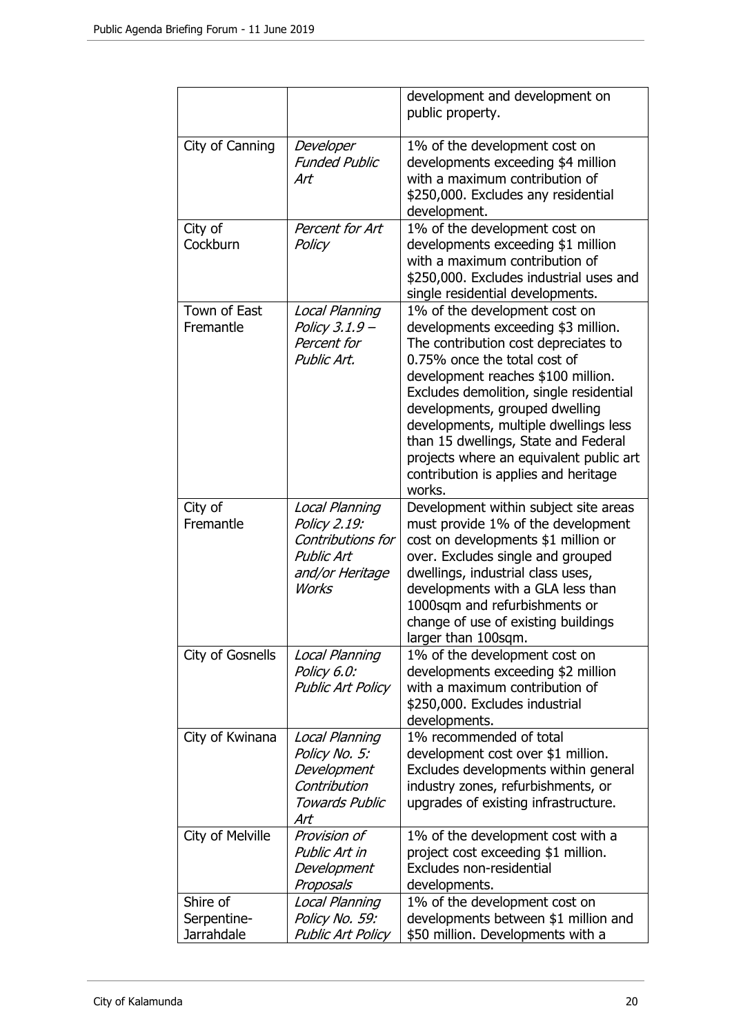| | | |
|---|---|---|
| | | development and development on public property. |
| City of Canning | *Developer Funded Public Art* | 1% of the development cost on developments exceeding $4 million with a maximum contribution of $250,000. Excludes any residential development. |
| City of Cockburn | *Percent for Art Policy* | 1% of the development cost on developments exceeding $1 million with a maximum contribution of $250,000. Excludes industrial uses and single residential developments. |
| Town of East Fremantle | *Local Planning Policy 3.1.9 – Percent for Public Art.* | 1% of the development cost on developments exceeding $3 million. The contribution cost depreciates to 0.75% once the total cost of development reaches $100 million. Excludes demolition, single residential developments, grouped dwelling developments, multiple dwellings less than 15 dwellings, State and Federal projects where an equivalent public art contribution is applies and heritage works. |
| City of Fremantle | *Local Planning Policy 2.19: Contributions for Public Art and/or Heritage Works* | Development within subject site areas must provide 1% of the development cost on developments $1 million or over. Excludes single and grouped dwellings, industrial class uses, developments with a GLA less than 1000sqm and refurbishments or change of use of existing buildings larger than 100sqm. |
| City of Gosnells | *Local Planning Policy 6.0: Public Art Policy* | 1% of the development cost on developments exceeding $2 million with a maximum contribution of $250,000. Excludes industrial developments. |
| City of Kwinana | *Local Planning Policy No. 5: Development Contribution Towards Public Art* | 1% recommended of total development cost over $1 million. Excludes developments within general industry zones, refurbishments, or upgrades of existing infrastructure. |
| City of Melville | *Provision of Public Art in Development Proposals* | 1% of the development cost with a project cost exceeding $1 million. Excludes non-residential developments. |
| Shire of Serpentine-Jarrahdale | *Local Planning Policy No. 59: Public Art Policy* | 1% of the development cost on developments between $1 million and $50 million. Developments with a |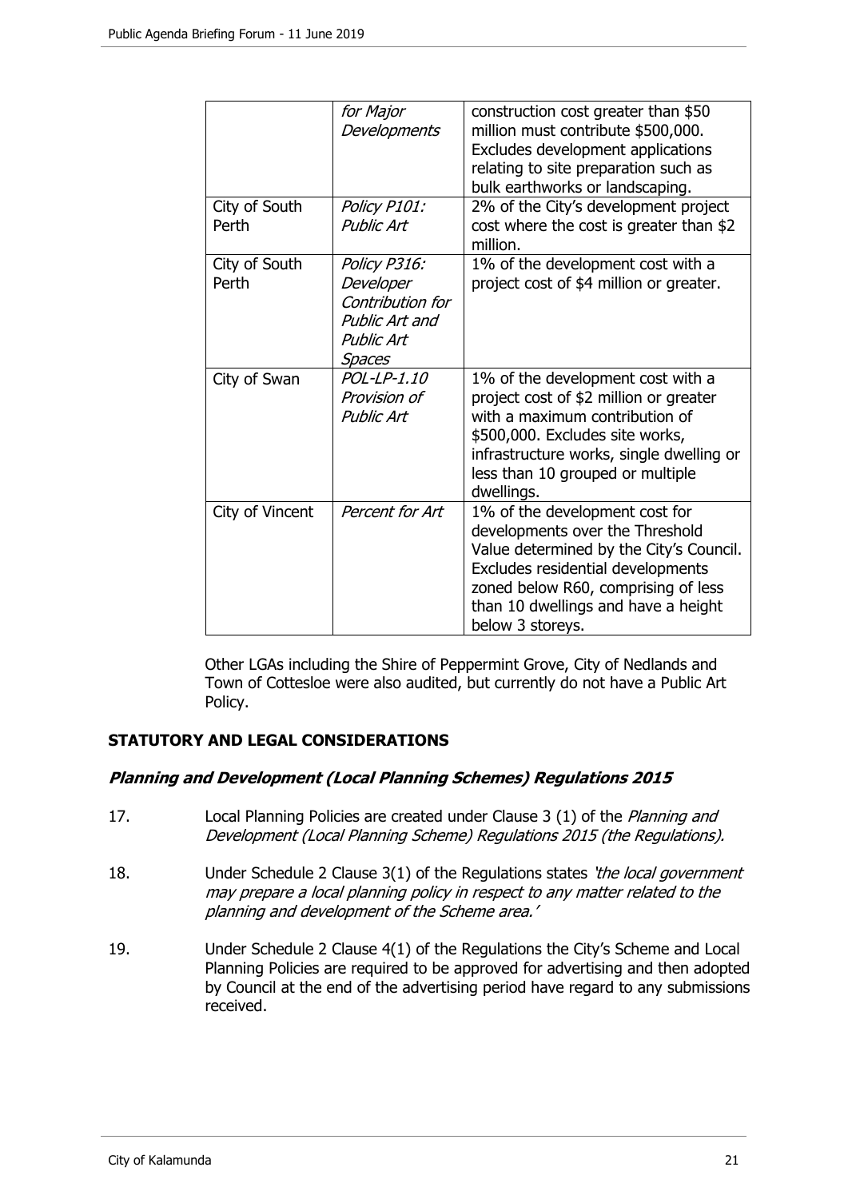|  | *for Major Developments* | construction cost greater than $50 million must contribute $500,000. Excludes development applications relating to site preparation such as bulk earthworks or landscaping. |
| --- | --- | --- |
| City of South Perth | *Policy P101: Public Art* | 2% of the City's development project cost where the cost is greater than $2 million. |
| City of South Perth | *Policy P316: Developer Contribution for Public Art and Public Art Spaces* | 1% of the development cost with a project cost of $4 million or greater. |
| City of Swan | *POL-LP-1.10 Provision of Public Art* | 1% of the development cost with a project cost of $2 million or greater with a maximum contribution of $500,000. Excludes site works, infrastructure works, single dwelling or less than 10 grouped or multiple dwellings. |
| City of Vincent | *Percent for Art* | 1% of the development cost for developments over the Threshold Value determined by the City's Council. Excludes residential developments zoned below R60, comprising of less than 10 dwellings and have a height below 3 storeys. |

Other LGAs including the Shire of Peppermint Grove, City of Nedlands and Town of Cottesloe were also audited, but currently do not have a Public Art Policy.

## STATUTORY AND LEGAL CONSIDERATIONS

### *Planning and Development (Local Planning Schemes) Regulations 2015*

17. Local Planning Policies are created under Clause 3 (1) of the *Planning and Development (Local Planning Scheme) Regulations 2015 (the Regulations).*

18. Under Schedule 2 Clause 3(1) of the Regulations states *'the local government may prepare a local planning policy in respect to any matter related to the planning and development of the Scheme area.'*

19. Under Schedule 2 Clause 4(1) of the Regulations the City's Scheme and Local Planning Policies are required to be approved for advertising and then adopted by Council at the end of the advertising period have regard to any submissions received.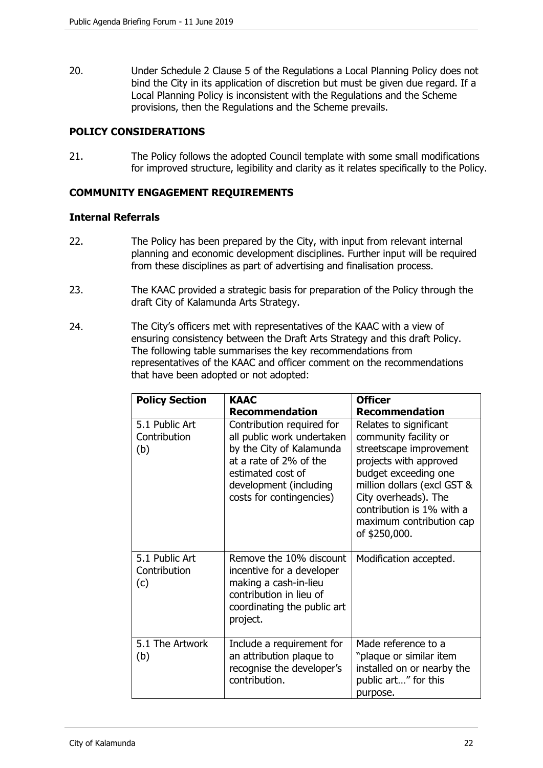20. Under Schedule 2 Clause 5 of the Regulations a Local Planning Policy does not bind the City in its application of discretion but must be given due regard. If a Local Planning Policy is inconsistent with the Regulations and the Scheme provisions, then the Regulations and the Scheme prevails.

## POLICY CONSIDERATIONS

21. The Policy follows the adopted Council template with some small modifications for improved structure, legibility and clarity as it relates specifically to the Policy.

## COMMUNITY ENGAGEMENT REQUIREMENTS

### Internal Referrals

22. The Policy has been prepared by the City, with input from relevant internal planning and economic development disciplines. Further input will be required from these disciplines as part of advertising and finalisation process.

23. The KAAC provided a strategic basis for preparation of the Policy through the draft City of Kalamunda Arts Strategy.

24. The City's officers met with representatives of the KAAC with a view of ensuring consistency between the Draft Arts Strategy and this draft Policy. The following table summarises the key recommendations from representatives of the KAAC and officer comment on the recommendations that have been adopted or not adopted:

| Policy Section | KAAC Recommendation | Officer Recommendation |
|---|---|---|
| 5.1 Public Art Contribution (b) | Contribution required for all public work undertaken by the City of Kalamunda at a rate of 2% of the estimated cost of development (including costs for contingencies) | Relates to significant community facility or streetscape improvement projects with approved budget exceeding one million dollars (excl GST & City overheads). The contribution is 1% with a maximum contribution cap of $250,000. |
| 5.1 Public Art Contribution (c) | Remove the 10% discount incentive for a developer making a cash-in-lieu contribution in lieu of coordinating the public art project. | Modification accepted. |
| 5.1 The Artwork (b) | Include a requirement for an attribution plaque to recognise the developer's contribution. | Made reference to a "plaque or similar item installed on or nearby the public art…" for this purpose. |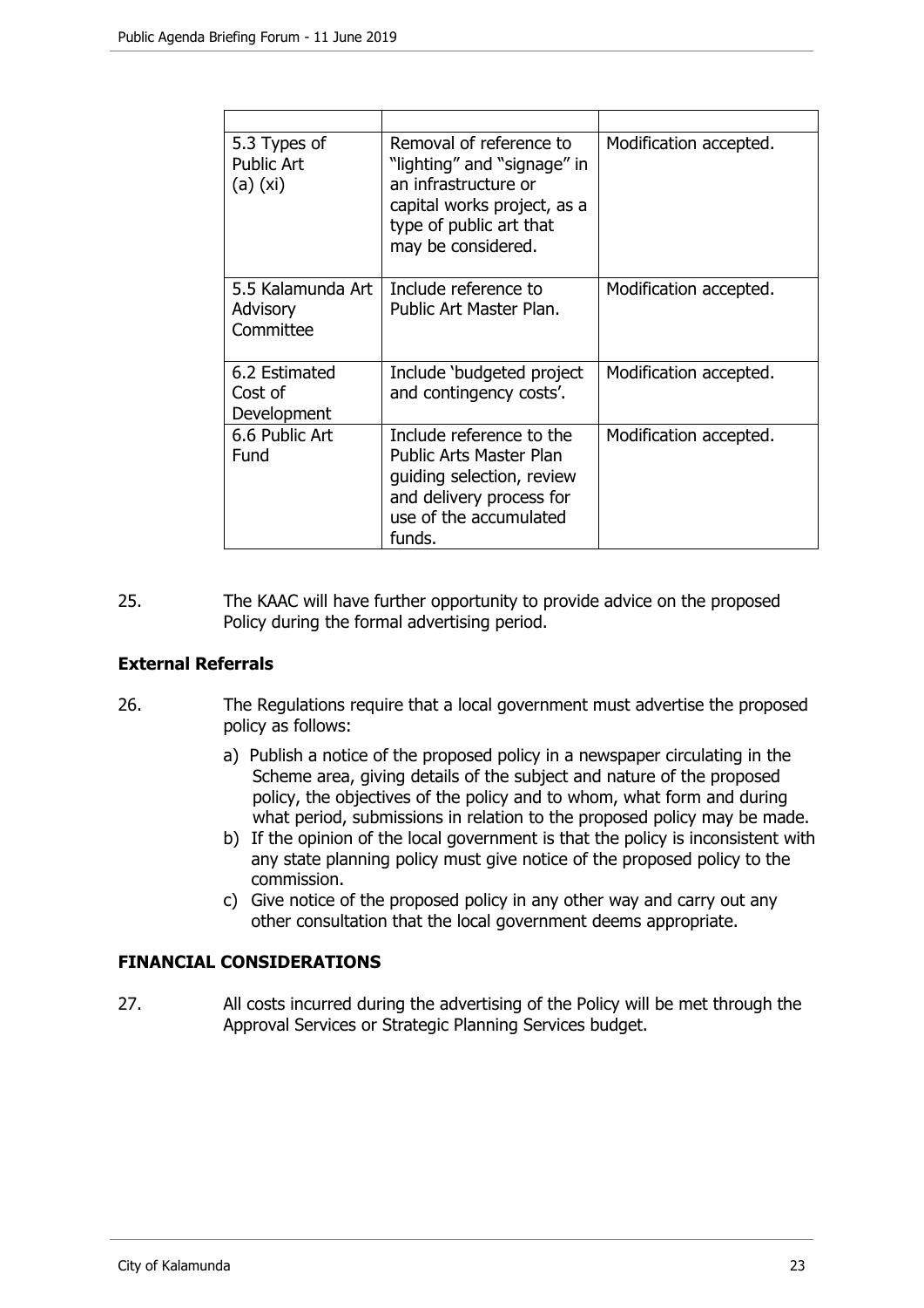| | | |
|---|---|---|
| 5.3 Types of Public Art (a) (xi) | Removal of reference to "lighting" and "signage" in an infrastructure or capital works project, as a type of public art that may be considered. | Modification accepted. |
| 5.5 Kalamunda Art Advisory Committee | Include reference to Public Art Master Plan. | Modification accepted. |
| 6.2 Estimated Cost of Development | Include 'budgeted project and contingency costs'. | Modification accepted. |
| 6.6 Public Art Fund | Include reference to the Public Arts Master Plan guiding selection, review and delivery process for use of the accumulated funds. | Modification accepted. |

25. The KAAC will have further opportunity to provide advice on the proposed Policy during the formal advertising period.

**External Referrals**

26. The Regulations require that a local government must advertise the proposed policy as follows:

    a) Publish a notice of the proposed policy in a newspaper circulating in the Scheme area, giving details of the subject and nature of the proposed policy, the objectives of the policy and to whom, what form and during what period, submissions in relation to the proposed policy may be made.
    b) If the opinion of the local government is that the policy is inconsistent with any state planning policy must give notice of the proposed policy to the commission.
    c) Give notice of the proposed policy in any other way and carry out any other consultation that the local government deems appropriate.

**FINANCIAL CONSIDERATIONS**

27. All costs incurred during the advertising of the Policy will be met through the Approval Services or Strategic Planning Services budget.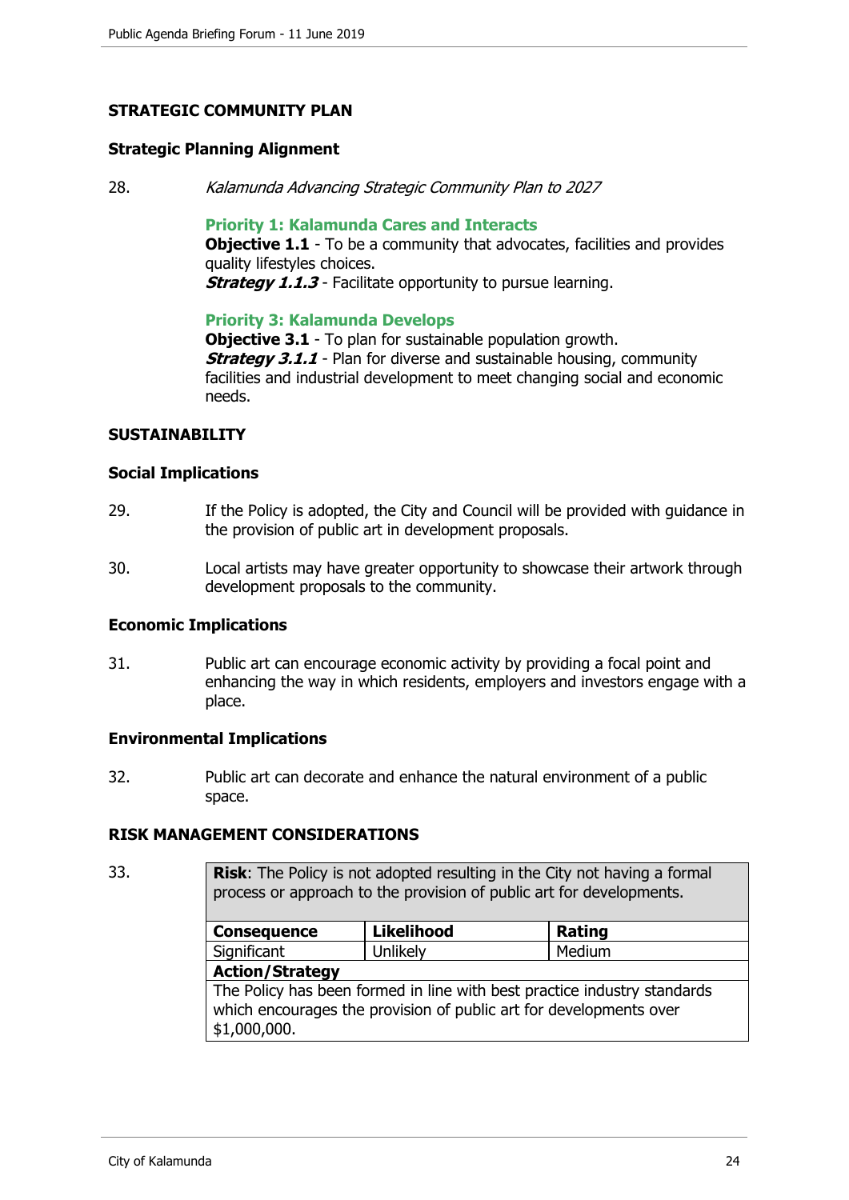## STRATEGIC COMMUNITY PLAN

### Strategic Planning Alignment

28. *Kalamunda Advancing Strategic Community Plan to 2027*

    **Priority 1: Kalamunda Cares and Interacts**
    **Objective 1.1** - To be a community that advocates, facilities and provides quality lifestyles choices.
    ***Strategy 1.1.3*** - Facilitate opportunity to pursue learning.

    **Priority 3: Kalamunda Develops**
    **Objective 3.1** - To plan for sustainable population growth.
    ***Strategy 3.1.1*** - Plan for diverse and sustainable housing, community facilities and industrial development to meet changing social and economic needs.

## SUSTAINABILITY

### Social Implications

29. If the Policy is adopted, the City and Council will be provided with guidance in the provision of public art in development proposals.

30. Local artists may have greater opportunity to showcase their artwork through development proposals to the community.

### Economic Implications

31. Public art can encourage economic activity by providing a focal point and enhancing the way in which residents, employers and investors engage with a place.

### Environmental Implications

32. Public art can decorate and enhance the natural environment of a public space.

## RISK MANAGEMENT CONSIDERATIONS

33.

| **Risk**: The Policy is not adopted resulting in the City not having a formal process or approach to the provision of public art for developments. | | |
|---|---|---|
| **Consequence** | **Likelihood** | **Rating** |
| Significant | Unlikely | Medium |
| **Action/Strategy** | | |
| The Policy has been formed in line with best practice industry standards which encourages the provision of public art for developments over $1,000,000. | | |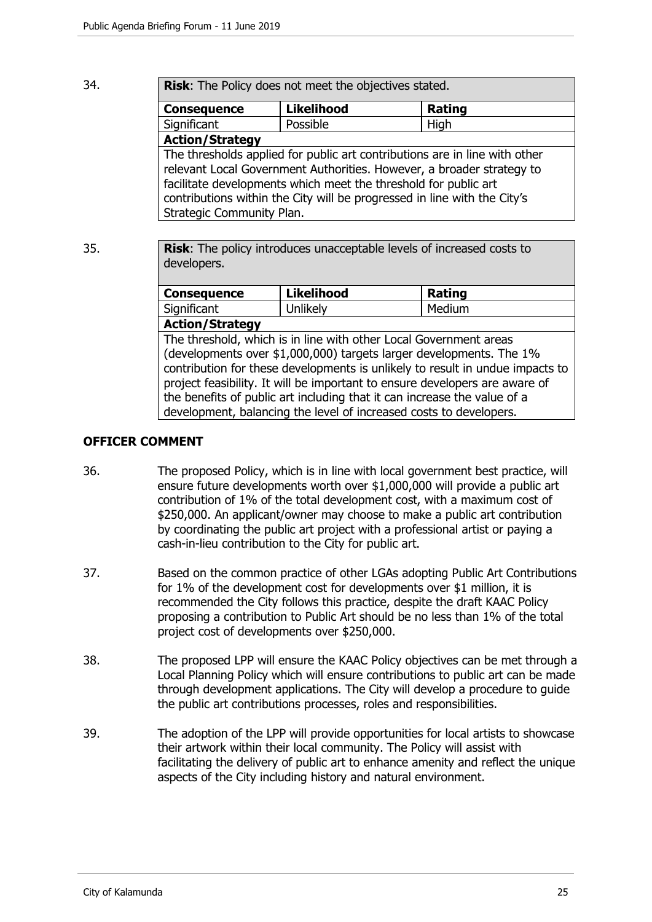34.

| **Risk**: The Policy does not meet the objectives stated. | | |
|---|---|---|
| **Consequence** | **Likelihood** | **Rating** |
| Significant | Possible | High |
| **Action/Strategy** | | |
| The thresholds applied for public art contributions are in line with other relevant Local Government Authorities. However, a broader strategy to facilitate developments which meet the threshold for public art contributions within the City will be progressed in line with the City's Strategic Community Plan. | | |

35.

| **Risk**: The policy introduces unacceptable levels of increased costs to developers. | | |
|---|---|---|
| **Consequence** | **Likelihood** | **Rating** |
| Significant | Unlikely | Medium |
| **Action/Strategy** | | |
| The threshold, which is in line with other Local Government areas (developments over $1,000,000) targets larger developments. The 1% contribution for these developments is unlikely to result in undue impacts to project feasibility. It will be important to ensure developers are aware of the benefits of public art including that it can increase the value of a development, balancing the level of increased costs to developers. | | |

## OFFICER COMMENT

36. The proposed Policy, which is in line with local government best practice, will ensure future developments worth over $1,000,000 will provide a public art contribution of 1% of the total development cost, with a maximum cost of $250,000. An applicant/owner may choose to make a public art contribution by coordinating the public art project with a professional artist or paying a cash-in-lieu contribution to the City for public art.

37. Based on the common practice of other LGAs adopting Public Art Contributions for 1% of the development cost for developments over $1 million, it is recommended the City follows this practice, despite the draft KAAC Policy proposing a contribution to Public Art should be no less than 1% of the total project cost of developments over $250,000.

38. The proposed LPP will ensure the KAAC Policy objectives can be met through a Local Planning Policy which will ensure contributions to public art can be made through development applications. The City will develop a procedure to guide the public art contributions processes, roles and responsibilities.

39. The adoption of the LPP will provide opportunities for local artists to showcase their artwork within their local community. The Policy will assist with facilitating the delivery of public art to enhance amenity and reflect the unique aspects of the City including history and natural environment.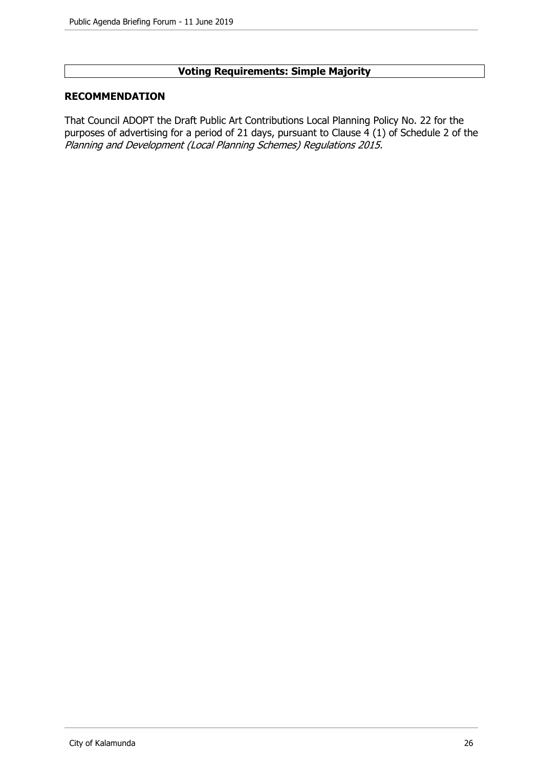**Voting Requirements: Simple Majority**

## RECOMMENDATION

That Council ADOPT the Draft Public Art Contributions Local Planning Policy No. 22 for the purposes of advertising for a period of 21 days, pursuant to Clause 4 (1) of Schedule 2 of the *Planning and Development (Local Planning Schemes) Regulations 2015.*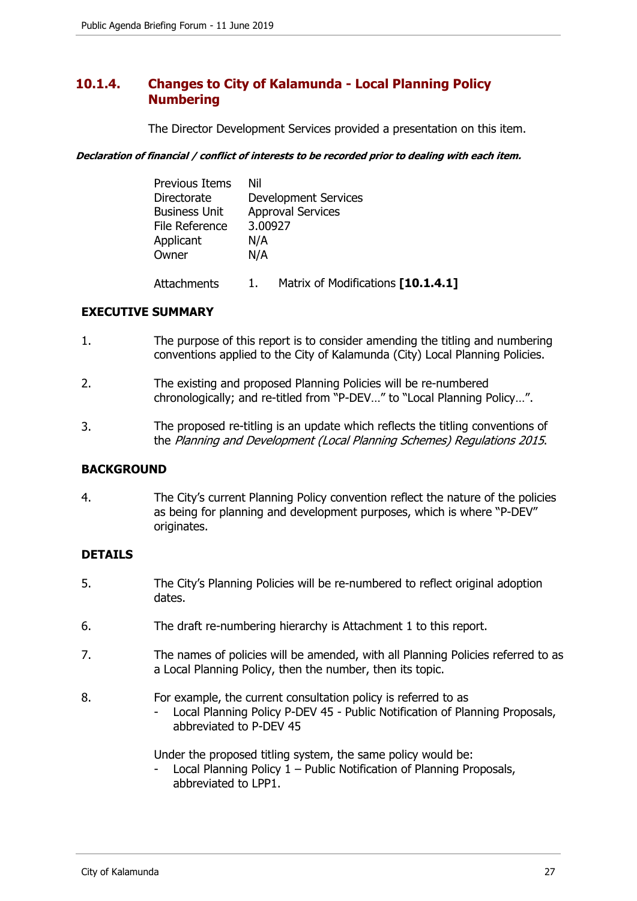## 10.1.4. Changes to City of Kalamunda - Local Planning Policy Numbering

The Director Development Services provided a presentation on this item.

***Declaration of financial / conflict of interests to be recorded prior to dealing with each item.***

| | |
|---|---|
| Previous Items | Nil |
| Directorate | Development Services |
| Business Unit | Approval Services |
| File Reference | 3.00927 |
| Applicant | N/A |
| Owner | N/A |
| Attachments | 1. Matrix of Modifications **[10.1.4.1]** |

### EXECUTIVE SUMMARY

1. The purpose of this report is to consider amending the titling and numbering conventions applied to the City of Kalamunda (City) Local Planning Policies.

2. The existing and proposed Planning Policies will be re-numbered chronologically; and re-titled from "P-DEV…" to "Local Planning Policy…".

3. The proposed re-titling is an update which reflects the titling conventions of the *Planning and Development (Local Planning Schemes) Regulations 2015*.

### BACKGROUND

4. The City's current Planning Policy convention reflect the nature of the policies as being for planning and development purposes, which is where "P-DEV" originates.

### DETAILS

5. The City's Planning Policies will be re-numbered to reflect original adoption dates.

6. The draft re-numbering hierarchy is Attachment 1 to this report.

7. The names of policies will be amended, with all Planning Policies referred to as a Local Planning Policy, then the number, then its topic.

8. For example, the current consultation policy is referred to as
   - Local Planning Policy P-DEV 45 - Public Notification of Planning Proposals, abbreviated to P-DEV 45

   Under the proposed titling system, the same policy would be:
   - Local Planning Policy 1 – Public Notification of Planning Proposals, abbreviated to LPP1.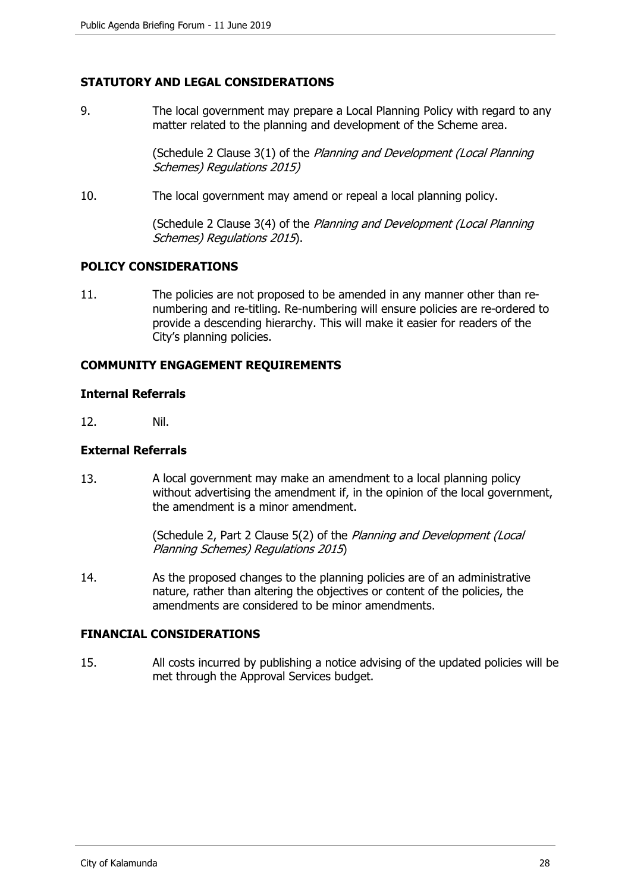## STATUTORY AND LEGAL CONSIDERATIONS

9. The local government may prepare a Local Planning Policy with regard to any matter related to the planning and development of the Scheme area.

   (Schedule 2 Clause 3(1) of the *Planning and Development (Local Planning Schemes) Regulations 2015)*

10. The local government may amend or repeal a local planning policy.

    (Schedule 2 Clause 3(4) of the *Planning and Development (Local Planning Schemes) Regulations 2015*).

## POLICY CONSIDERATIONS

11. The policies are not proposed to be amended in any manner other than re-numbering and re-titling. Re-numbering will ensure policies are re-ordered to provide a descending hierarchy. This will make it easier for readers of the City's planning policies.

## COMMUNITY ENGAGEMENT REQUIREMENTS

### Internal Referrals

12. Nil.

### External Referrals

13. A local government may make an amendment to a local planning policy without advertising the amendment if, in the opinion of the local government, the amendment is a minor amendment.

    (Schedule 2, Part 2 Clause 5(2) of the *Planning and Development (Local Planning Schemes) Regulations 2015*)

14. As the proposed changes to the planning policies are of an administrative nature, rather than altering the objectives or content of the policies, the amendments are considered to be minor amendments.

## FINANCIAL CONSIDERATIONS

15. All costs incurred by publishing a notice advising of the updated policies will be met through the Approval Services budget.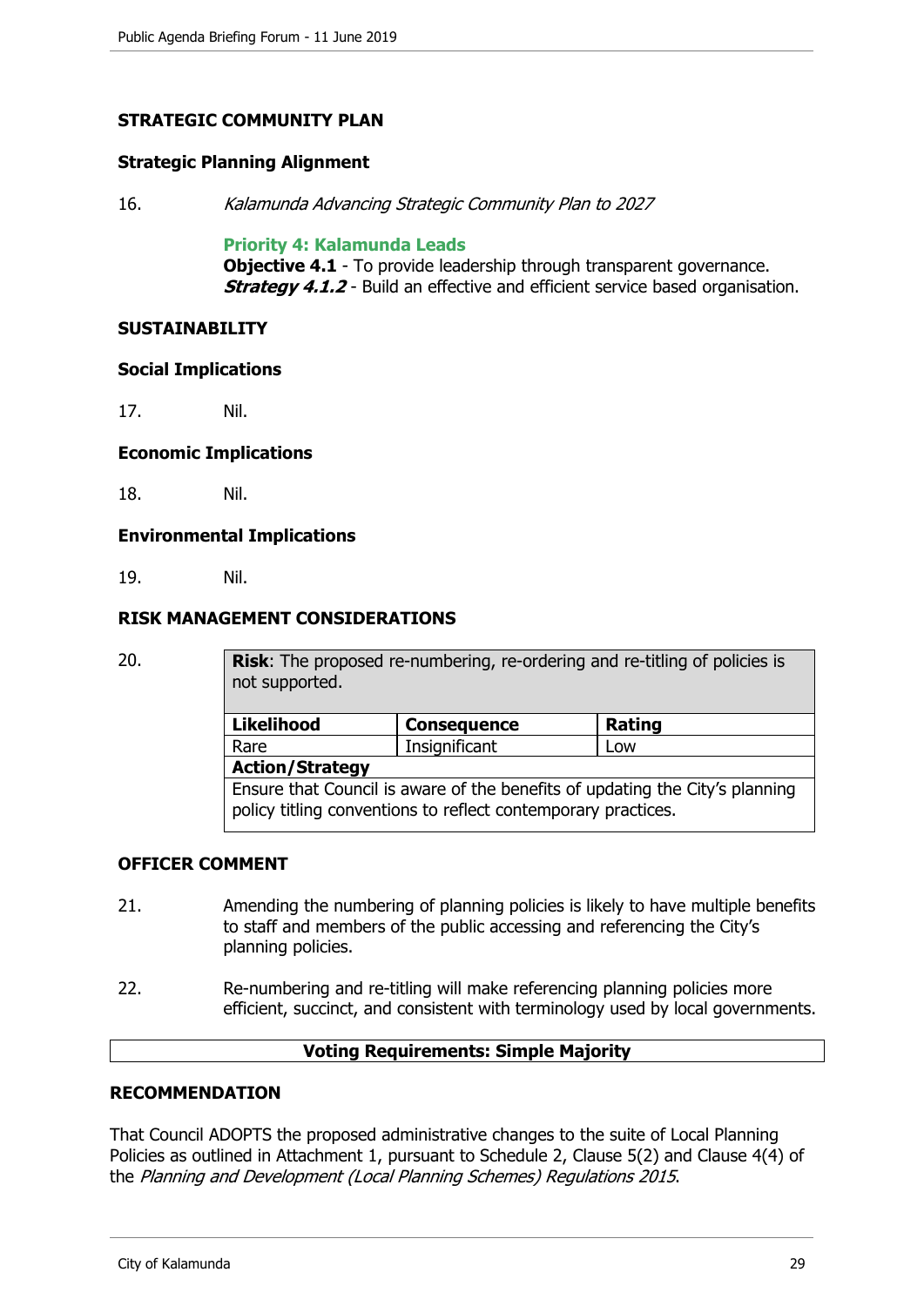## STRATEGIC COMMUNITY PLAN

### Strategic Planning Alignment

16. *Kalamunda Advancing Strategic Community Plan to 2027*

    **Priority 4: Kalamunda Leads**
    **Objective 4.1** - To provide leadership through transparent governance.
    ***Strategy 4.1.2*** - Build an effective and efficient service based organisation.

## SUSTAINABILITY

### Social Implications

17. Nil.

### Economic Implications

18. Nil.

### Environmental Implications

19. Nil.

## RISK MANAGEMENT CONSIDERATIONS

20.

| **Risk**: The proposed re-numbering, re-ordering and re-titling of policies is not supported. | | |
|---|---|---|
| **Likelihood** | **Consequence** | **Rating** |
| Rare | Insignificant | Low |
| **Action/Strategy** | | |
| Ensure that Council is aware of the benefits of updating the City's planning policy titling conventions to reflect contemporary practices. | | |

## OFFICER COMMENT

21. Amending the numbering of planning policies is likely to have multiple benefits to staff and members of the public accessing and referencing the City's planning policies.

22. Re-numbering and re-titling will make referencing planning policies more efficient, succinct, and consistent with terminology used by local governments.

**Voting Requirements: Simple Majority**

## RECOMMENDATION

That Council ADOPTS the proposed administrative changes to the suite of Local Planning Policies as outlined in Attachment 1, pursuant to Schedule 2, Clause 5(2) and Clause 4(4) of the *Planning and Development (Local Planning Schemes) Regulations 2015*.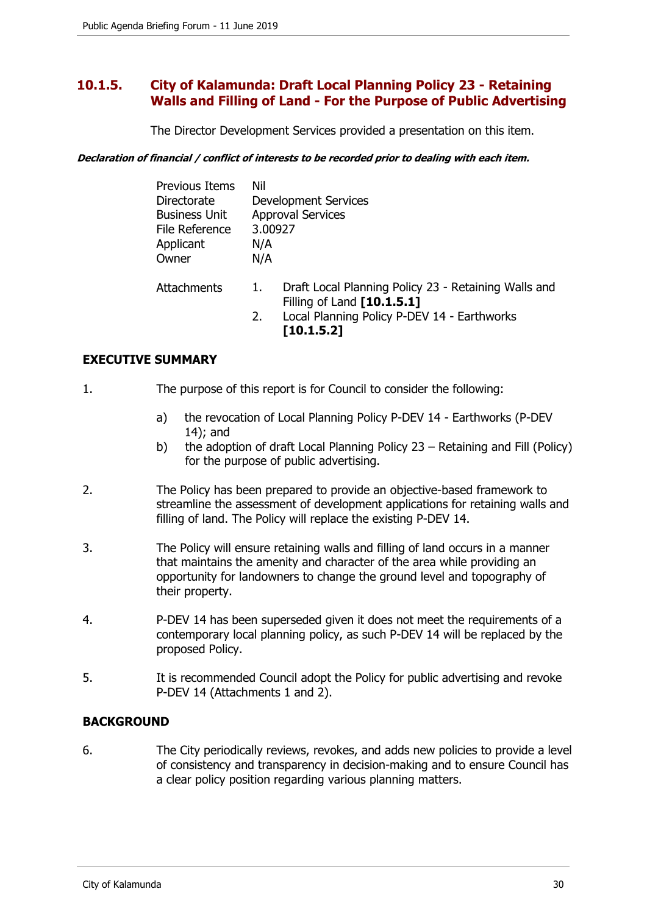## 10.1.5. City of Kalamunda: Draft Local Planning Policy 23 - Retaining Walls and Filling of Land - For the Purpose of Public Advertising

The Director Development Services provided a presentation on this item.

***Declaration of financial / conflict of interests to be recorded prior to dealing with each item.***

| | |
|---|---|
| Previous Items | Nil |
| Directorate | Development Services |
| Business Unit | Approval Services |
| File Reference | 3.00927 |
| Applicant | N/A |
| Owner | N/A |

Attachments

1. Draft Local Planning Policy 23 - Retaining Walls and Filling of Land **[10.1.5.1]**
2. Local Planning Policy P-DEV 14 - Earthworks **[10.1.5.2]**

### EXECUTIVE SUMMARY

1. The purpose of this report is for Council to consider the following:

   a) the revocation of Local Planning Policy P-DEV 14 - Earthworks (P-DEV 14); and

   b) the adoption of draft Local Planning Policy 23 – Retaining and Fill (Policy) for the purpose of public advertising.

2. The Policy has been prepared to provide an objective-based framework to streamline the assessment of development applications for retaining walls and filling of land. The Policy will replace the existing P-DEV 14.

3. The Policy will ensure retaining walls and filling of land occurs in a manner that maintains the amenity and character of the area while providing an opportunity for landowners to change the ground level and topography of their property.

4. P-DEV 14 has been superseded given it does not meet the requirements of a contemporary local planning policy, as such P-DEV 14 will be replaced by the proposed Policy.

5. It is recommended Council adopt the Policy for public advertising and revoke P-DEV 14 (Attachments 1 and 2).

### BACKGROUND

6. The City periodically reviews, revokes, and adds new policies to provide a level of consistency and transparency in decision-making and to ensure Council has a clear policy position regarding various planning matters.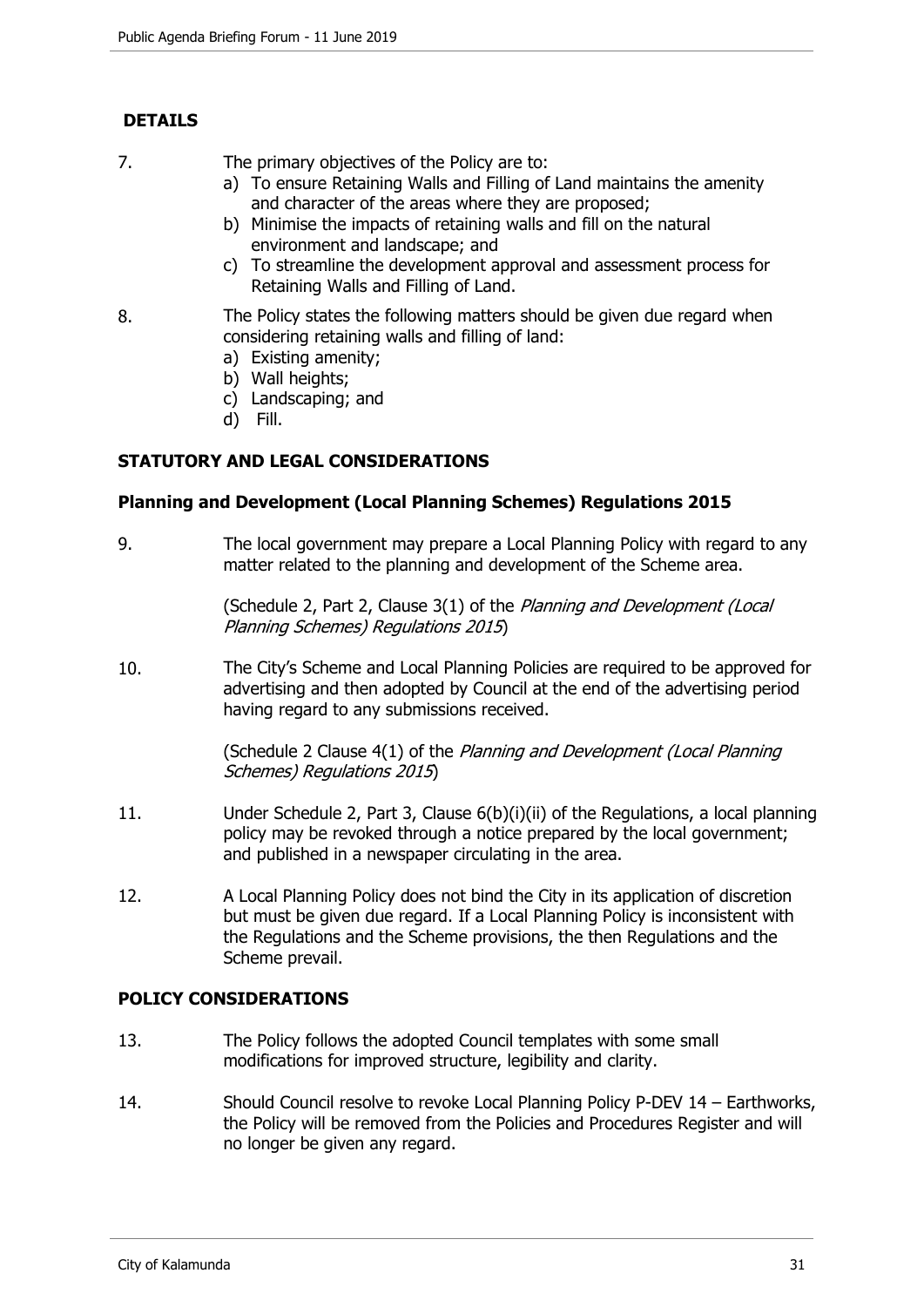## DETAILS

7. The primary objectives of the Policy are to:
   a) To ensure Retaining Walls and Filling of Land maintains the amenity and character of the areas where they are proposed;
   b) Minimise the impacts of retaining walls and fill on the natural environment and landscape; and
   c) To streamline the development approval and assessment process for Retaining Walls and Filling of Land.

8. The Policy states the following matters should be given due regard when considering retaining walls and filling of land:
   a) Existing amenity;
   b) Wall heights;
   c) Landscaping; and
   d) Fill.

## STATUTORY AND LEGAL CONSIDERATIONS

### Planning and Development (Local Planning Schemes) Regulations 2015

9. The local government may prepare a Local Planning Policy with regard to any matter related to the planning and development of the Scheme area.

   (Schedule 2, Part 2, Clause 3(1) of the *Planning and Development (Local Planning Schemes) Regulations 2015*)

10. The City's Scheme and Local Planning Policies are required to be approved for advertising and then adopted by Council at the end of the advertising period having regard to any submissions received.

    (Schedule 2 Clause 4(1) of the *Planning and Development (Local Planning Schemes) Regulations 2015*)

11. Under Schedule 2, Part 3, Clause 6(b)(i)(ii) of the Regulations, a local planning policy may be revoked through a notice prepared by the local government; and published in a newspaper circulating in the area.

12. A Local Planning Policy does not bind the City in its application of discretion but must be given due regard. If a Local Planning Policy is inconsistent with the Regulations and the Scheme provisions, the then Regulations and the Scheme prevail.

## POLICY CONSIDERATIONS

13. The Policy follows the adopted Council templates with some small modifications for improved structure, legibility and clarity.

14. Should Council resolve to revoke Local Planning Policy P-DEV 14 – Earthworks, the Policy will be removed from the Policies and Procedures Register and will no longer be given any regard.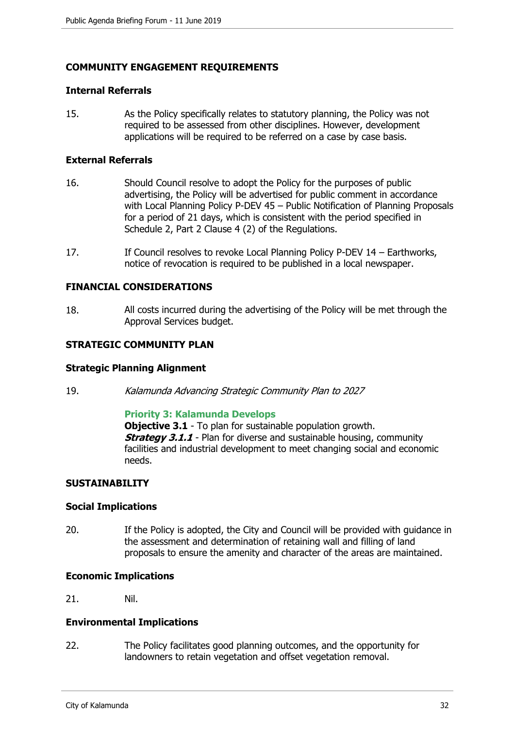## COMMUNITY ENGAGEMENT REQUIREMENTS

### Internal Referrals

15. As the Policy specifically relates to statutory planning, the Policy was not required to be assessed from other disciplines. However, development applications will be required to be referred on a case by case basis.

### External Referrals

16. Should Council resolve to adopt the Policy for the purposes of public advertising, the Policy will be advertised for public comment in accordance with Local Planning Policy P-DEV 45 – Public Notification of Planning Proposals for a period of 21 days, which is consistent with the period specified in Schedule 2, Part 2 Clause 4 (2) of the Regulations.

17. If Council resolves to revoke Local Planning Policy P-DEV 14 – Earthworks, notice of revocation is required to be published in a local newspaper.

## FINANCIAL CONSIDERATIONS

18. All costs incurred during the advertising of the Policy will be met through the Approval Services budget.

## STRATEGIC COMMUNITY PLAN

### Strategic Planning Alignment

19. *Kalamunda Advancing Strategic Community Plan to 2027*

    **Priority 3: Kalamunda Develops**
    **Objective 3.1** - To plan for sustainable population growth.
    ***Strategy 3.1.1*** - Plan for diverse and sustainable housing, community facilities and industrial development to meet changing social and economic needs.

## SUSTAINABILITY

### Social Implications

20. If the Policy is adopted, the City and Council will be provided with guidance in the assessment and determination of retaining wall and filling of land proposals to ensure the amenity and character of the areas are maintained.

### Economic Implications

21. Nil.

### Environmental Implications

22. The Policy facilitates good planning outcomes, and the opportunity for landowners to retain vegetation and offset vegetation removal.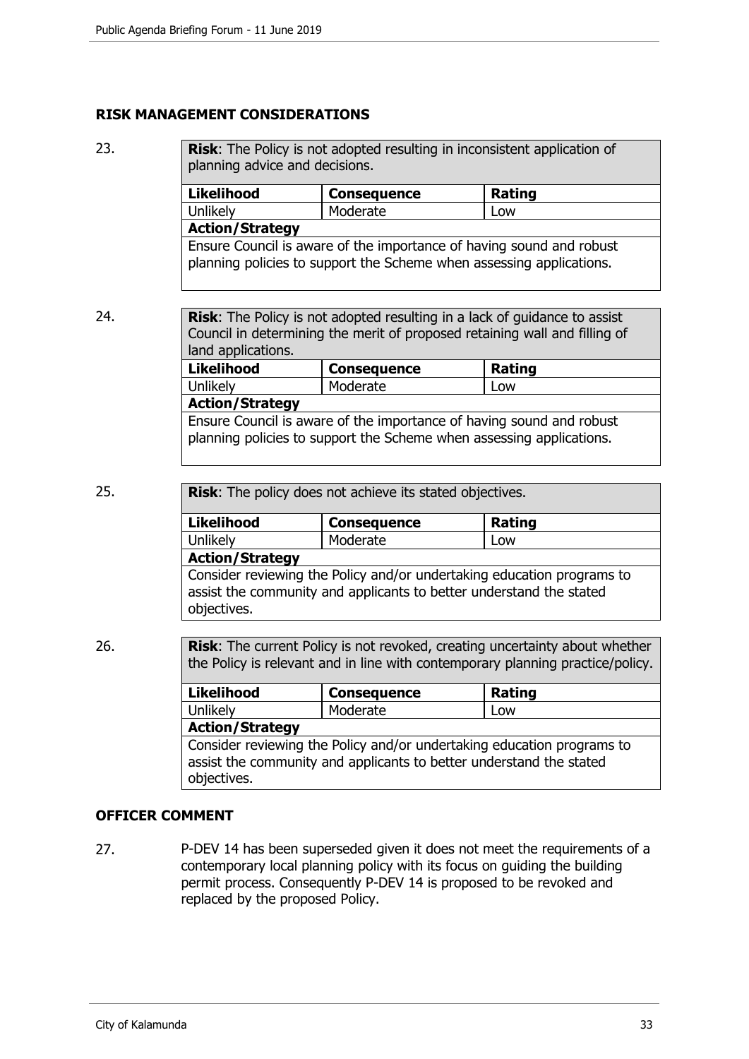## RISK MANAGEMENT CONSIDERATIONS

23.

| **Risk**: The Policy is not adopted resulting in inconsistent application of planning advice and decisions. | | |
|---|---|---|
| **Likelihood** | **Consequence** | **Rating** |
| Unlikely | Moderate | Low |
| **Action/Strategy** | | |
| Ensure Council is aware of the importance of having sound and robust planning policies to support the Scheme when assessing applications. | | |

24.

| **Risk**: The Policy is not adopted resulting in a lack of guidance to assist Council in determining the merit of proposed retaining wall and filling of land applications. | | |
|---|---|---|
| **Likelihood** | **Consequence** | **Rating** |
| Unlikely | Moderate | Low |
| **Action/Strategy** | | |
| Ensure Council is aware of the importance of having sound and robust planning policies to support the Scheme when assessing applications. | | |

25.

| **Risk**: The policy does not achieve its stated objectives. | | |
|---|---|---|
| **Likelihood** | **Consequence** | **Rating** |
| Unlikely | Moderate | Low |
| **Action/Strategy** | | |
| Consider reviewing the Policy and/or undertaking education programs to assist the community and applicants to better understand the stated objectives. | | |

26.

| **Risk**: The current Policy is not revoked, creating uncertainty about whether the Policy is relevant and in line with contemporary planning practice/policy. | | |
|---|---|---|
| **Likelihood** | **Consequence** | **Rating** |
| Unlikely | Moderate | Low |
| **Action/Strategy** | | |
| Consider reviewing the Policy and/or undertaking education programs to assist the community and applicants to better understand the stated objectives. | | |

## OFFICER COMMENT

27. P-DEV 14 has been superseded given it does not meet the requirements of a contemporary local planning policy with its focus on guiding the building permit process. Consequently P-DEV 14 is proposed to be revoked and replaced by the proposed Policy.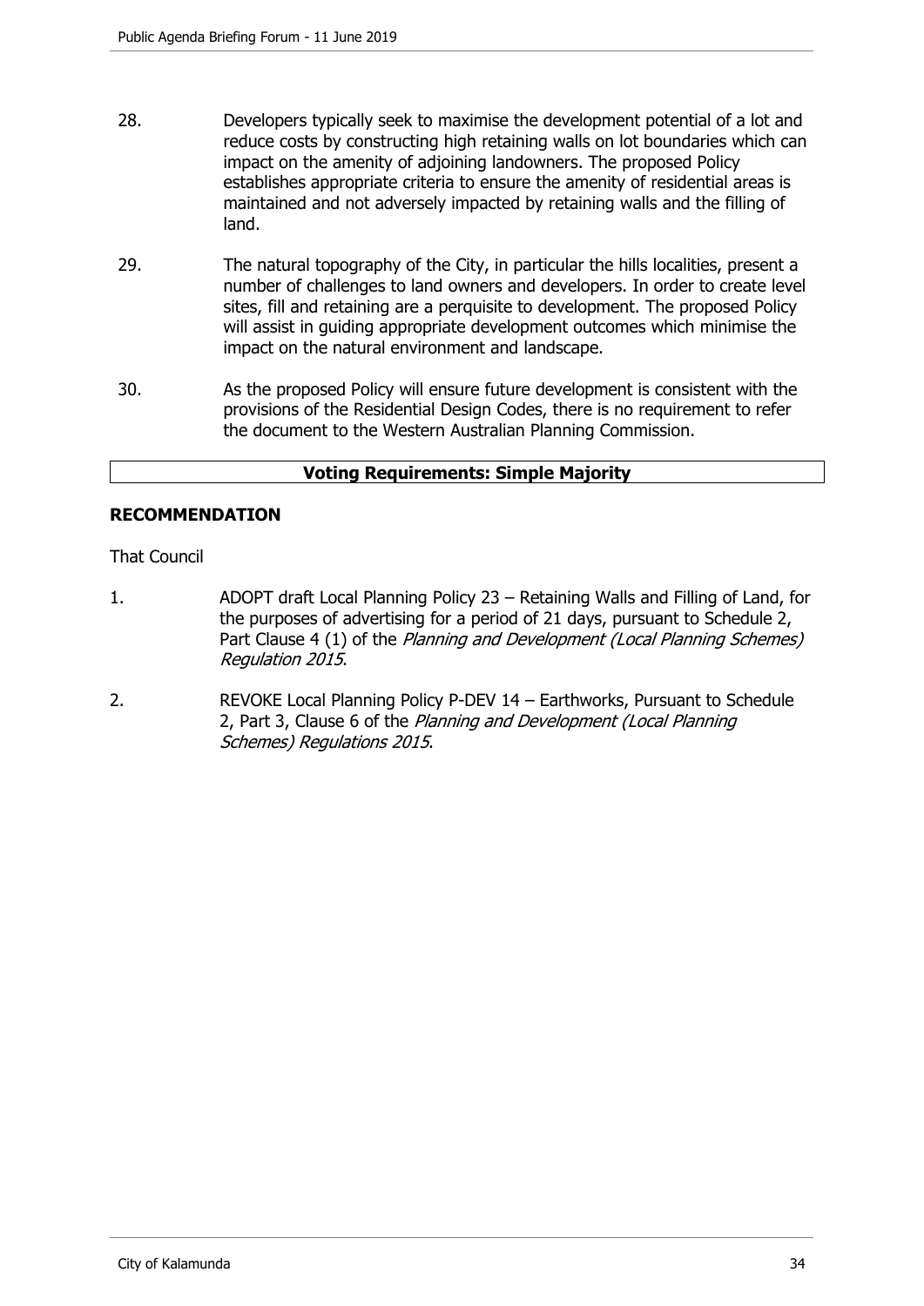28. Developers typically seek to maximise the development potential of a lot and reduce costs by constructing high retaining walls on lot boundaries which can impact on the amenity of adjoining landowners. The proposed Policy establishes appropriate criteria to ensure the amenity of residential areas is maintained and not adversely impacted by retaining walls and the filling of land.

29. The natural topography of the City, in particular the hills localities, present a number of challenges to land owners and developers. In order to create level sites, fill and retaining are a perquisite to development. The proposed Policy will assist in guiding appropriate development outcomes which minimise the impact on the natural environment and landscape.

30. As the proposed Policy will ensure future development is consistent with the provisions of the Residential Design Codes, there is no requirement to refer the document to the Western Australian Planning Commission.

| **Voting Requirements: Simple Majority** |
|---|

**RECOMMENDATION**

That Council

1. ADOPT draft Local Planning Policy 23 – Retaining Walls and Filling of Land, for the purposes of advertising for a period of 21 days, pursuant to Schedule 2, Part Clause 4 (1) of the *Planning and Development (Local Planning Schemes) Regulation 2015*.

2. REVOKE Local Planning Policy P-DEV 14 – Earthworks, Pursuant to Schedule 2, Part 3, Clause 6 of the *Planning and Development (Local Planning Schemes) Regulations 2015*.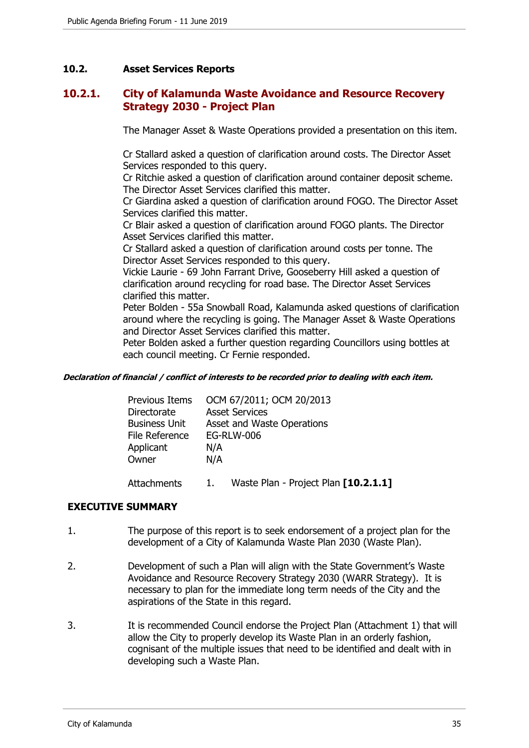## 10.2. Asset Services Reports

### 10.2.1. City of Kalamunda Waste Avoidance and Resource Recovery Strategy 2030 - Project Plan

The Manager Asset & Waste Operations provided a presentation on this item.

Cr Stallard asked a question of clarification around costs. The Director Asset Services responded to this query.
Cr Ritchie asked a question of clarification around container deposit scheme. The Director Asset Services clarified this matter.
Cr Giardina asked a question of clarification around FOGO. The Director Asset Services clarified this matter.
Cr Blair asked a question of clarification around FOGO plants. The Director Asset Services clarified this matter.
Cr Stallard asked a question of clarification around costs per tonne. The Director Asset Services responded to this query.
Vickie Laurie - 69 John Farrant Drive, Gooseberry Hill asked a question of clarification around recycling for road base. The Director Asset Services clarified this matter.
Peter Bolden - 55a Snowball Road, Kalamunda asked questions of clarification around where the recycling is going. The Manager Asset & Waste Operations and Director Asset Services clarified this matter.
Peter Bolden asked a further question regarding Councillors using bottles at each council meeting. Cr Fernie responded.

***Declaration of financial / conflict of interests to be recorded prior to dealing with each item.***

| | |
|---|---|
| Previous Items | OCM 67/2011; OCM 20/2013 |
| Directorate | Asset Services |
| Business Unit | Asset and Waste Operations |
| File Reference | EG-RLW-006 |
| Applicant | N/A |
| Owner | N/A |
| Attachments | 1. Waste Plan - Project Plan **[10.2.1.1]** |

**EXECUTIVE SUMMARY**

1. The purpose of this report is to seek endorsement of a project plan for the development of a City of Kalamunda Waste Plan 2030 (Waste Plan).

2. Development of such a Plan will align with the State Government's Waste Avoidance and Resource Recovery Strategy 2030 (WARR Strategy). It is necessary to plan for the immediate long term needs of the City and the aspirations of the State in this regard.

3. It is recommended Council endorse the Project Plan (Attachment 1) that will allow the City to properly develop its Waste Plan in an orderly fashion, cognisant of the multiple issues that need to be identified and dealt with in developing such a Waste Plan.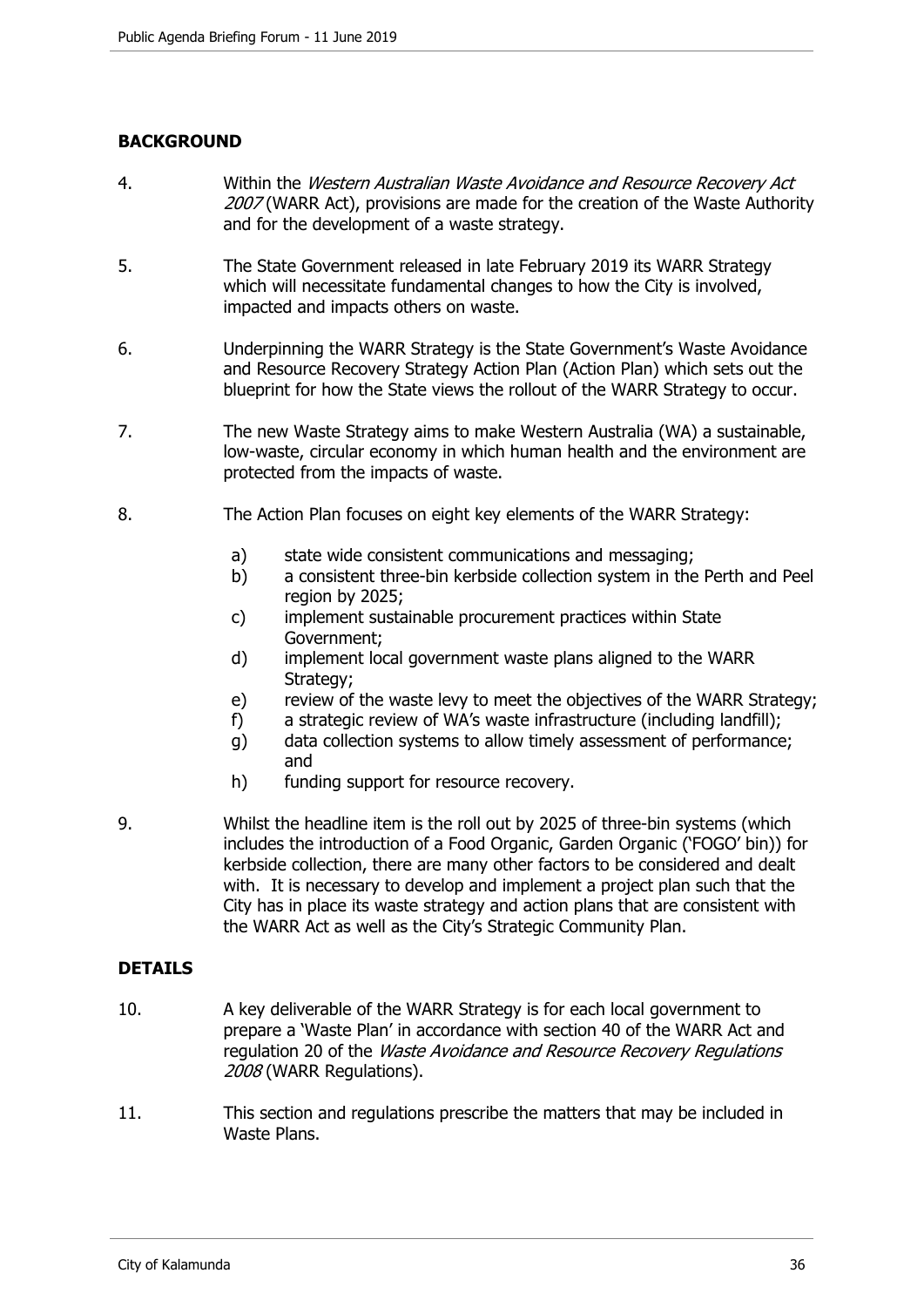## BACKGROUND

4. Within the *Western Australian Waste Avoidance and Resource Recovery Act 2007* (WARR Act), provisions are made for the creation of the Waste Authority and for the development of a waste strategy.

5. The State Government released in late February 2019 its WARR Strategy which will necessitate fundamental changes to how the City is involved, impacted and impacts others on waste.

6. Underpinning the WARR Strategy is the State Government's Waste Avoidance and Resource Recovery Strategy Action Plan (Action Plan) which sets out the blueprint for how the State views the rollout of the WARR Strategy to occur.

7. The new Waste Strategy aims to make Western Australia (WA) a sustainable, low-waste, circular economy in which human health and the environment are protected from the impacts of waste.

8. The Action Plan focuses on eight key elements of the WARR Strategy:

    a) state wide consistent communications and messaging;
    b) a consistent three-bin kerbside collection system in the Perth and Peel region by 2025;
    c) implement sustainable procurement practices within State Government;
    d) implement local government waste plans aligned to the WARR Strategy;
    e) review of the waste levy to meet the objectives of the WARR Strategy;
    f) a strategic review of WA's waste infrastructure (including landfill);
    g) data collection systems to allow timely assessment of performance; and
    h) funding support for resource recovery.

9. Whilst the headline item is the roll out by 2025 of three-bin systems (which includes the introduction of a Food Organic, Garden Organic ('FOGO' bin)) for kerbside collection, there are many other factors to be considered and dealt with. It is necessary to develop and implement a project plan such that the City has in place its waste strategy and action plans that are consistent with the WARR Act as well as the City's Strategic Community Plan.

## DETAILS

10. A key deliverable of the WARR Strategy is for each local government to prepare a 'Waste Plan' in accordance with section 40 of the WARR Act and regulation 20 of the *Waste Avoidance and Resource Recovery Regulations 2008* (WARR Regulations).

11. This section and regulations prescribe the matters that may be included in Waste Plans.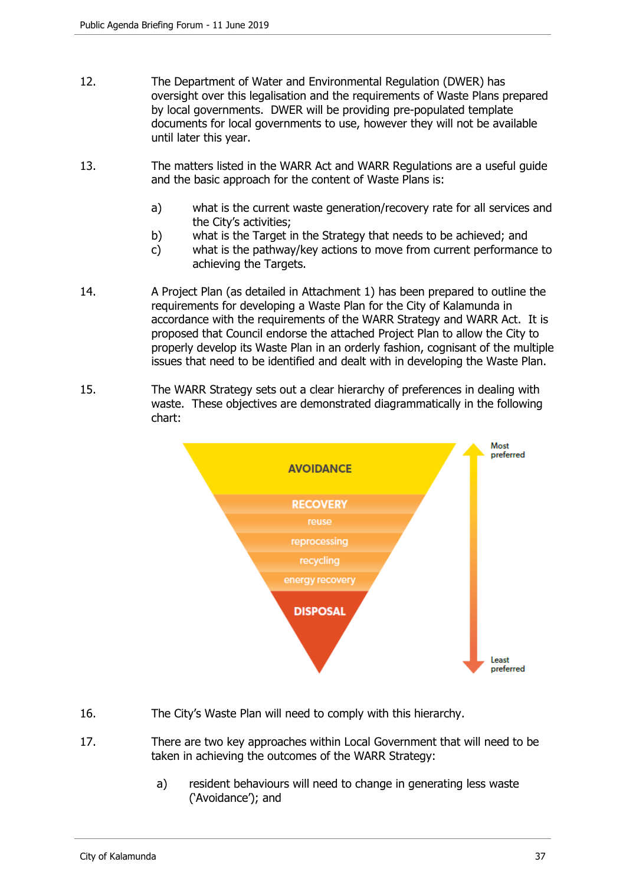12. The Department of Water and Environmental Regulation (DWER) has oversight over this legalisation and the requirements of Waste Plans prepared by local governments. DWER will be providing pre-populated template documents for local governments to use, however they will not be available until later this year.

13. The matters listed in the WARR Act and WARR Regulations are a useful guide and the basic approach for the content of Waste Plans is:

    a) what is the current waste generation/recovery rate for all services and the City's activities;
    b) what is the Target in the Strategy that needs to be achieved; and
    c) what is the pathway/key actions to move from current performance to achieving the Targets.

14. A Project Plan (as detailed in Attachment 1) has been prepared to outline the requirements for developing a Waste Plan for the City of Kalamunda in accordance with the requirements of the WARR Strategy and WARR Act. It is proposed that Council endorse the attached Project Plan to allow the City to properly develop its Waste Plan in an orderly fashion, cognisant of the multiple issues that need to be identified and dealt with in developing the Waste Plan.

15. The WARR Strategy sets out a clear hierarchy of preferences in dealing with waste. These objectives are demonstrated diagrammatically in the following chart:

AVOIDANCE

RECOVERY
reuse
reprocessing
recycling
energy recovery

DISPOSAL

Most preferred → Least preferred

16. The City's Waste Plan will need to comply with this hierarchy.

17. There are two key approaches within Local Government that will need to be taken in achieving the outcomes of the WARR Strategy:

    a) resident behaviours will need to change in generating less waste ('Avoidance'); and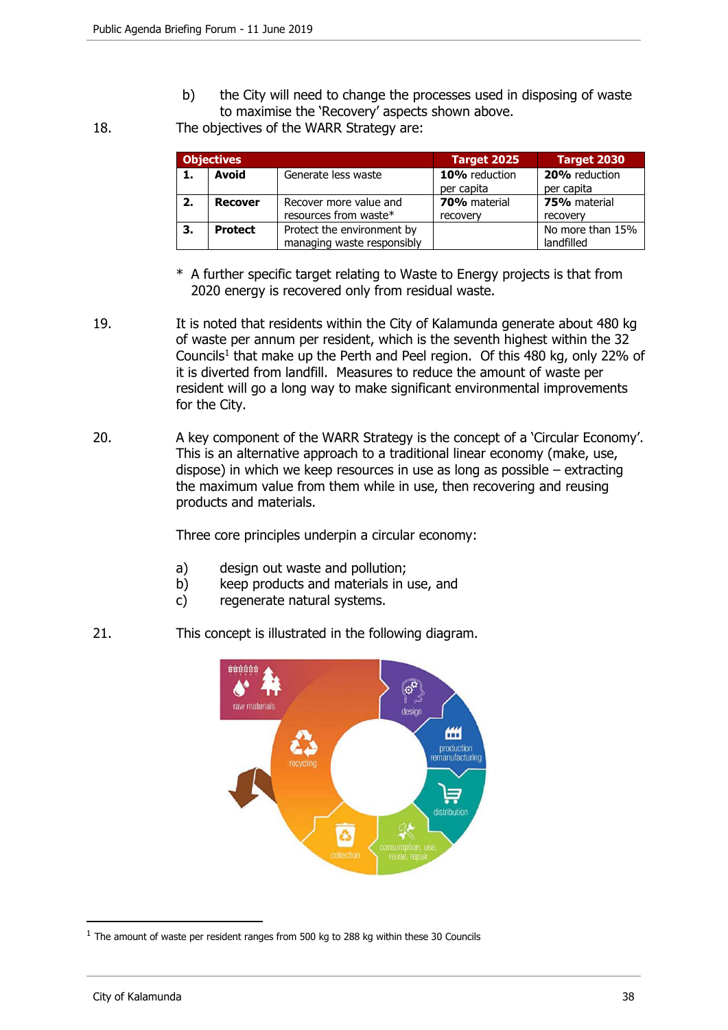b) the City will need to change the processes used in disposing of waste to maximise the 'Recovery' aspects shown above.

18. The objectives of the WARR Strategy are:

| Objectives | | | Target 2025 | Target 2030 |
|---|---|---|---|---|
| **1.** | **Avoid** | Generate less waste | **10%** reduction per capita | **20%** reduction per capita |
| **2.** | **Recover** | Recover more value and resources from waste* | **70%** material recovery | **75%** material recovery |
| **3.** | **Protect** | Protect the environment by managing waste responsibly | | No more than 15% landfilled |

\* A further specific target relating to Waste to Energy projects is that from 2020 energy is recovered only from residual waste.

19. It is noted that residents within the City of Kalamunda generate about 480 kg of waste per annum per resident, which is the seventh highest within the 32 Councils[1] that make up the Perth and Peel region. Of this 480 kg, only 22% of it is diverted from landfill. Measures to reduce the amount of waste per resident will go a long way to make significant environmental improvements for the City.

20. A key component of the WARR Strategy is the concept of a 'Circular Economy'. This is an alternative approach to a traditional linear economy (make, use, dispose) in which we keep resources in use as long as possible – extracting the maximum value from them while in use, then recovering and reusing products and materials.

Three core principles underpin a circular economy:

a) design out waste and pollution;
b) keep products and materials in use, and
c) regenerate natural systems.

21. This concept is illustrated in the following diagram.

raw materials — design — production remanufacturing — distribution — consumption, use, reuse, repair — collection — recycling

[1] The amount of waste per resident ranges from 500 kg to 288 kg within these 30 Councils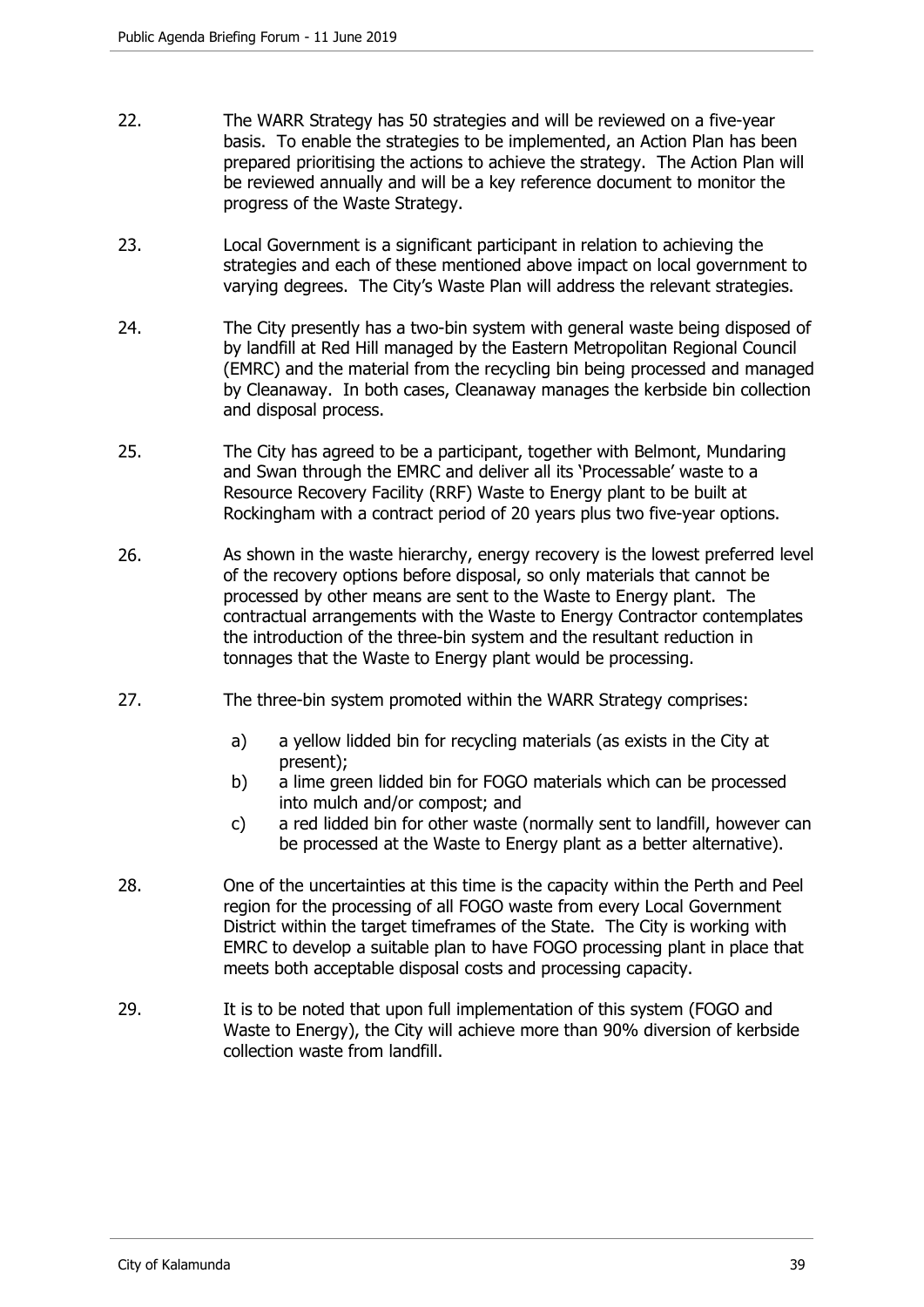22. The WARR Strategy has 50 strategies and will be reviewed on a five-year basis. To enable the strategies to be implemented, an Action Plan has been prepared prioritising the actions to achieve the strategy. The Action Plan will be reviewed annually and will be a key reference document to monitor the progress of the Waste Strategy.

23. Local Government is a significant participant in relation to achieving the strategies and each of these mentioned above impact on local government to varying degrees. The City's Waste Plan will address the relevant strategies.

24. The City presently has a two-bin system with general waste being disposed of by landfill at Red Hill managed by the Eastern Metropolitan Regional Council (EMRC) and the material from the recycling bin being processed and managed by Cleanaway. In both cases, Cleanaway manages the kerbside bin collection and disposal process.

25. The City has agreed to be a participant, together with Belmont, Mundaring and Swan through the EMRC and deliver all its 'Processable' waste to a Resource Recovery Facility (RRF) Waste to Energy plant to be built at Rockingham with a contract period of 20 years plus two five-year options.

26. As shown in the waste hierarchy, energy recovery is the lowest preferred level of the recovery options before disposal, so only materials that cannot be processed by other means are sent to the Waste to Energy plant. The contractual arrangements with the Waste to Energy Contractor contemplates the introduction of the three-bin system and the resultant reduction in tonnages that the Waste to Energy plant would be processing.

27. The three-bin system promoted within the WARR Strategy comprises:

    a) a yellow lidded bin for recycling materials (as exists in the City at present);
    b) a lime green lidded bin for FOGO materials which can be processed into mulch and/or compost; and
    c) a red lidded bin for other waste (normally sent to landfill, however can be processed at the Waste to Energy plant as a better alternative).

28. One of the uncertainties at this time is the capacity within the Perth and Peel region for the processing of all FOGO waste from every Local Government District within the target timeframes of the State. The City is working with EMRC to develop a suitable plan to have FOGO processing plant in place that meets both acceptable disposal costs and processing capacity.

29. It is to be noted that upon full implementation of this system (FOGO and Waste to Energy), the City will achieve more than 90% diversion of kerbside collection waste from landfill.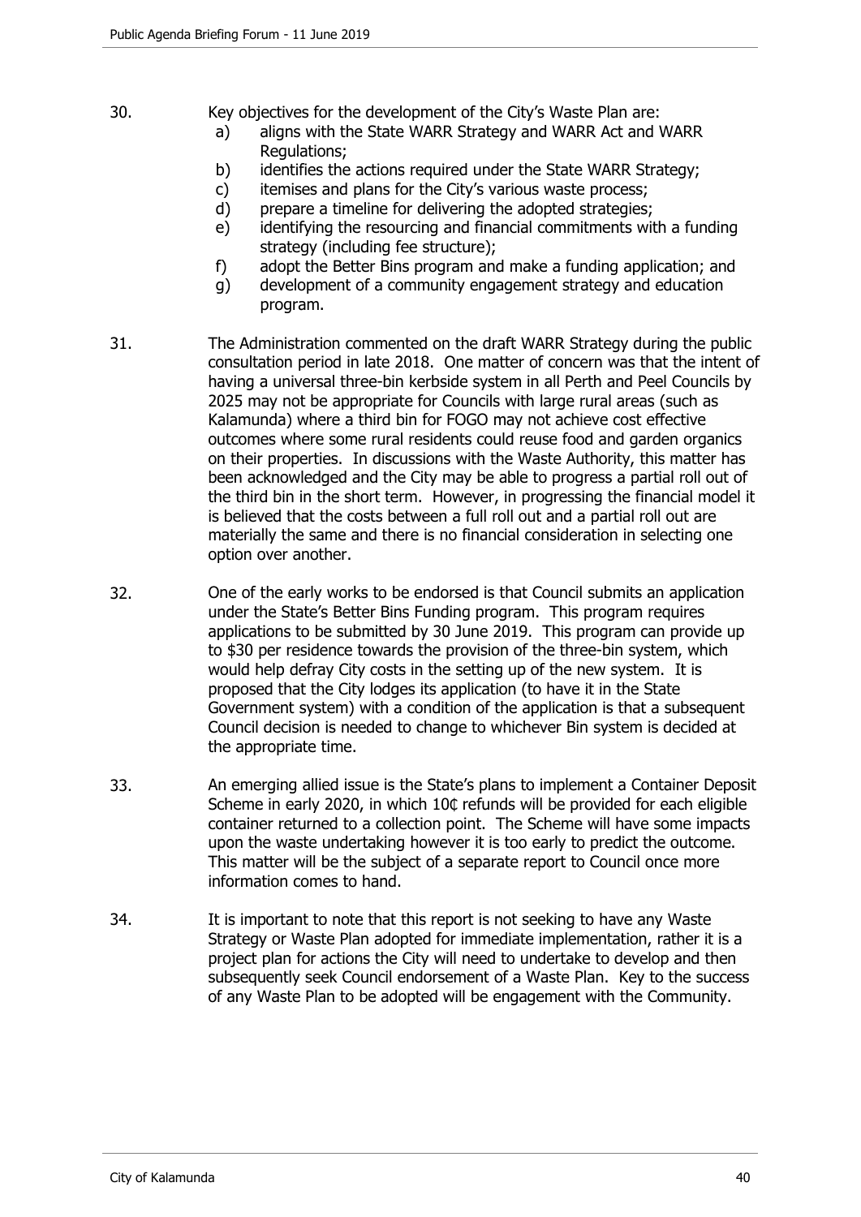30. Key objectives for the development of the City's Waste Plan are:
    a) aligns with the State WARR Strategy and WARR Act and WARR Regulations;
    b) identifies the actions required under the State WARR Strategy;
    c) itemises and plans for the City's various waste process;
    d) prepare a timeline for delivering the adopted strategies;
    e) identifying the resourcing and financial commitments with a funding strategy (including fee structure);
    f) adopt the Better Bins program and make a funding application; and
    g) development of a community engagement strategy and education program.

31. The Administration commented on the draft WARR Strategy during the public consultation period in late 2018. One matter of concern was that the intent of having a universal three-bin kerbside system in all Perth and Peel Councils by 2025 may not be appropriate for Councils with large rural areas (such as Kalamunda) where a third bin for FOGO may not achieve cost effective outcomes where some rural residents could reuse food and garden organics on their properties. In discussions with the Waste Authority, this matter has been acknowledged and the City may be able to progress a partial roll out of the third bin in the short term. However, in progressing the financial model it is believed that the costs between a full roll out and a partial roll out are materially the same and there is no financial consideration in selecting one option over another.

32. One of the early works to be endorsed is that Council submits an application under the State's Better Bins Funding program. This program requires applications to be submitted by 30 June 2019. This program can provide up to $30 per residence towards the provision of the three-bin system, which would help defray City costs in the setting up of the new system. It is proposed that the City lodges its application (to have it in the State Government system) with a condition of the application is that a subsequent Council decision is needed to change to whichever Bin system is decided at the appropriate time.

33. An emerging allied issue is the State's plans to implement a Container Deposit Scheme in early 2020, in which 10¢ refunds will be provided for each eligible container returned to a collection point. The Scheme will have some impacts upon the waste undertaking however it is too early to predict the outcome. This matter will be the subject of a separate report to Council once more information comes to hand.

34. It is important to note that this report is not seeking to have any Waste Strategy or Waste Plan adopted for immediate implementation, rather it is a project plan for actions the City will need to undertake to develop and then subsequently seek Council endorsement of a Waste Plan. Key to the success of any Waste Plan to be adopted will be engagement with the Community.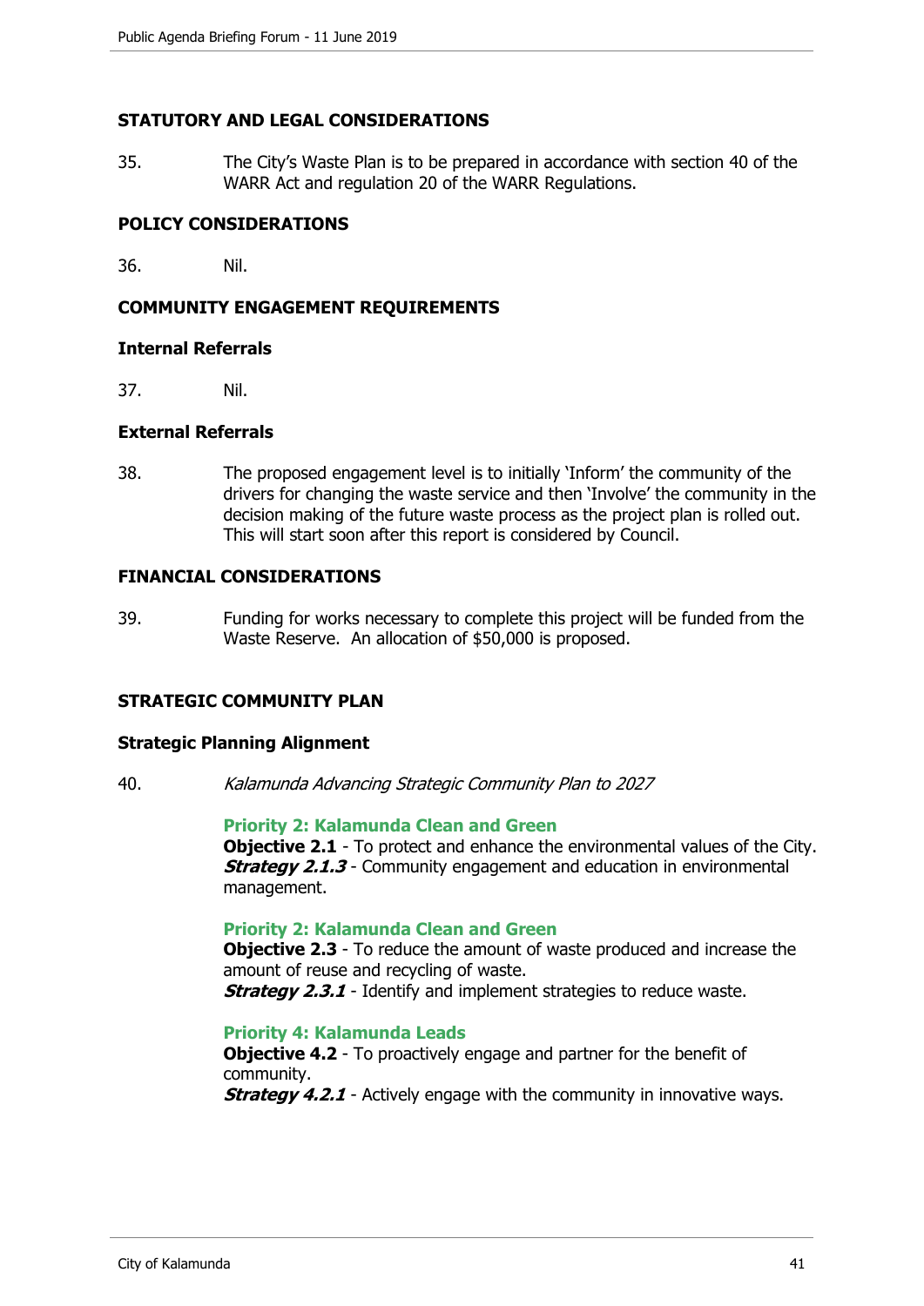## STATUTORY AND LEGAL CONSIDERATIONS

35. The City's Waste Plan is to be prepared in accordance with section 40 of the WARR Act and regulation 20 of the WARR Regulations.

## POLICY CONSIDERATIONS

36. Nil.

## COMMUNITY ENGAGEMENT REQUIREMENTS

### Internal Referrals

37. Nil.

### External Referrals

38. The proposed engagement level is to initially 'Inform' the community of the drivers for changing the waste service and then 'Involve' the community in the decision making of the future waste process as the project plan is rolled out. This will start soon after this report is considered by Council.

## FINANCIAL CONSIDERATIONS

39. Funding for works necessary to complete this project will be funded from the Waste Reserve. An allocation of $50,000 is proposed.

## STRATEGIC COMMUNITY PLAN

### Strategic Planning Alignment

40. *Kalamunda Advancing Strategic Community Plan to 2027*

**Priority 2: Kalamunda Clean and Green**
**Objective 2.1** - To protect and enhance the environmental values of the City.
***Strategy 2.1.3*** - Community engagement and education in environmental management.

**Priority 2: Kalamunda Clean and Green**
**Objective 2.3** - To reduce the amount of waste produced and increase the amount of reuse and recycling of waste.
***Strategy 2.3.1*** - Identify and implement strategies to reduce waste.

**Priority 4: Kalamunda Leads**
**Objective 4.2** - To proactively engage and partner for the benefit of community.
***Strategy 4.2.1*** - Actively engage with the community in innovative ways.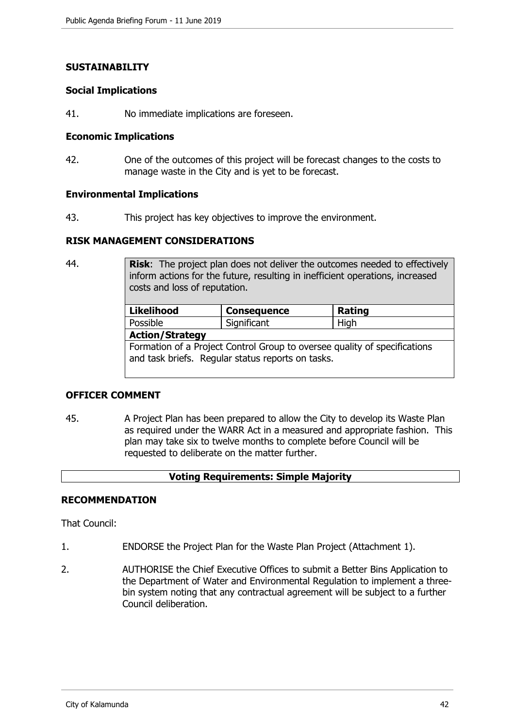## SUSTAINABILITY

### Social Implications

41. No immediate implications are foreseen.

### Economic Implications

42. One of the outcomes of this project will be forecast changes to the costs to manage waste in the City and is yet to be forecast.

### Environmental Implications

43. This project has key objectives to improve the environment.

## RISK MANAGEMENT CONSIDERATIONS

44.

| **Risk**: The project plan does not deliver the outcomes needed to effectively inform actions for the future, resulting in inefficient operations, increased costs and loss of reputation. | | |
|---|---|---|
| **Likelihood** | **Consequence** | **Rating** |
| Possible | Significant | High |
| **Action/Strategy** | | |
| Formation of a Project Control Group to oversee quality of specifications and task briefs. Regular status reports on tasks. | | |

## OFFICER COMMENT

45. A Project Plan has been prepared to allow the City to develop its Waste Plan as required under the WARR Act in a measured and appropriate fashion. This plan may take six to twelve months to complete before Council will be requested to deliberate on the matter further.

**Voting Requirements: Simple Majority**

## RECOMMENDATION

That Council:

1. ENDORSE the Project Plan for the Waste Plan Project (Attachment 1).

2. AUTHORISE the Chief Executive Offices to submit a Better Bins Application to the Department of Water and Environmental Regulation to implement a three-bin system noting that any contractual agreement will be subject to a further Council deliberation.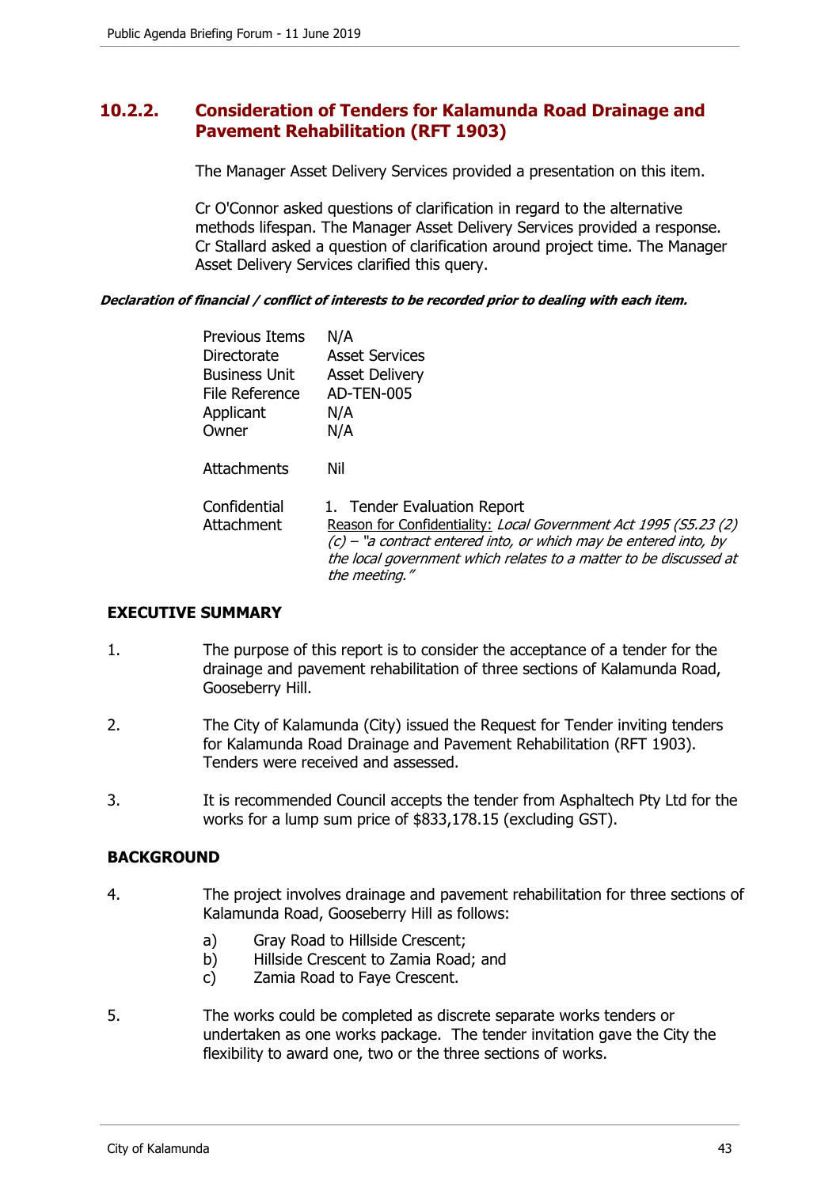## 10.2.2. Consideration of Tenders for Kalamunda Road Drainage and Pavement Rehabilitation (RFT 1903)

The Manager Asset Delivery Services provided a presentation on this item.

Cr O'Connor asked questions of clarification in regard to the alternative methods lifespan. The Manager Asset Delivery Services provided a response. Cr Stallard asked a question of clarification around project time. The Manager Asset Delivery Services clarified this query.

***Declaration of financial / conflict of interests to be recorded prior to dealing with each item.***

| | |
|---|---|
| Previous Items | N/A |
| Directorate | Asset Services |
| Business Unit | Asset Delivery |
| File Reference | AD-TEN-005 |
| Applicant | N/A |
| Owner | N/A |
| Attachments | Nil |
| Confidential Attachment | 1. Tender Evaluation Report<br>Reason for Confidentiality: *Local Government Act 1995 (S5.23 (2) (c) – "a contract entered into, or which may be entered into, by the local government which relates to a matter to be discussed at the meeting."* |

### EXECUTIVE SUMMARY

1. The purpose of this report is to consider the acceptance of a tender for the drainage and pavement rehabilitation of three sections of Kalamunda Road, Gooseberry Hill.

2. The City of Kalamunda (City) issued the Request for Tender inviting tenders for Kalamunda Road Drainage and Pavement Rehabilitation (RFT 1903). Tenders were received and assessed.

3. It is recommended Council accepts the tender from Asphaltech Pty Ltd for the works for a lump sum price of $833,178.15 (excluding GST).

### BACKGROUND

4. The project involves drainage and pavement rehabilitation for three sections of Kalamunda Road, Gooseberry Hill as follows:

   a) Gray Road to Hillside Crescent;
   b) Hillside Crescent to Zamia Road; and
   c) Zamia Road to Faye Crescent.

5. The works could be completed as discrete separate works tenders or undertaken as one works package. The tender invitation gave the City the flexibility to award one, two or the three sections of works.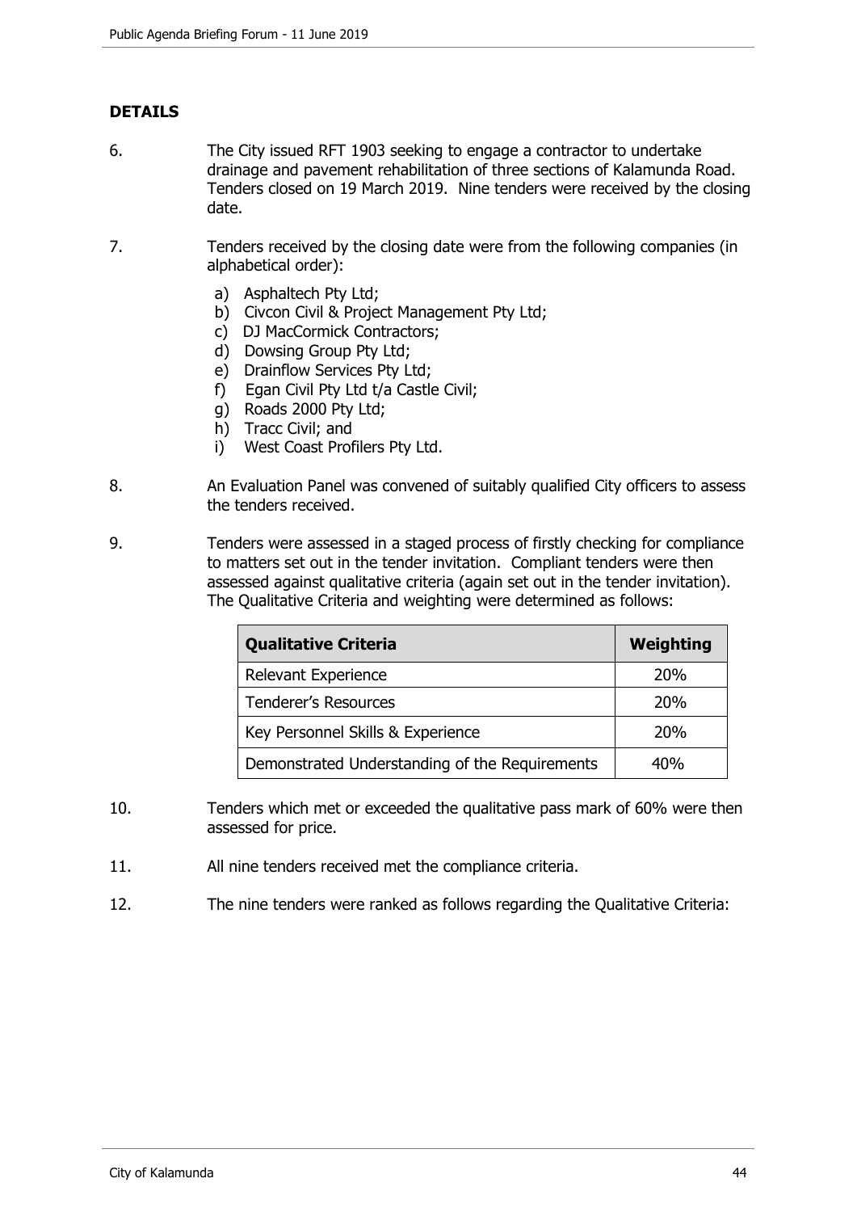## DETAILS

6. The City issued RFT 1903 seeking to engage a contractor to undertake drainage and pavement rehabilitation of three sections of Kalamunda Road. Tenders closed on 19 March 2019. Nine tenders were received by the closing date.

7. Tenders received by the closing date were from the following companies (in alphabetical order):

   a) Asphaltech Pty Ltd;
   b) Civcon Civil & Project Management Pty Ltd;
   c) DJ MacCormick Contractors;
   d) Dowsing Group Pty Ltd;
   e) Drainflow Services Pty Ltd;
   f) Egan Civil Pty Ltd t/a Castle Civil;
   g) Roads 2000 Pty Ltd;
   h) Tracc Civil; and
   i) West Coast Profilers Pty Ltd.

8. An Evaluation Panel was convened of suitably qualified City officers to assess the tenders received.

9. Tenders were assessed in a staged process of firstly checking for compliance to matters set out in the tender invitation. Compliant tenders were then assessed against qualitative criteria (again set out in the tender invitation). The Qualitative Criteria and weighting were determined as follows:

| Qualitative Criteria | Weighting |
|---|---|
| Relevant Experience | 20% |
| Tenderer's Resources | 20% |
| Key Personnel Skills & Experience | 20% |
| Demonstrated Understanding of the Requirements | 40% |

10. Tenders which met or exceeded the qualitative pass mark of 60% were then assessed for price.

11. All nine tenders received met the compliance criteria.

12. The nine tenders were ranked as follows regarding the Qualitative Criteria: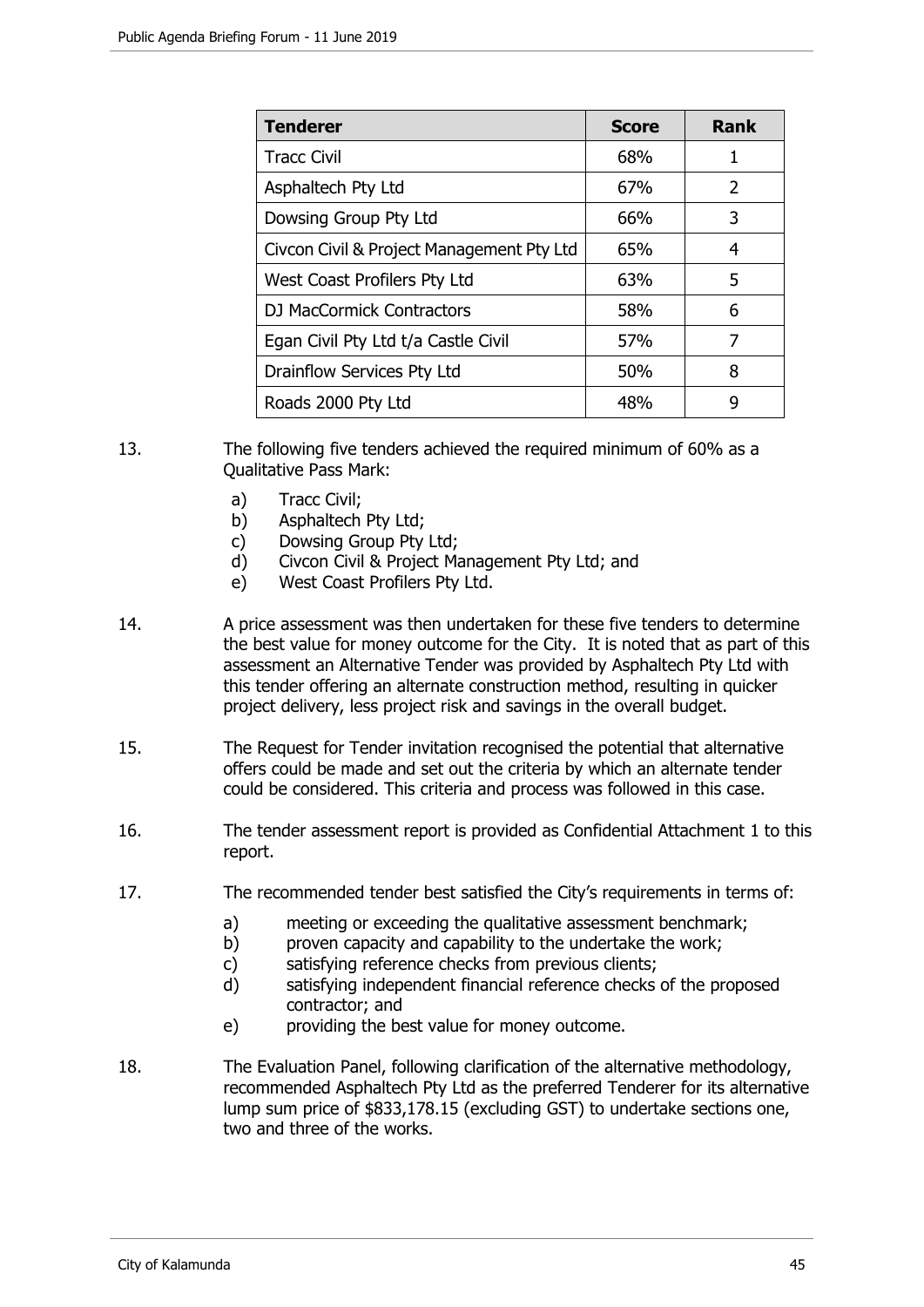| Tenderer | Score | Rank |
|---|---|---|
| Tracc Civil | 68% | 1 |
| Asphaltech Pty Ltd | 67% | 2 |
| Dowsing Group Pty Ltd | 66% | 3 |
| Civcon Civil & Project Management Pty Ltd | 65% | 4 |
| West Coast Profilers Pty Ltd | 63% | 5 |
| DJ MacCormick Contractors | 58% | 6 |
| Egan Civil Pty Ltd t/a Castle Civil | 57% | 7 |
| Drainflow Services Pty Ltd | 50% | 8 |
| Roads 2000 Pty Ltd | 48% | 9 |

13. The following five tenders achieved the required minimum of 60% as a Qualitative Pass Mark:

    a) Tracc Civil;
    b) Asphaltech Pty Ltd;
    c) Dowsing Group Pty Ltd;
    d) Civcon Civil & Project Management Pty Ltd; and
    e) West Coast Profilers Pty Ltd.

14. A price assessment was then undertaken for these five tenders to determine the best value for money outcome for the City. It is noted that as part of this assessment an Alternative Tender was provided by Asphaltech Pty Ltd with this tender offering an alternate construction method, resulting in quicker project delivery, less project risk and savings in the overall budget.

15. The Request for Tender invitation recognised the potential that alternative offers could be made and set out the criteria by which an alternate tender could be considered. This criteria and process was followed in this case.

16. The tender assessment report is provided as Confidential Attachment 1 to this report.

17. The recommended tender best satisfied the City's requirements in terms of:

    a) meeting or exceeding the qualitative assessment benchmark;
    b) proven capacity and capability to the undertake the work;
    c) satisfying reference checks from previous clients;
    d) satisfying independent financial reference checks of the proposed contractor; and
    e) providing the best value for money outcome.

18. The Evaluation Panel, following clarification of the alternative methodology, recommended Asphaltech Pty Ltd as the preferred Tenderer for its alternative lump sum price of $833,178.15 (excluding GST) to undertake sections one, two and three of the works.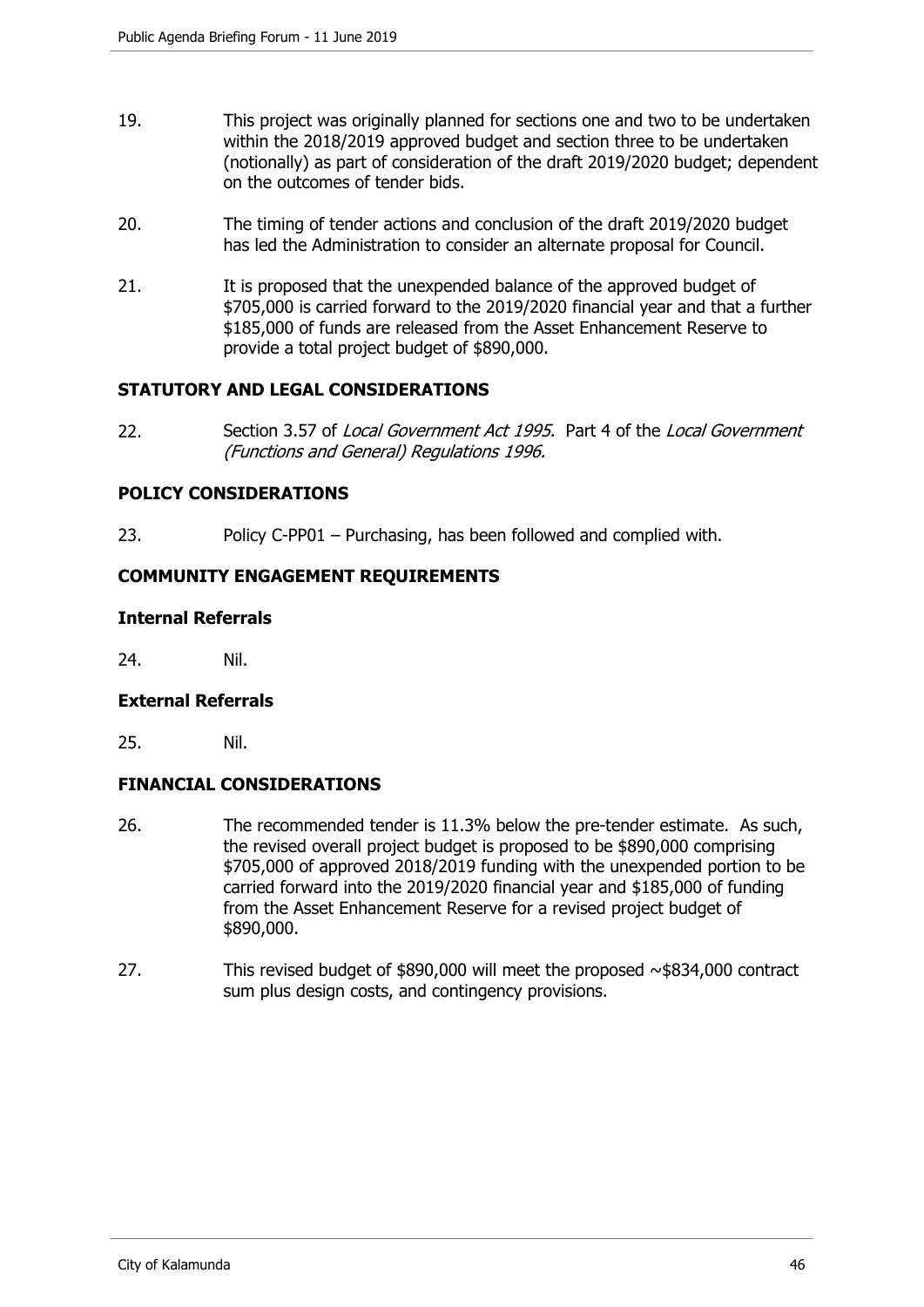19. This project was originally planned for sections one and two to be undertaken within the 2018/2019 approved budget and section three to be undertaken (notionally) as part of consideration of the draft 2019/2020 budget; dependent on the outcomes of tender bids.

20. The timing of tender actions and conclusion of the draft 2019/2020 budget has led the Administration to consider an alternate proposal for Council.

21. It is proposed that the unexpended balance of the approved budget of $705,000 is carried forward to the 2019/2020 financial year and that a further $185,000 of funds are released from the Asset Enhancement Reserve to provide a total project budget of $890,000.

## STATUTORY AND LEGAL CONSIDERATIONS

22. Section 3.57 of *Local Government Act 1995.* Part 4 of the *Local Government (Functions and General) Regulations 1996.*

## POLICY CONSIDERATIONS

23. Policy C-PP01 – Purchasing, has been followed and complied with.

## COMMUNITY ENGAGEMENT REQUIREMENTS

### Internal Referrals

24. Nil.

### External Referrals

25. Nil.

## FINANCIAL CONSIDERATIONS

26. The recommended tender is 11.3% below the pre-tender estimate. As such, the revised overall project budget is proposed to be $890,000 comprising $705,000 of approved 2018/2019 funding with the unexpended portion to be carried forward into the 2019/2020 financial year and $185,000 of funding from the Asset Enhancement Reserve for a revised project budget of $890,000.

27. This revised budget of $890,000 will meet the proposed ~$834,000 contract sum plus design costs, and contingency provisions.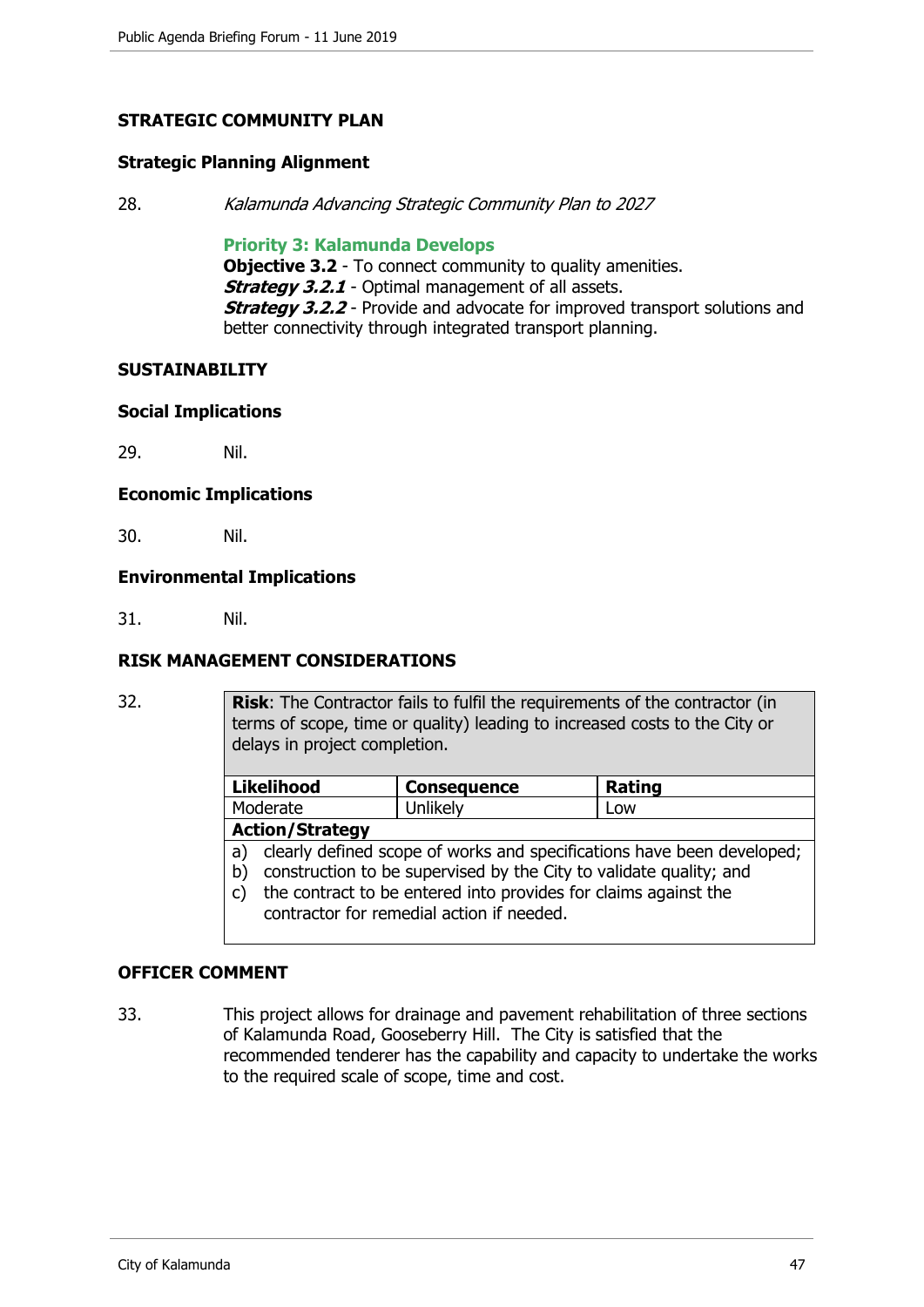## STRATEGIC COMMUNITY PLAN

### Strategic Planning Alignment

28. *Kalamunda Advancing Strategic Community Plan to 2027*

    **Priority 3: Kalamunda Develops**
    **Objective 3.2** - To connect community to quality amenities.
    ***Strategy 3.2.1*** - Optimal management of all assets.
    ***Strategy 3.2.2*** - Provide and advocate for improved transport solutions and better connectivity through integrated transport planning.

## SUSTAINABILITY

### Social Implications

29. Nil.

### Economic Implications

30. Nil.

### Environmental Implications

31. Nil.

## RISK MANAGEMENT CONSIDERATIONS

32.

| **Risk**: The Contractor fails to fulfil the requirements of the contractor (in terms of scope, time or quality) leading to increased costs to the City or delays in project completion. | | |
|---|---|---|
| **Likelihood** | **Consequence** | **Rating** |
| Moderate | Unlikely | Low |
| **Action/Strategy** | | |
| a) clearly defined scope of works and specifications have been developed;<br>b) construction to be supervised by the City to validate quality; and<br>c) the contract to be entered into provides for claims against the contractor for remedial action if needed. | | |

## OFFICER COMMENT

33. This project allows for drainage and pavement rehabilitation of three sections of Kalamunda Road, Gooseberry Hill. The City is satisfied that the recommended tenderer has the capability and capacity to undertake the works to the required scale of scope, time and cost.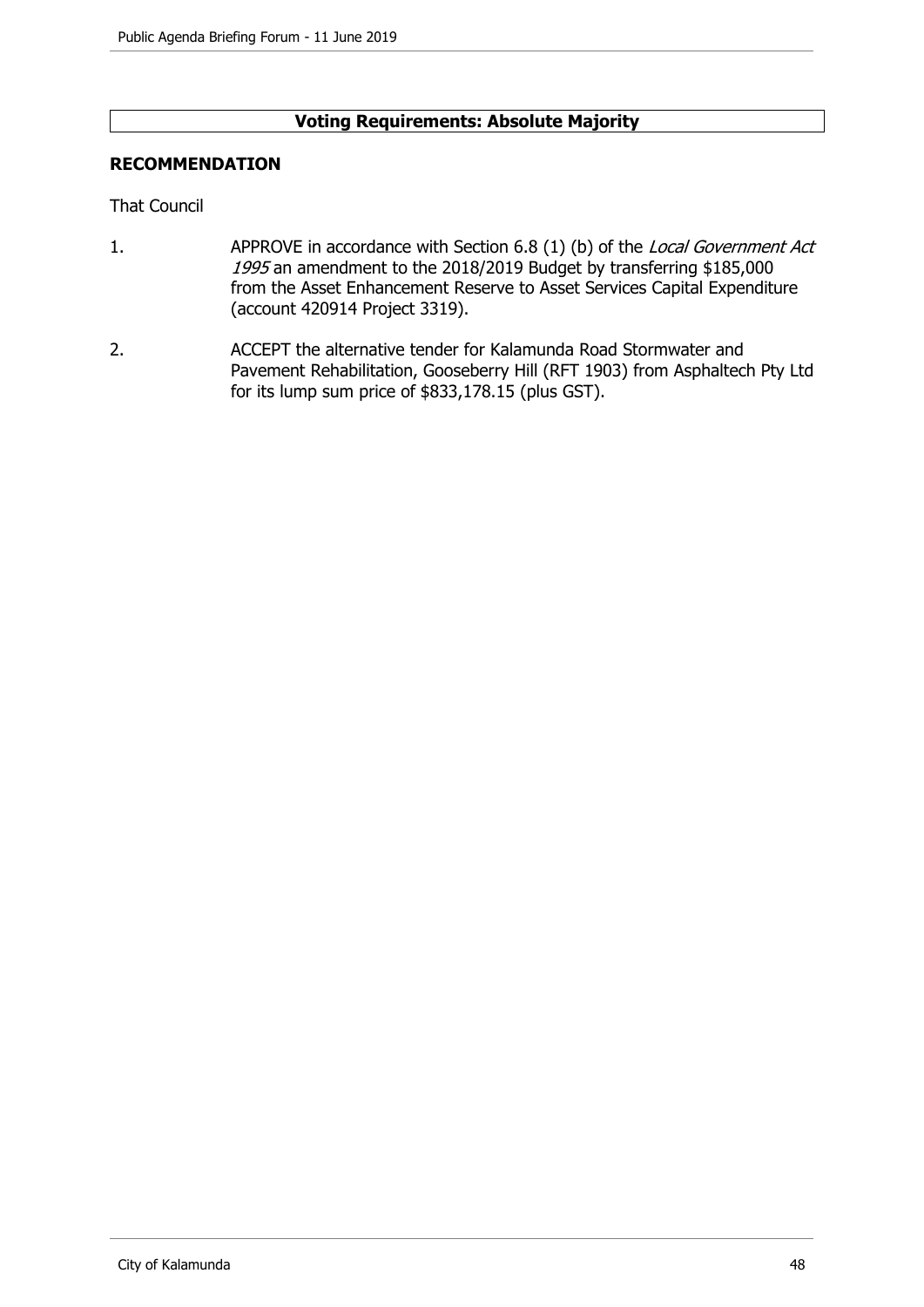**Voting Requirements: Absolute Majority**

## RECOMMENDATION

That Council

1. APPROVE in accordance with Section 6.8 (1) (b) of the *Local Government Act 1995* an amendment to the 2018/2019 Budget by transferring $185,000 from the Asset Enhancement Reserve to Asset Services Capital Expenditure (account 420914 Project 3319).

2. ACCEPT the alternative tender for Kalamunda Road Stormwater and Pavement Rehabilitation, Gooseberry Hill (RFT 1903) from Asphaltech Pty Ltd for its lump sum price of $833,178.15 (plus GST).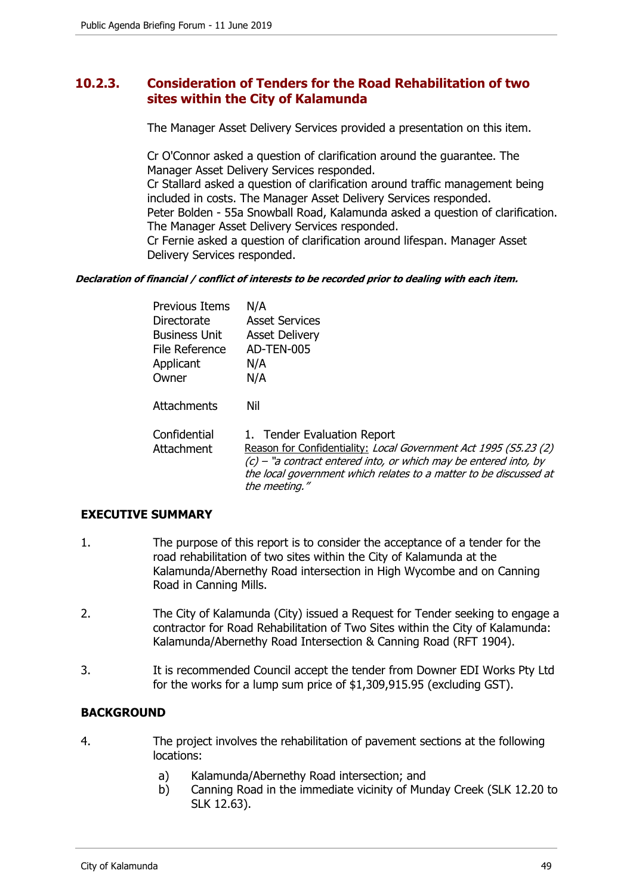## 10.2.3. Consideration of Tenders for the Road Rehabilitation of two sites within the City of Kalamunda

The Manager Asset Delivery Services provided a presentation on this item.

Cr O'Connor asked a question of clarification around the guarantee. The Manager Asset Delivery Services responded.
Cr Stallard asked a question of clarification around traffic management being included in costs. The Manager Asset Delivery Services responded.
Peter Bolden - 55a Snowball Road, Kalamunda asked a question of clarification. The Manager Asset Delivery Services responded.
Cr Fernie asked a question of clarification around lifespan. Manager Asset Delivery Services responded.

***Declaration of financial / conflict of interests to be recorded prior to dealing with each item.***

| | |
|---|---|
| Previous Items | N/A |
| Directorate | Asset Services |
| Business Unit | Asset Delivery |
| File Reference | AD-TEN-005 |
| Applicant | N/A |
| Owner | N/A |
| Attachments | Nil |
| Confidential Attachment | 1. Tender Evaluation Report<br>Reason for Confidentiality: *Local Government Act 1995 (S5.23 (2) (c) – "a contract entered into, or which may be entered into, by the local government which relates to a matter to be discussed at the meeting."* |

### EXECUTIVE SUMMARY

1. The purpose of this report is to consider the acceptance of a tender for the road rehabilitation of two sites within the City of Kalamunda at the Kalamunda/Abernethy Road intersection in High Wycombe and on Canning Road in Canning Mills.

2. The City of Kalamunda (City) issued a Request for Tender seeking to engage a contractor for Road Rehabilitation of Two Sites within the City of Kalamunda: Kalamunda/Abernethy Road Intersection & Canning Road (RFT 1904).

3. It is recommended Council accept the tender from Downer EDI Works Pty Ltd for the works for a lump sum price of $1,309,915.95 (excluding GST).

### BACKGROUND

4. The project involves the rehabilitation of pavement sections at the following locations:

   a) Kalamunda/Abernethy Road intersection; and
   b) Canning Road in the immediate vicinity of Munday Creek (SLK 12.20 to SLK 12.63).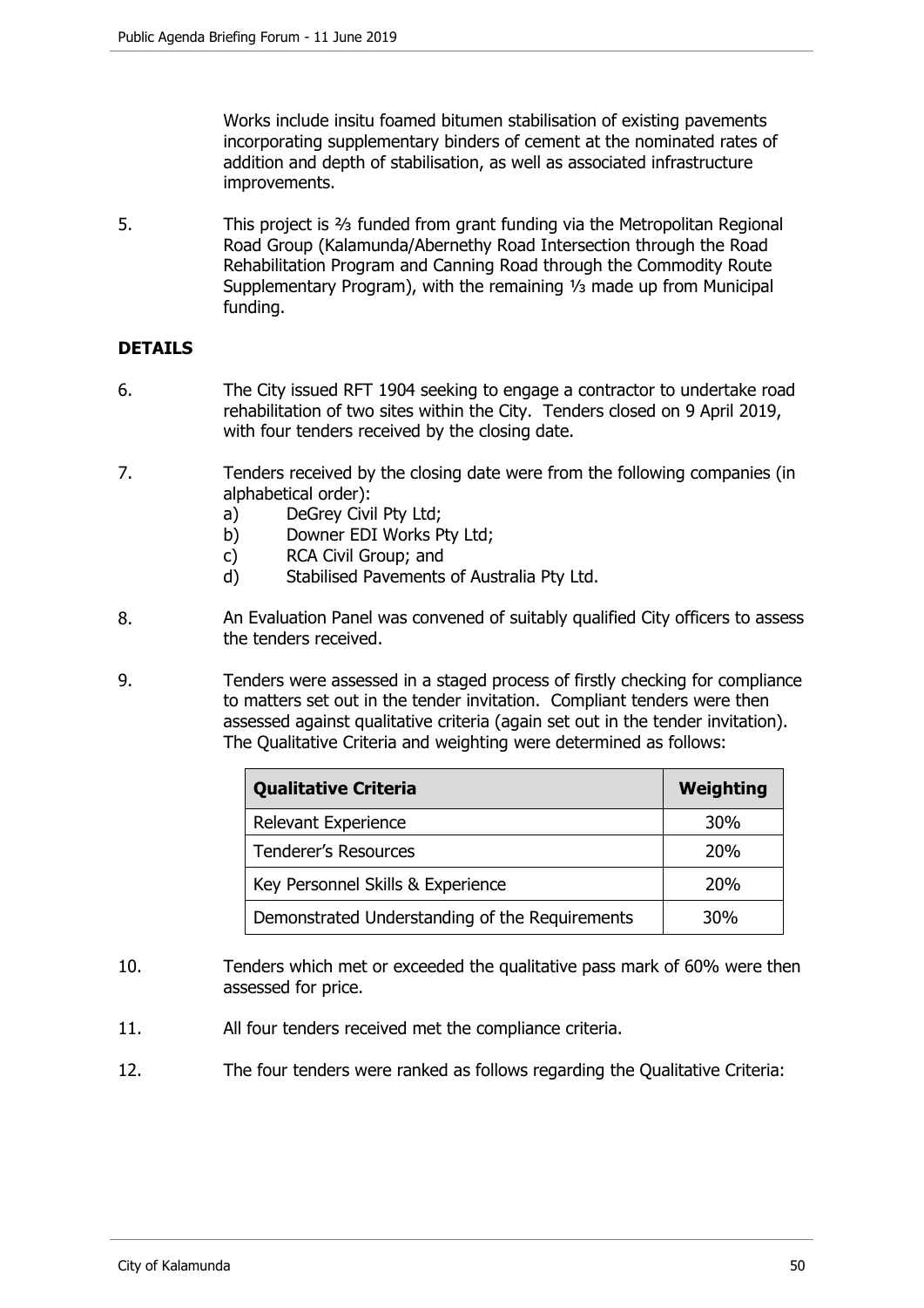Works include insitu foamed bitumen stabilisation of existing pavements incorporating supplementary binders of cement at the nominated rates of addition and depth of stabilisation, as well as associated infrastructure improvements.

5. This project is ⅔ funded from grant funding via the Metropolitan Regional Road Group (Kalamunda/Abernethy Road Intersection through the Road Rehabilitation Program and Canning Road through the Commodity Route Supplementary Program), with the remaining ⅓ made up from Municipal funding.

## DETAILS

6. The City issued RFT 1904 seeking to engage a contractor to undertake road rehabilitation of two sites within the City. Tenders closed on 9 April 2019, with four tenders received by the closing date.

7. Tenders received by the closing date were from the following companies (in alphabetical order):
   a) DeGrey Civil Pty Ltd;
   b) Downer EDI Works Pty Ltd;
   c) RCA Civil Group; and
   d) Stabilised Pavements of Australia Pty Ltd.

8. An Evaluation Panel was convened of suitably qualified City officers to assess the tenders received.

9. Tenders were assessed in a staged process of firstly checking for compliance to matters set out in the tender invitation. Compliant tenders were then assessed against qualitative criteria (again set out in the tender invitation). The Qualitative Criteria and weighting were determined as follows:

| Qualitative Criteria | Weighting |
|---|---|
| Relevant Experience | 30% |
| Tenderer's Resources | 20% |
| Key Personnel Skills & Experience | 20% |
| Demonstrated Understanding of the Requirements | 30% |

10. Tenders which met or exceeded the qualitative pass mark of 60% were then assessed for price.

11. All four tenders received met the compliance criteria.

12. The four tenders were ranked as follows regarding the Qualitative Criteria: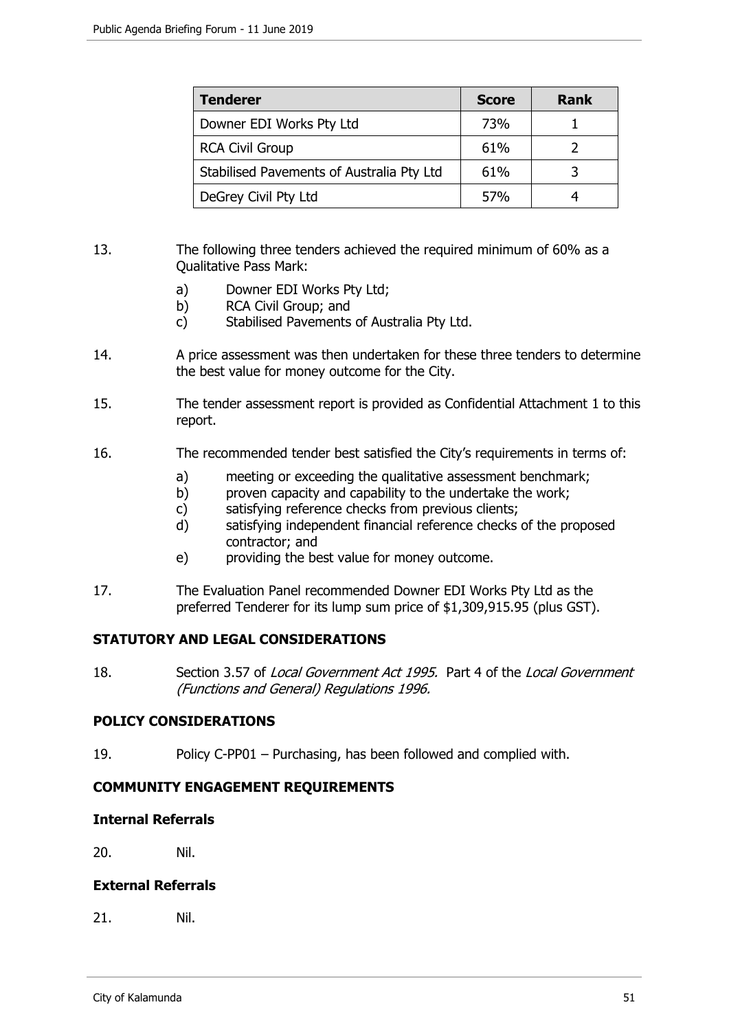| Tenderer | Score | Rank |
|---|---|---|
| Downer EDI Works Pty Ltd | 73% | 1 |
| RCA Civil Group | 61% | 2 |
| Stabilised Pavements of Australia Pty Ltd | 61% | 3 |
| DeGrey Civil Pty Ltd | 57% | 4 |

13. The following three tenders achieved the required minimum of 60% as a Qualitative Pass Mark:

    a) Downer EDI Works Pty Ltd;
    b) RCA Civil Group; and
    c) Stabilised Pavements of Australia Pty Ltd.

14. A price assessment was then undertaken for these three tenders to determine the best value for money outcome for the City.

15. The tender assessment report is provided as Confidential Attachment 1 to this report.

16. The recommended tender best satisfied the City's requirements in terms of:

    a) meeting or exceeding the qualitative assessment benchmark;
    b) proven capacity and capability to the undertake the work;
    c) satisfying reference checks from previous clients;
    d) satisfying independent financial reference checks of the proposed contractor; and
    e) providing the best value for money outcome.

17. The Evaluation Panel recommended Downer EDI Works Pty Ltd as the preferred Tenderer for its lump sum price of $1,309,915.95 (plus GST).

## STATUTORY AND LEGAL CONSIDERATIONS

18. Section 3.57 of *Local Government Act 1995.* Part 4 of the *Local Government (Functions and General) Regulations 1996.*

## POLICY CONSIDERATIONS

19. Policy C-PP01 – Purchasing, has been followed and complied with.

## COMMUNITY ENGAGEMENT REQUIREMENTS

### Internal Referrals

20. Nil.

### External Referrals

21. Nil.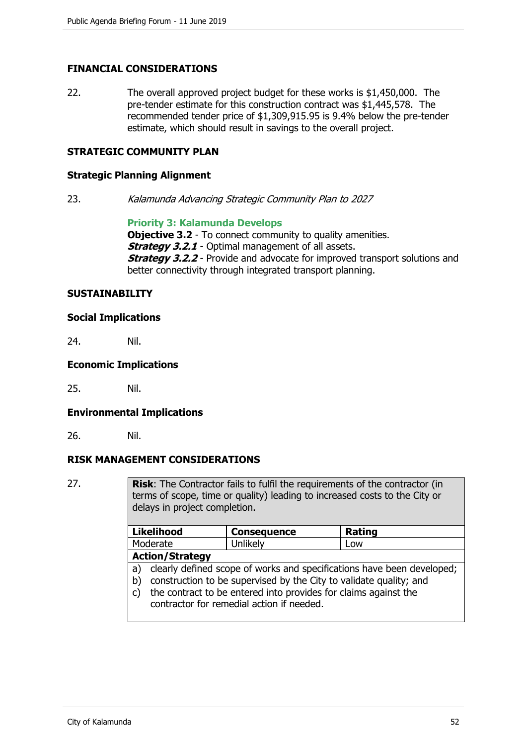## FINANCIAL CONSIDERATIONS

22. The overall approved project budget for these works is $1,450,000. The pre-tender estimate for this construction contract was $1,445,578. The recommended tender price of $1,309,915.95 is 9.4% below the pre-tender estimate, which should result in savings to the overall project.

## STRATEGIC COMMUNITY PLAN

### Strategic Planning Alignment

23. *Kalamunda Advancing Strategic Community Plan to 2027*

**Priority 3: Kalamunda Develops**
**Objective 3.2** - To connect community to quality amenities.
***Strategy 3.2.1*** - Optimal management of all assets.
***Strategy 3.2.2*** - Provide and advocate for improved transport solutions and better connectivity through integrated transport planning.

## SUSTAINABILITY

### Social Implications

24. Nil.

### Economic Implications

25. Nil.

### Environmental Implications

26. Nil.

## RISK MANAGEMENT CONSIDERATIONS

27.

| **Risk**: The Contractor fails to fulfil the requirements of the contractor (in terms of scope, time or quality) leading to increased costs to the City or delays in project completion. | | |
|---|---|---|
| **Likelihood** | **Consequence** | **Rating** |
| Moderate | Unlikely | Low |
| **Action/Strategy** | | |
| a) clearly defined scope of works and specifications have been developed;<br>b) construction to be supervised by the City to validate quality; and<br>c) the contract to be entered into provides for claims against the contractor for remedial action if needed. | | |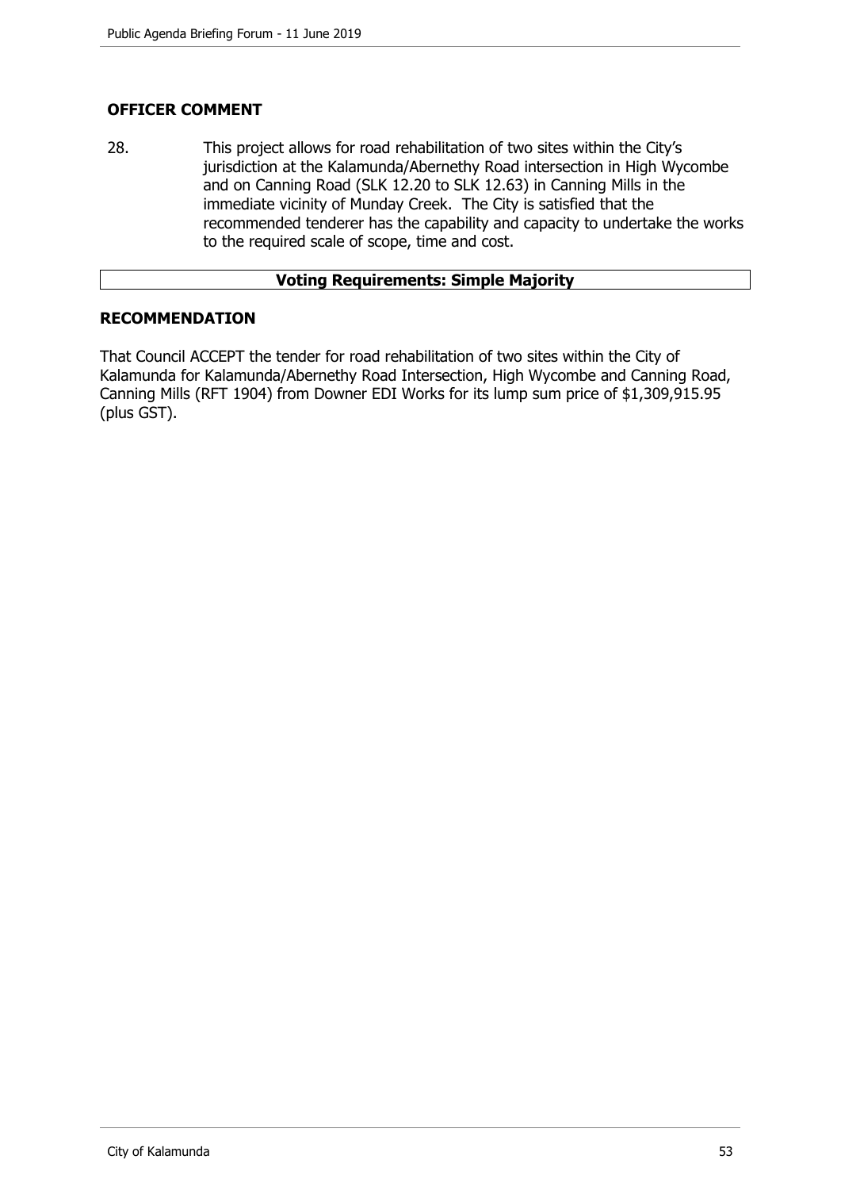### OFFICER COMMENT

28. This project allows for road rehabilitation of two sites within the City's jurisdiction at the Kalamunda/Abernethy Road intersection in High Wycombe and on Canning Road (SLK 12.20 to SLK 12.63) in Canning Mills in the immediate vicinity of Munday Creek. The City is satisfied that the recommended tenderer has the capability and capacity to undertake the works to the required scale of scope, time and cost.

**Voting Requirements: Simple Majority**

### RECOMMENDATION

That Council ACCEPT the tender for road rehabilitation of two sites within the City of Kalamunda for Kalamunda/Abernethy Road Intersection, High Wycombe and Canning Road, Canning Mills (RFT 1904) from Downer EDI Works for its lump sum price of $1,309,915.95 (plus GST).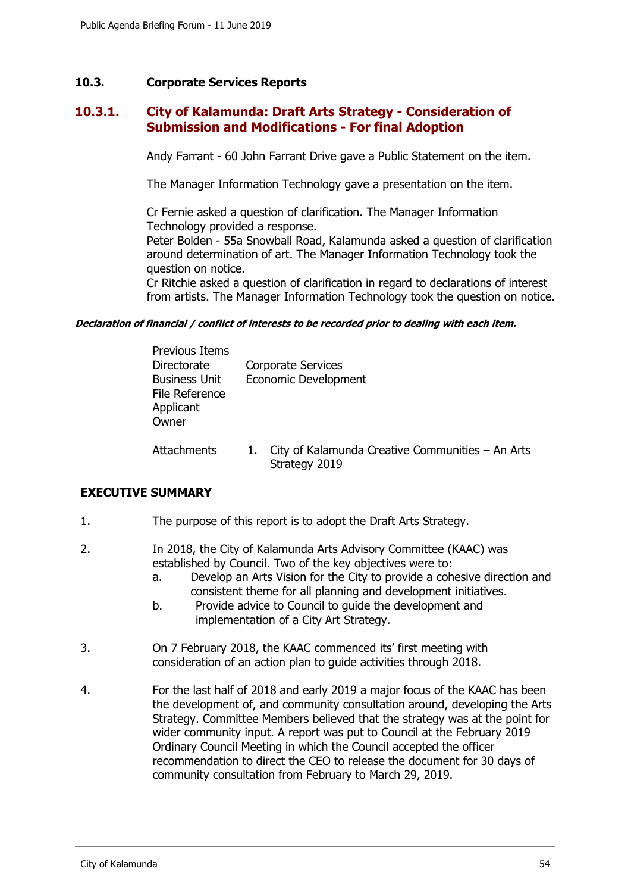## 10.3. Corporate Services Reports

### 10.3.1. City of Kalamunda: Draft Arts Strategy - Consideration of Submission and Modifications - For final Adoption

Andy Farrant - 60 John Farrant Drive gave a Public Statement on the item.

The Manager Information Technology gave a presentation on the item.

Cr Fernie asked a question of clarification. The Manager Information Technology provided a response.
Peter Bolden - 55a Snowball Road, Kalamunda asked a question of clarification around determination of art. The Manager Information Technology took the question on notice.
Cr Ritchie asked a question of clarification in regard to declarations of interest from artists. The Manager Information Technology took the question on notice.

***Declaration of financial / conflict of interests to be recorded prior to dealing with each item.***

| | |
|---|---|
| Previous Items | |
| Directorate | Corporate Services |
| Business Unit | Economic Development |
| File Reference | |
| Applicant | |
| Owner | |
| Attachments | 1. City of Kalamunda Creative Communities – An Arts Strategy 2019 |

**EXECUTIVE SUMMARY**

1. The purpose of this report is to adopt the Draft Arts Strategy.

2. In 2018, the City of Kalamunda Arts Advisory Committee (KAAC) was established by Council. Two of the key objectives were to:
   a. Develop an Arts Vision for the City to provide a cohesive direction and consistent theme for all planning and development initiatives.
   b. Provide advice to Council to guide the development and implementation of a City Art Strategy.

3. On 7 February 2018, the KAAC commenced its' first meeting with consideration of an action plan to guide activities through 2018.

4. For the last half of 2018 and early 2019 a major focus of the KAAC has been the development of, and community consultation around, developing the Arts Strategy. Committee Members believed that the strategy was at the point for wider community input. A report was put to Council at the February 2019 Ordinary Council Meeting in which the Council accepted the officer recommendation to direct the CEO to release the document for 30 days of community consultation from February to March 29, 2019.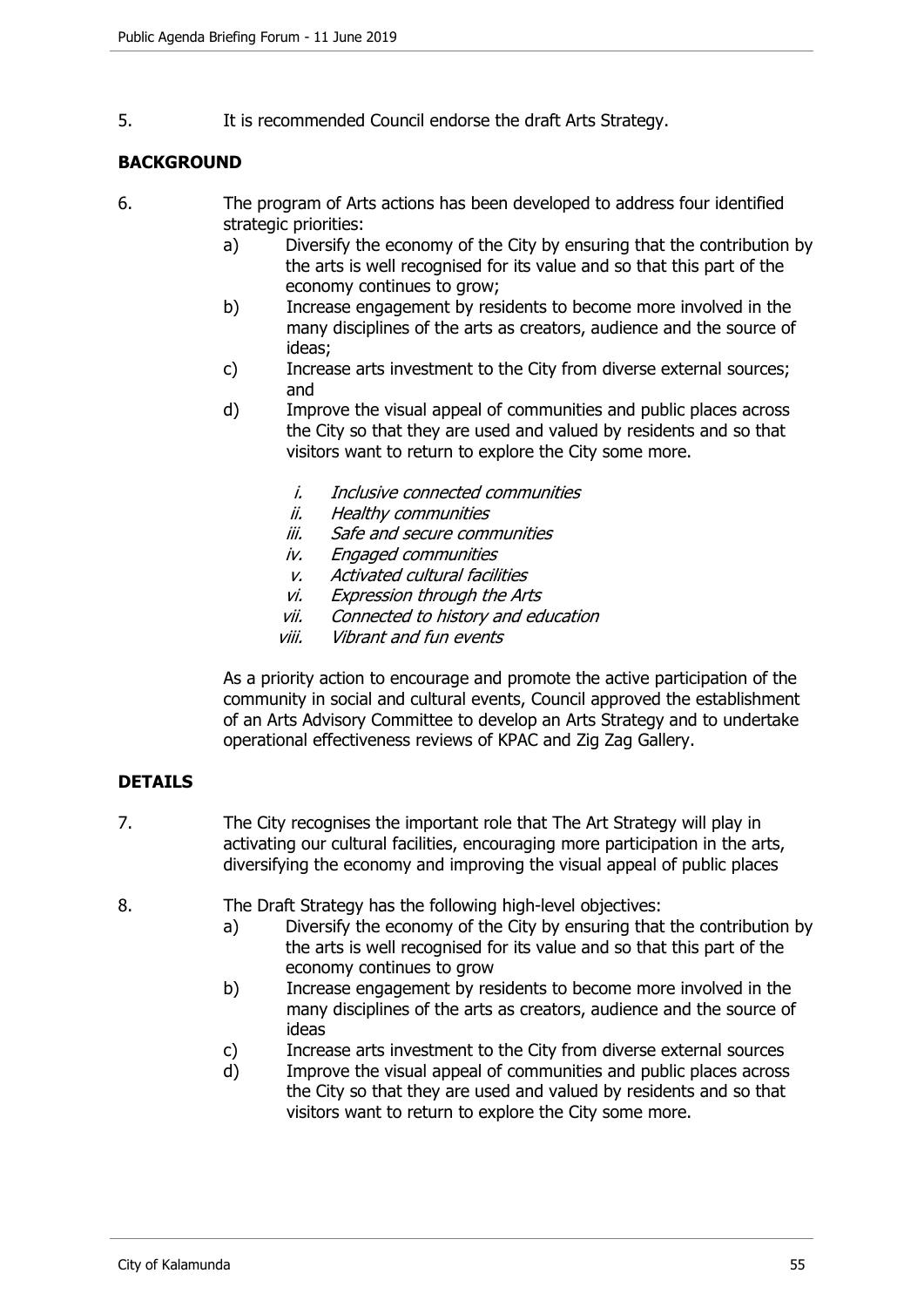5. It is recommended Council endorse the draft Arts Strategy.

## BACKGROUND

6. The program of Arts actions has been developed to address four identified strategic priorities:
   a) Diversify the economy of the City by ensuring that the contribution by the arts is well recognised for its value and so that this part of the economy continues to grow;
   b) Increase engagement by residents to become more involved in the many disciplines of the arts as creators, audience and the source of ideas;
   c) Increase arts investment to the City from diverse external sources; and
   d) Improve the visual appeal of communities and public places across the City so that they are used and valued by residents and so that visitors want to return to explore the City some more.

      i. *Inclusive connected communities*
      ii. *Healthy communities*
      iii. *Safe and secure communities*
      iv. *Engaged communities*
      v. *Activated cultural facilities*
      vi. *Expression through the Arts*
      vii. *Connected to history and education*
      viii. *Vibrant and fun events*

   As a priority action to encourage and promote the active participation of the community in social and cultural events, Council approved the establishment of an Arts Advisory Committee to develop an Arts Strategy and to undertake operational effectiveness reviews of KPAC and Zig Zag Gallery.

## DETAILS

7. The City recognises the important role that The Art Strategy will play in activating our cultural facilities, encouraging more participation in the arts, diversifying the economy and improving the visual appeal of public places

8. The Draft Strategy has the following high-level objectives:
   a) Diversify the economy of the City by ensuring that the contribution by the arts is well recognised for its value and so that this part of the economy continues to grow
   b) Increase engagement by residents to become more involved in the many disciplines of the arts as creators, audience and the source of ideas
   c) Increase arts investment to the City from diverse external sources
   d) Improve the visual appeal of communities and public places across the City so that they are used and valued by residents and so that visitors want to return to explore the City some more.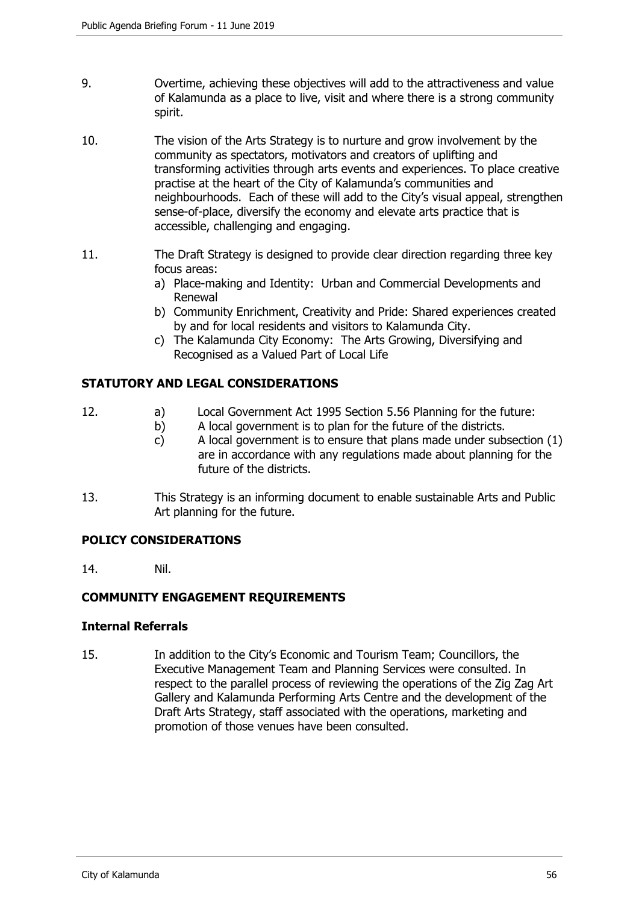9. Overtime, achieving these objectives will add to the attractiveness and value of Kalamunda as a place to live, visit and where there is a strong community spirit.

10. The vision of the Arts Strategy is to nurture and grow involvement by the community as spectators, motivators and creators of uplifting and transforming activities through arts events and experiences. To place creative practise at the heart of the City of Kalamunda's communities and neighbourhoods. Each of these will add to the City's visual appeal, strengthen sense-of-place, diversify the economy and elevate arts practice that is accessible, challenging and engaging.

11. The Draft Strategy is designed to provide clear direction regarding three key focus areas:
    a) Place-making and Identity: Urban and Commercial Developments and Renewal
    b) Community Enrichment, Creativity and Pride: Shared experiences created by and for local residents and visitors to Kalamunda City.
    c) The Kalamunda City Economy: The Arts Growing, Diversifying and Recognised as a Valued Part of Local Life

## STATUTORY AND LEGAL CONSIDERATIONS

12. a) Local Government Act 1995 Section 5.56 Planning for the future:
    b) A local government is to plan for the future of the districts.
    c) A local government is to ensure that plans made under subsection (1) are in accordance with any regulations made about planning for the future of the districts.

13. This Strategy is an informing document to enable sustainable Arts and Public Art planning for the future.

## POLICY CONSIDERATIONS

14. Nil.

## COMMUNITY ENGAGEMENT REQUIREMENTS

### Internal Referrals

15. In addition to the City's Economic and Tourism Team; Councillors, the Executive Management Team and Planning Services were consulted. In respect to the parallel process of reviewing the operations of the Zig Zag Art Gallery and Kalamunda Performing Arts Centre and the development of the Draft Arts Strategy, staff associated with the operations, marketing and promotion of those venues have been consulted.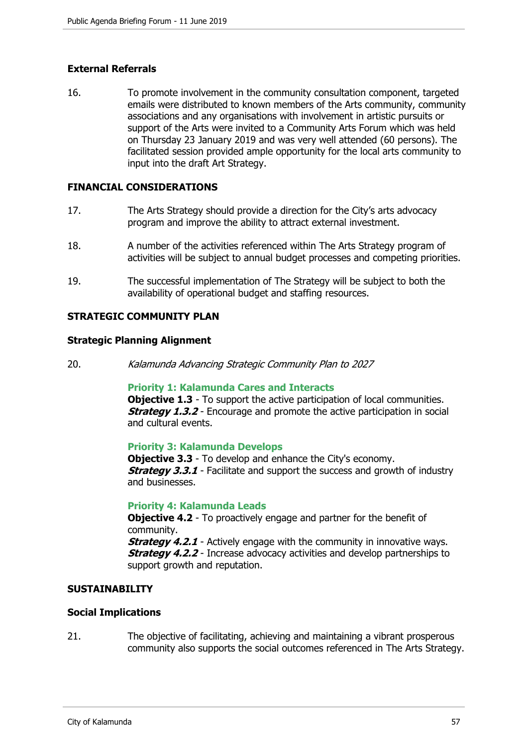**External Referrals**

16. To promote involvement in the community consultation component, targeted emails were distributed to known members of the Arts community, community associations and any organisations with involvement in artistic pursuits or support of the Arts were invited to a Community Arts Forum which was held on Thursday 23 January 2019 and was very well attended (60 persons). The facilitated session provided ample opportunity for the local arts community to input into the draft Art Strategy.

**FINANCIAL CONSIDERATIONS**

17. The Arts Strategy should provide a direction for the City's arts advocacy program and improve the ability to attract external investment.

18. A number of the activities referenced within The Arts Strategy program of activities will be subject to annual budget processes and competing priorities.

19. The successful implementation of The Strategy will be subject to both the availability of operational budget and staffing resources.

**STRATEGIC COMMUNITY PLAN**

**Strategic Planning Alignment**

20. *Kalamunda Advancing Strategic Community Plan to 2027*

**Priority 1: Kalamunda Cares and Interacts**
**Objective 1.3** - To support the active participation of local communities.
***Strategy 1.3.2*** - Encourage and promote the active participation in social and cultural events.

**Priority 3: Kalamunda Develops**
**Objective 3.3** - To develop and enhance the City's economy.
***Strategy 3.3.1*** - Facilitate and support the success and growth of industry and businesses.

**Priority 4: Kalamunda Leads**
**Objective 4.2** - To proactively engage and partner for the benefit of community.
***Strategy 4.2.1*** - Actively engage with the community in innovative ways.
***Strategy 4.2.2*** - Increase advocacy activities and develop partnerships to support growth and reputation.

**SUSTAINABILITY**

**Social Implications**

21. The objective of facilitating, achieving and maintaining a vibrant prosperous community also supports the social outcomes referenced in The Arts Strategy.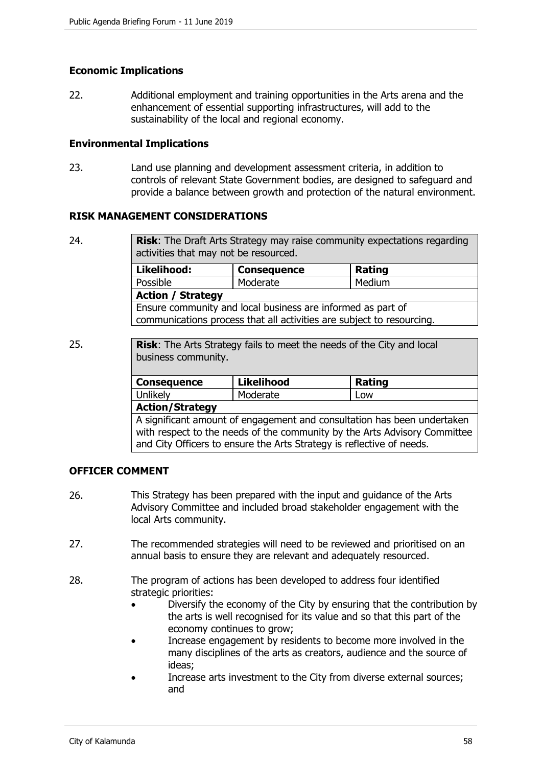### Economic Implications

22. Additional employment and training opportunities in the Arts arena and the enhancement of essential supporting infrastructures, will add to the sustainability of the local and regional economy.

### Environmental Implications

23. Land use planning and development assessment criteria, in addition to controls of relevant State Government bodies, are designed to safeguard and provide a balance between growth and protection of the natural environment.

## RISK MANAGEMENT CONSIDERATIONS

24.

| **Risk**: The Draft Arts Strategy may raise community expectations regarding activities that may not be resourced. | | |
|---|---|---|
| **Likelihood:** | **Consequence** | **Rating** |
| Possible | Moderate | Medium |
| **Action / Strategy** | | |
| Ensure community and local business are informed as part of communications process that all activities are subject to resourcing. | | |

25.

| **Risk**: The Arts Strategy fails to meet the needs of the City and local business community. | | |
|---|---|---|
| **Consequence** | **Likelihood** | **Rating** |
| Unlikely | Moderate | Low |
| **Action/Strategy** | | |
| A significant amount of engagement and consultation has been undertaken with respect to the needs of the community by the Arts Advisory Committee and City Officers to ensure the Arts Strategy is reflective of needs. | | |

## OFFICER COMMENT

26. This Strategy has been prepared with the input and guidance of the Arts Advisory Committee and included broad stakeholder engagement with the local Arts community.

27. The recommended strategies will need to be reviewed and prioritised on an annual basis to ensure they are relevant and adequately resourced.

28. The program of actions has been developed to address four identified strategic priorities:
    - Diversify the economy of the City by ensuring that the contribution by the arts is well recognised for its value and so that this part of the economy continues to grow;
    - Increase engagement by residents to become more involved in the many disciplines of the arts as creators, audience and the source of ideas;
    - Increase arts investment to the City from diverse external sources; and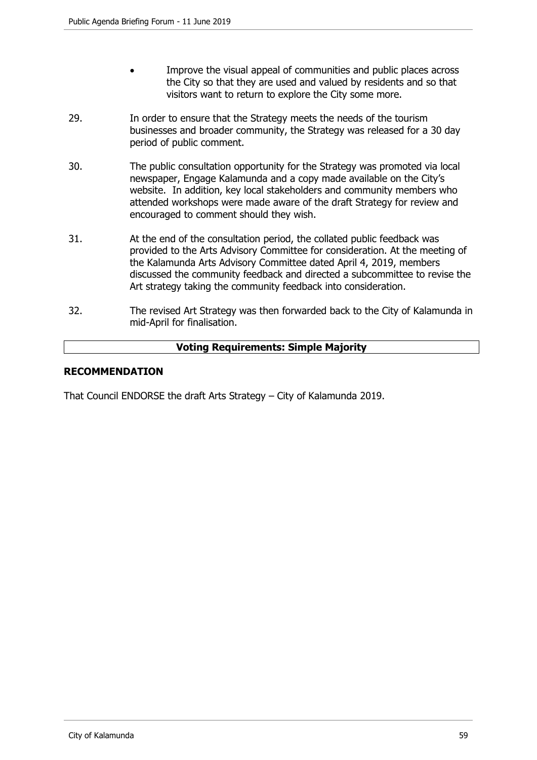- Improve the visual appeal of communities and public places across the City so that they are used and valued by residents and so that visitors want to return to explore the City some more.

29. In order to ensure that the Strategy meets the needs of the tourism businesses and broader community, the Strategy was released for a 30 day period of public comment.

30. The public consultation opportunity for the Strategy was promoted via local newspaper, Engage Kalamunda and a copy made available on the City's website. In addition, key local stakeholders and community members who attended workshops were made aware of the draft Strategy for review and encouraged to comment should they wish.

31. At the end of the consultation period, the collated public feedback was provided to the Arts Advisory Committee for consideration. At the meeting of the Kalamunda Arts Advisory Committee dated April 4, 2019, members discussed the community feedback and directed a subcommittee to revise the Art strategy taking the community feedback into consideration.

32. The revised Art Strategy was then forwarded back to the City of Kalamunda in mid-April for finalisation.

**Voting Requirements: Simple Majority**

## RECOMMENDATION

That Council ENDORSE the draft Arts Strategy – City of Kalamunda 2019.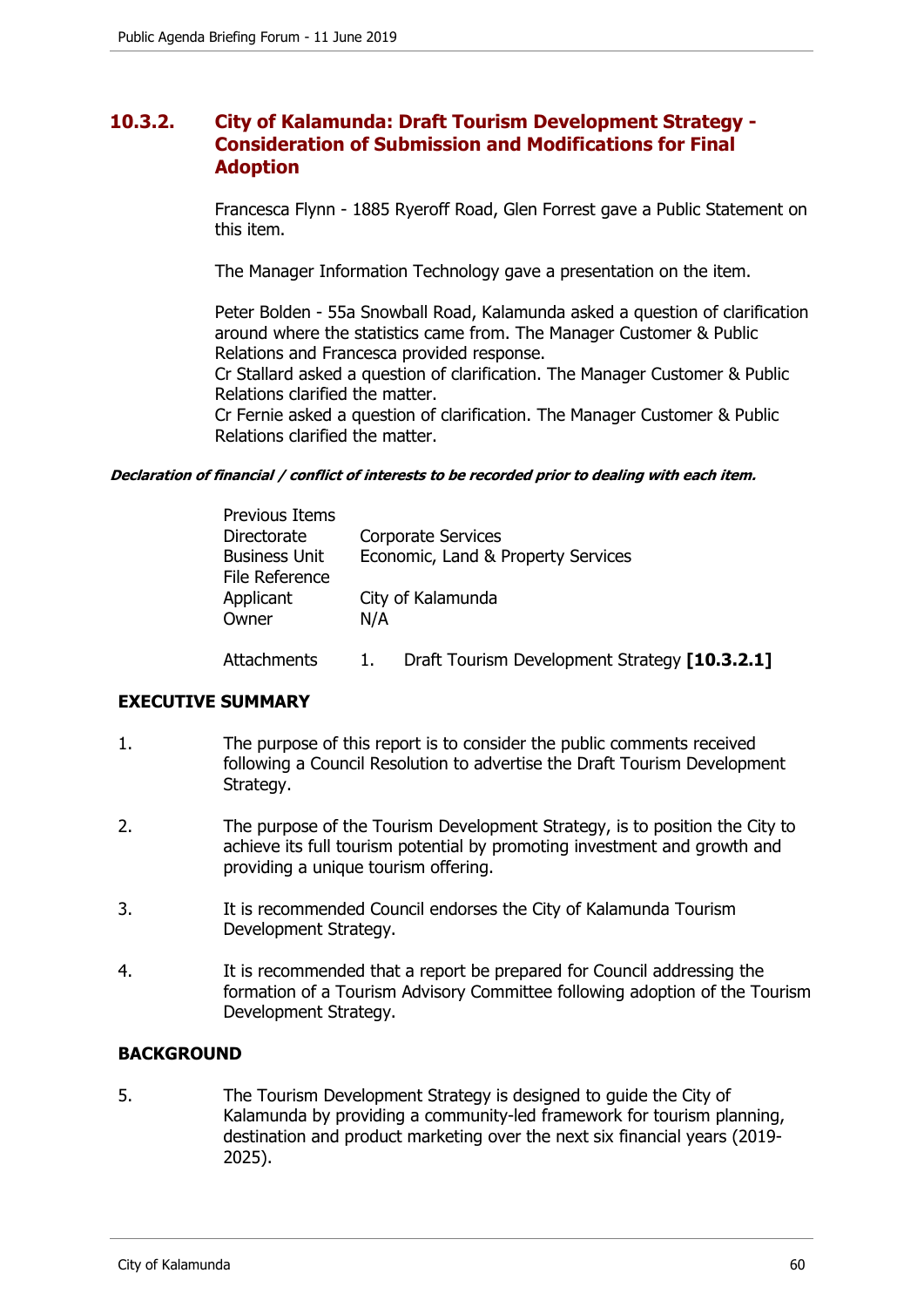## 10.3.2. City of Kalamunda: Draft Tourism Development Strategy - Consideration of Submission and Modifications for Final Adoption

Francesca Flynn - 1885 Ryeroff Road, Glen Forrest gave a Public Statement on this item.

The Manager Information Technology gave a presentation on the item.

Peter Bolden - 55a Snowball Road, Kalamunda asked a question of clarification around where the statistics came from. The Manager Customer & Public Relations and Francesca provided response.
Cr Stallard asked a question of clarification. The Manager Customer & Public Relations clarified the matter.
Cr Fernie asked a question of clarification. The Manager Customer & Public Relations clarified the matter.

***Declaration of financial / conflict of interests to be recorded prior to dealing with each item.***

| | |
|---|---|
| Previous Items | |
| Directorate | Corporate Services |
| Business Unit | Economic, Land & Property Services |
| File Reference | |
| Applicant | City of Kalamunda |
| Owner | N/A |
| Attachments | 1. Draft Tourism Development Strategy **[10.3.2.1]** |

### EXECUTIVE SUMMARY

1. The purpose of this report is to consider the public comments received following a Council Resolution to advertise the Draft Tourism Development Strategy.

2. The purpose of the Tourism Development Strategy, is to position the City to achieve its full tourism potential by promoting investment and growth and providing a unique tourism offering.

3. It is recommended Council endorses the City of Kalamunda Tourism Development Strategy.

4. It is recommended that a report be prepared for Council addressing the formation of a Tourism Advisory Committee following adoption of the Tourism Development Strategy.

### BACKGROUND

5. The Tourism Development Strategy is designed to guide the City of Kalamunda by providing a community-led framework for tourism planning, destination and product marketing over the next six financial years (2019-2025).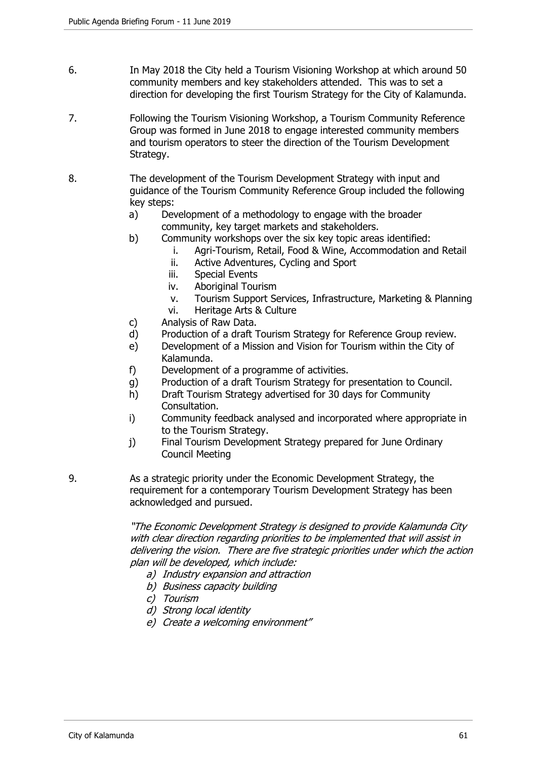6. In May 2018 the City held a Tourism Visioning Workshop at which around 50 community members and key stakeholders attended. This was to set a direction for developing the first Tourism Strategy for the City of Kalamunda.

7. Following the Tourism Visioning Workshop, a Tourism Community Reference Group was formed in June 2018 to engage interested community members and tourism operators to steer the direction of the Tourism Development Strategy.

8. The development of the Tourism Development Strategy with input and guidance of the Tourism Community Reference Group included the following key steps:
   a) Development of a methodology to engage with the broader community, key target markets and stakeholders.
   b) Community workshops over the six key topic areas identified:
      i. Agri-Tourism, Retail, Food & Wine, Accommodation and Retail
      ii. Active Adventures, Cycling and Sport
      iii. Special Events
      iv. Aboriginal Tourism
      v. Tourism Support Services, Infrastructure, Marketing & Planning
      vi. Heritage Arts & Culture
   c) Analysis of Raw Data.
   d) Production of a draft Tourism Strategy for Reference Group review.
   e) Development of a Mission and Vision for Tourism within the City of Kalamunda.
   f) Development of a programme of activities.
   g) Production of a draft Tourism Strategy for presentation to Council.
   h) Draft Tourism Strategy advertised for 30 days for Community Consultation.
   i) Community feedback analysed and incorporated where appropriate in to the Tourism Strategy.
   j) Final Tourism Development Strategy prepared for June Ordinary Council Meeting

9. As a strategic priority under the Economic Development Strategy, the requirement for a contemporary Tourism Development Strategy has been acknowledged and pursued.

   *"The Economic Development Strategy is designed to provide Kalamunda City with clear direction regarding priorities to be implemented that will assist in delivering the vision. There are five strategic priorities under which the action plan will be developed, which include:*
   *a) Industry expansion and attraction*
   *b) Business capacity building*
   *c) Tourism*
   *d) Strong local identity*
   *e) Create a welcoming environment"*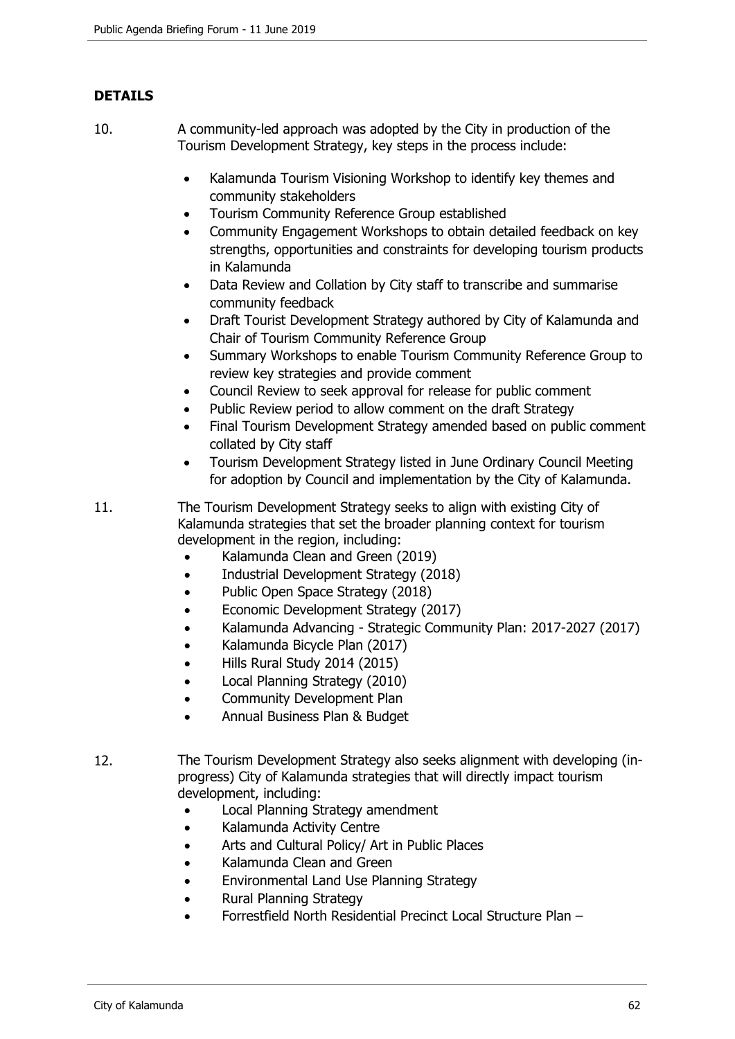## DETAILS

10. A community-led approach was adopted by the City in production of the Tourism Development Strategy, key steps in the process include:

    - Kalamunda Tourism Visioning Workshop to identify key themes and community stakeholders
    - Tourism Community Reference Group established
    - Community Engagement Workshops to obtain detailed feedback on key strengths, opportunities and constraints for developing tourism products in Kalamunda
    - Data Review and Collation by City staff to transcribe and summarise community feedback
    - Draft Tourist Development Strategy authored by City of Kalamunda and Chair of Tourism Community Reference Group
    - Summary Workshops to enable Tourism Community Reference Group to review key strategies and provide comment
    - Council Review to seek approval for release for public comment
    - Public Review period to allow comment on the draft Strategy
    - Final Tourism Development Strategy amended based on public comment collated by City staff
    - Tourism Development Strategy listed in June Ordinary Council Meeting for adoption by Council and implementation by the City of Kalamunda.

11. The Tourism Development Strategy seeks to align with existing City of Kalamunda strategies that set the broader planning context for tourism development in the region, including:
    - Kalamunda Clean and Green (2019)
    - Industrial Development Strategy (2018)
    - Public Open Space Strategy (2018)
    - Economic Development Strategy (2017)
    - Kalamunda Advancing - Strategic Community Plan: 2017-2027 (2017)
    - Kalamunda Bicycle Plan (2017)
    - Hills Rural Study 2014 (2015)
    - Local Planning Strategy (2010)
    - Community Development Plan
    - Annual Business Plan & Budget

12. The Tourism Development Strategy also seeks alignment with developing (in-progress) City of Kalamunda strategies that will directly impact tourism development, including:
    - Local Planning Strategy amendment
    - Kalamunda Activity Centre
    - Arts and Cultural Policy/ Art in Public Places
    - Kalamunda Clean and Green
    - Environmental Land Use Planning Strategy
    - Rural Planning Strategy
    - Forrestfield North Residential Precinct Local Structure Plan –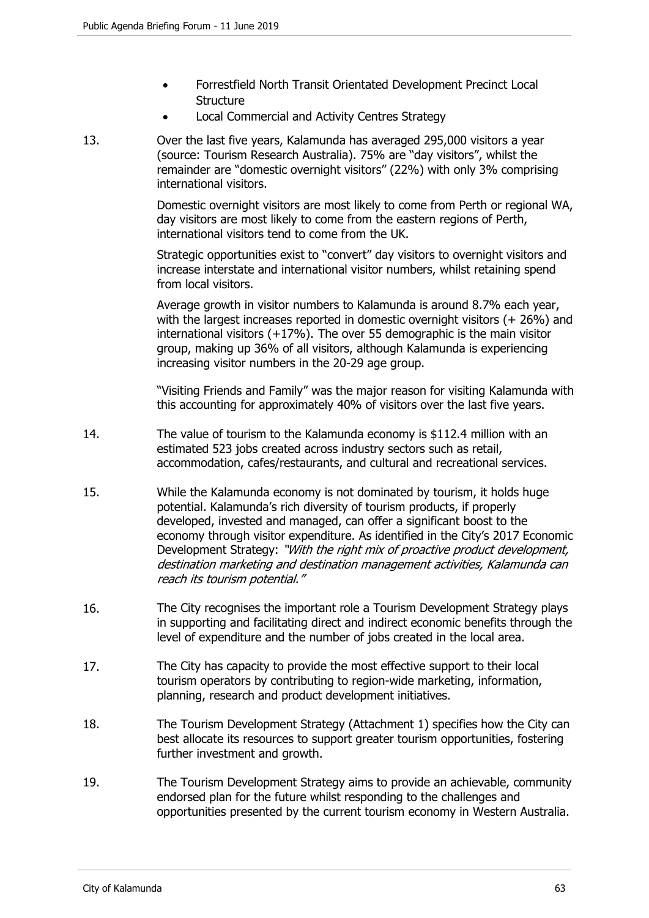- Forrestfield North Transit Orientated Development Precinct Local Structure
- Local Commercial and Activity Centres Strategy

13. Over the last five years, Kalamunda has averaged 295,000 visitors a year (source: Tourism Research Australia). 75% are "day visitors", whilst the remainder are "domestic overnight visitors" (22%) with only 3% comprising international visitors.

    Domestic overnight visitors are most likely to come from Perth or regional WA, day visitors are most likely to come from the eastern regions of Perth, international visitors tend to come from the UK.

    Strategic opportunities exist to "convert" day visitors to overnight visitors and increase interstate and international visitor numbers, whilst retaining spend from local visitors.

    Average growth in visitor numbers to Kalamunda is around 8.7% each year, with the largest increases reported in domestic overnight visitors (+ 26%) and international visitors (+17%). The over 55 demographic is the main visitor group, making up 36% of all visitors, although Kalamunda is experiencing increasing visitor numbers in the 20-29 age group.

    "Visiting Friends and Family" was the major reason for visiting Kalamunda with this accounting for approximately 40% of visitors over the last five years.

14. The value of tourism to the Kalamunda economy is $112.4 million with an estimated 523 jobs created across industry sectors such as retail, accommodation, cafes/restaurants, and cultural and recreational services.

15. While the Kalamunda economy is not dominated by tourism, it holds huge potential. Kalamunda's rich diversity of tourism products, if properly developed, invested and managed, can offer a significant boost to the economy through visitor expenditure. As identified in the City's 2017 Economic Development Strategy: *"With the right mix of proactive product development, destination marketing and destination management activities, Kalamunda can reach its tourism potential."*

16. The City recognises the important role a Tourism Development Strategy plays in supporting and facilitating direct and indirect economic benefits through the level of expenditure and the number of jobs created in the local area.

17. The City has capacity to provide the most effective support to their local tourism operators by contributing to region-wide marketing, information, planning, research and product development initiatives.

18. The Tourism Development Strategy (Attachment 1) specifies how the City can best allocate its resources to support greater tourism opportunities, fostering further investment and growth.

19. The Tourism Development Strategy aims to provide an achievable, community endorsed plan for the future whilst responding to the challenges and opportunities presented by the current tourism economy in Western Australia.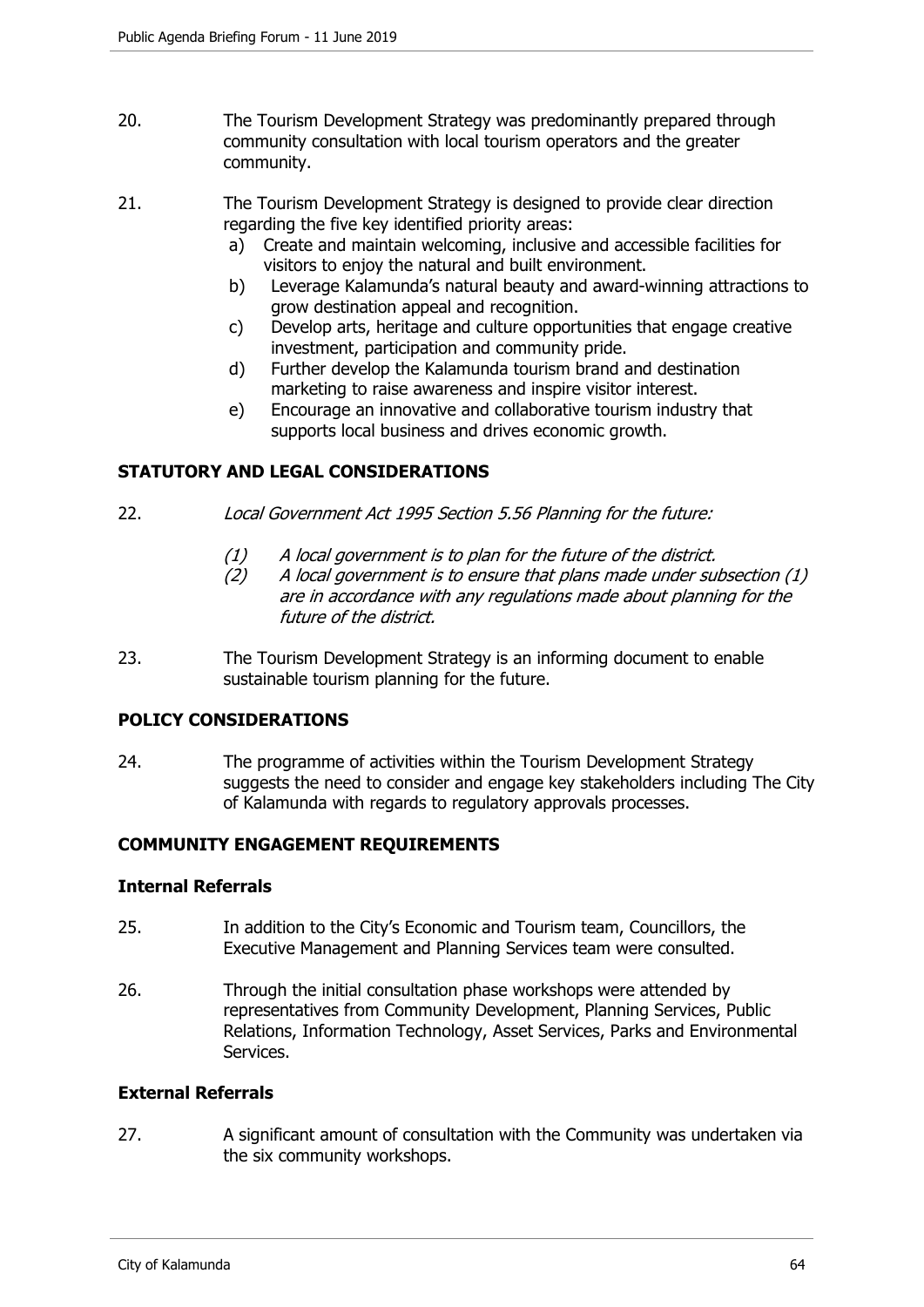20. The Tourism Development Strategy was predominantly prepared through community consultation with local tourism operators and the greater community.

21. The Tourism Development Strategy is designed to provide clear direction regarding the five key identified priority areas:
    a) Create and maintain welcoming, inclusive and accessible facilities for visitors to enjoy the natural and built environment.
    b) Leverage Kalamunda's natural beauty and award-winning attractions to grow destination appeal and recognition.
    c) Develop arts, heritage and culture opportunities that engage creative investment, participation and community pride.
    d) Further develop the Kalamunda tourism brand and destination marketing to raise awareness and inspire visitor interest.
    e) Encourage an innovative and collaborative tourism industry that supports local business and drives economic growth.

## STATUTORY AND LEGAL CONSIDERATIONS

22. *Local Government Act 1995 Section 5.56 Planning for the future:*

    *(1) A local government is to plan for the future of the district.*
    *(2) A local government is to ensure that plans made under subsection (1) are in accordance with any regulations made about planning for the future of the district.*

23. The Tourism Development Strategy is an informing document to enable sustainable tourism planning for the future.

## POLICY CONSIDERATIONS

24. The programme of activities within the Tourism Development Strategy suggests the need to consider and engage key stakeholders including The City of Kalamunda with regards to regulatory approvals processes.

## COMMUNITY ENGAGEMENT REQUIREMENTS

### Internal Referrals

25. In addition to the City's Economic and Tourism team, Councillors, the Executive Management and Planning Services team were consulted.

26. Through the initial consultation phase workshops were attended by representatives from Community Development, Planning Services, Public Relations, Information Technology, Asset Services, Parks and Environmental Services.

### External Referrals

27. A significant amount of consultation with the Community was undertaken via the six community workshops.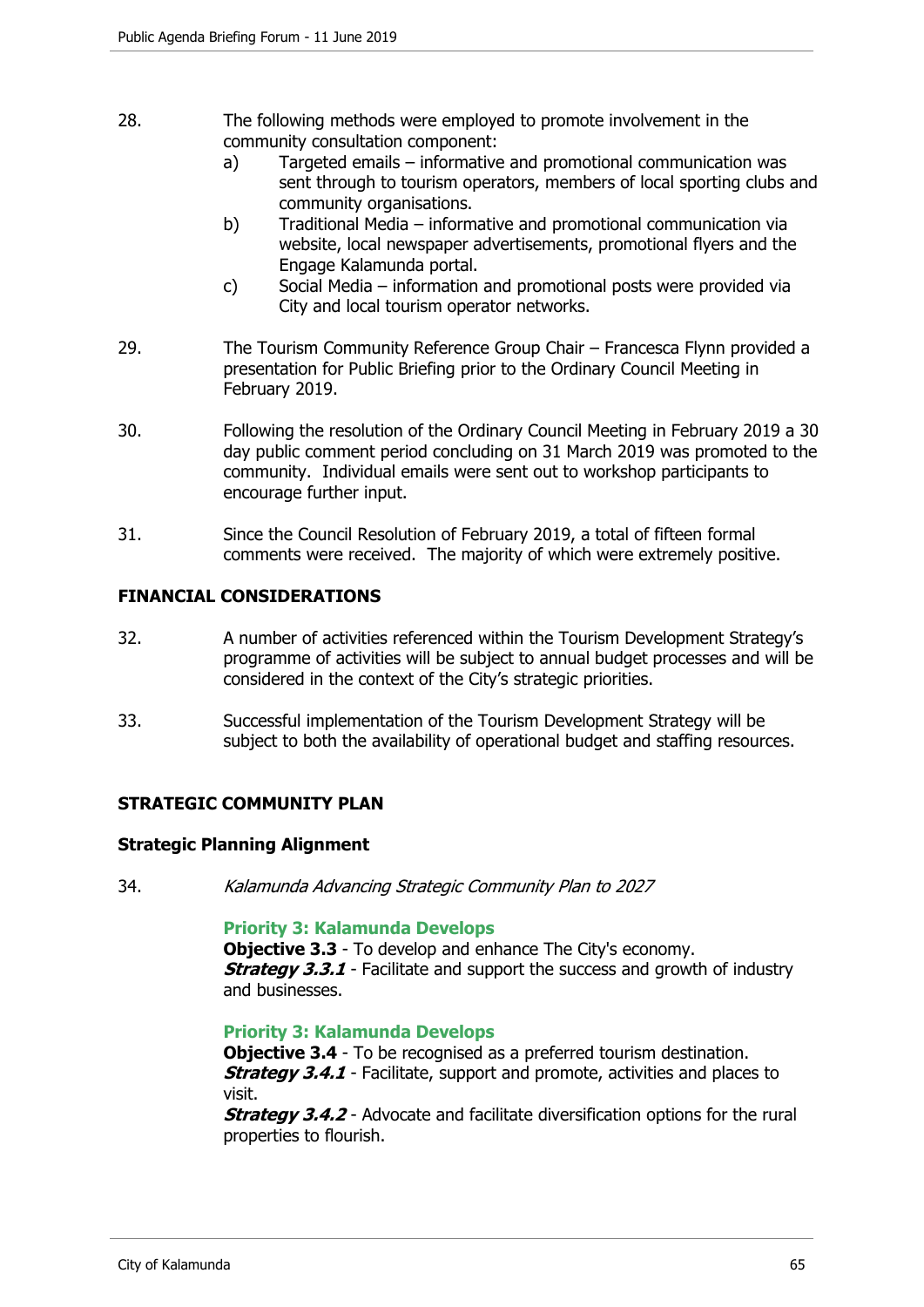28. The following methods were employed to promote involvement in the community consultation component:
    a) Targeted emails – informative and promotional communication was sent through to tourism operators, members of local sporting clubs and community organisations.
    b) Traditional Media – informative and promotional communication via website, local newspaper advertisements, promotional flyers and the Engage Kalamunda portal.
    c) Social Media – information and promotional posts were provided via City and local tourism operator networks.

29. The Tourism Community Reference Group Chair – Francesca Flynn provided a presentation for Public Briefing prior to the Ordinary Council Meeting in February 2019.

30. Following the resolution of the Ordinary Council Meeting in February 2019 a 30 day public comment period concluding on 31 March 2019 was promoted to the community. Individual emails were sent out to workshop participants to encourage further input.

31. Since the Council Resolution of February 2019, a total of fifteen formal comments were received. The majority of which were extremely positive.

## FINANCIAL CONSIDERATIONS

32. A number of activities referenced within the Tourism Development Strategy's programme of activities will be subject to annual budget processes and will be considered in the context of the City's strategic priorities.

33. Successful implementation of the Tourism Development Strategy will be subject to both the availability of operational budget and staffing resources.

## STRATEGIC COMMUNITY PLAN

### Strategic Planning Alignment

34. *Kalamunda Advancing Strategic Community Plan to 2027*

    **Priority 3: Kalamunda Develops**
    **Objective 3.3** - To develop and enhance The City's economy.
    ***Strategy 3.3.1*** - Facilitate and support the success and growth of industry and businesses.

    **Priority 3: Kalamunda Develops**
    **Objective 3.4** - To be recognised as a preferred tourism destination.
    ***Strategy 3.4.1*** - Facilitate, support and promote, activities and places to visit.
    ***Strategy 3.4.2*** - Advocate and facilitate diversification options for the rural properties to flourish.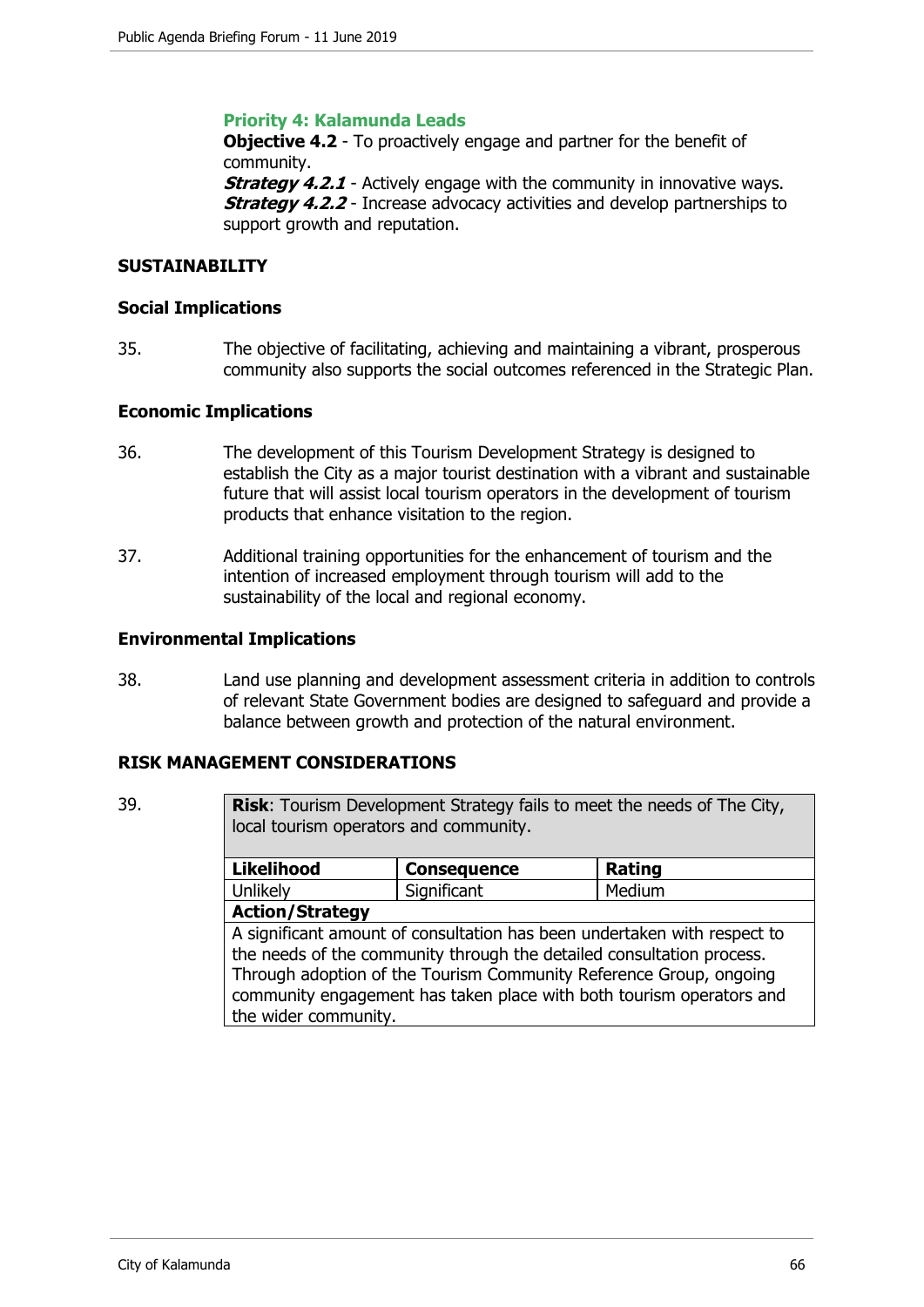**Priority 4: Kalamunda Leads**

**Objective 4.2** - To proactively engage and partner for the benefit of community.

***Strategy 4.2.1*** - Actively engage with the community in innovative ways.

***Strategy 4.2.2*** - Increase advocacy activities and develop partnerships to support growth and reputation.

## SUSTAINABILITY

### Social Implications

35. The objective of facilitating, achieving and maintaining a vibrant, prosperous community also supports the social outcomes referenced in the Strategic Plan.

### Economic Implications

36. The development of this Tourism Development Strategy is designed to establish the City as a major tourist destination with a vibrant and sustainable future that will assist local tourism operators in the development of tourism products that enhance visitation to the region.

37. Additional training opportunities for the enhancement of tourism and the intention of increased employment through tourism will add to the sustainability of the local and regional economy.

### Environmental Implications

38. Land use planning and development assessment criteria in addition to controls of relevant State Government bodies are designed to safeguard and provide a balance between growth and protection of the natural environment.

## RISK MANAGEMENT CONSIDERATIONS

39.

| **Risk**: Tourism Development Strategy fails to meet the needs of The City, local tourism operators and community. | | |
|---|---|---|
| **Likelihood** | **Consequence** | **Rating** |
| Unlikely | Significant | Medium |
| **Action/Strategy** | | |
| A significant amount of consultation has been undertaken with respect to the needs of the community through the detailed consultation process. Through adoption of the Tourism Community Reference Group, ongoing community engagement has taken place with both tourism operators and the wider community. | | |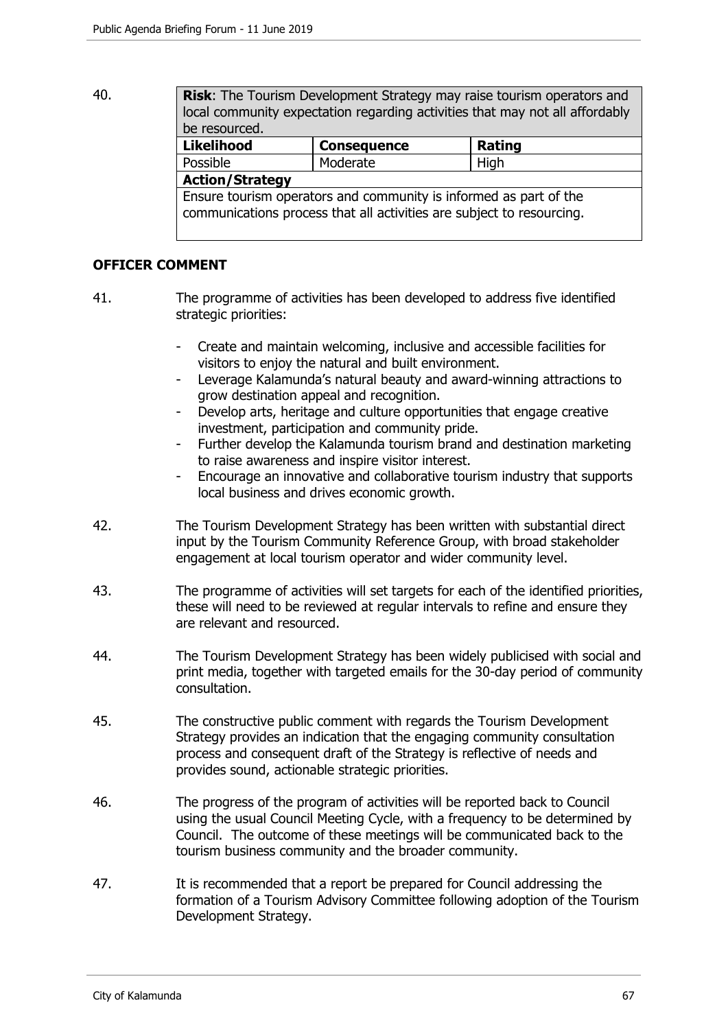40.

| **Risk**: The Tourism Development Strategy may raise tourism operators and local community expectation regarding activities that may not all affordably be resourced. | | |
|---|---|---|
| **Likelihood** | **Consequence** | **Rating** |
| Possible | Moderate | High |
| **Action/Strategy** | | |
| Ensure tourism operators and community is informed as part of the communications process that all activities are subject to resourcing. | | |

## OFFICER COMMENT

41. The programme of activities has been developed to address five identified strategic priorities:

    - Create and maintain welcoming, inclusive and accessible facilities for visitors to enjoy the natural and built environment.
    - Leverage Kalamunda's natural beauty and award-winning attractions to grow destination appeal and recognition.
    - Develop arts, heritage and culture opportunities that engage creative investment, participation and community pride.
    - Further develop the Kalamunda tourism brand and destination marketing to raise awareness and inspire visitor interest.
    - Encourage an innovative and collaborative tourism industry that supports local business and drives economic growth.

42. The Tourism Development Strategy has been written with substantial direct input by the Tourism Community Reference Group, with broad stakeholder engagement at local tourism operator and wider community level.

43. The programme of activities will set targets for each of the identified priorities, these will need to be reviewed at regular intervals to refine and ensure they are relevant and resourced.

44. The Tourism Development Strategy has been widely publicised with social and print media, together with targeted emails for the 30-day period of community consultation.

45. The constructive public comment with regards the Tourism Development Strategy provides an indication that the engaging community consultation process and consequent draft of the Strategy is reflective of needs and provides sound, actionable strategic priorities.

46. The progress of the program of activities will be reported back to Council using the usual Council Meeting Cycle, with a frequency to be determined by Council. The outcome of these meetings will be communicated back to the tourism business community and the broader community.

47. It is recommended that a report be prepared for Council addressing the formation of a Tourism Advisory Committee following adoption of the Tourism Development Strategy.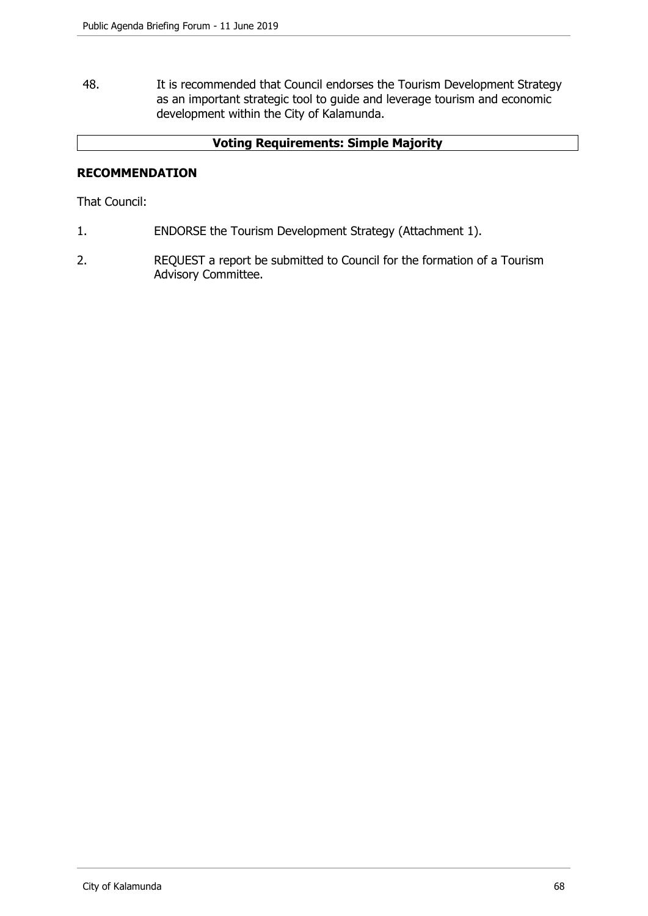48. It is recommended that Council endorses the Tourism Development Strategy as an important strategic tool to guide and leverage tourism and economic development within the City of Kalamunda.

| **Voting Requirements: Simple Majority** |
| --- |

## RECOMMENDATION

That Council:

1. ENDORSE the Tourism Development Strategy (Attachment 1).
2. REQUEST a report be submitted to Council for the formation of a Tourism Advisory Committee.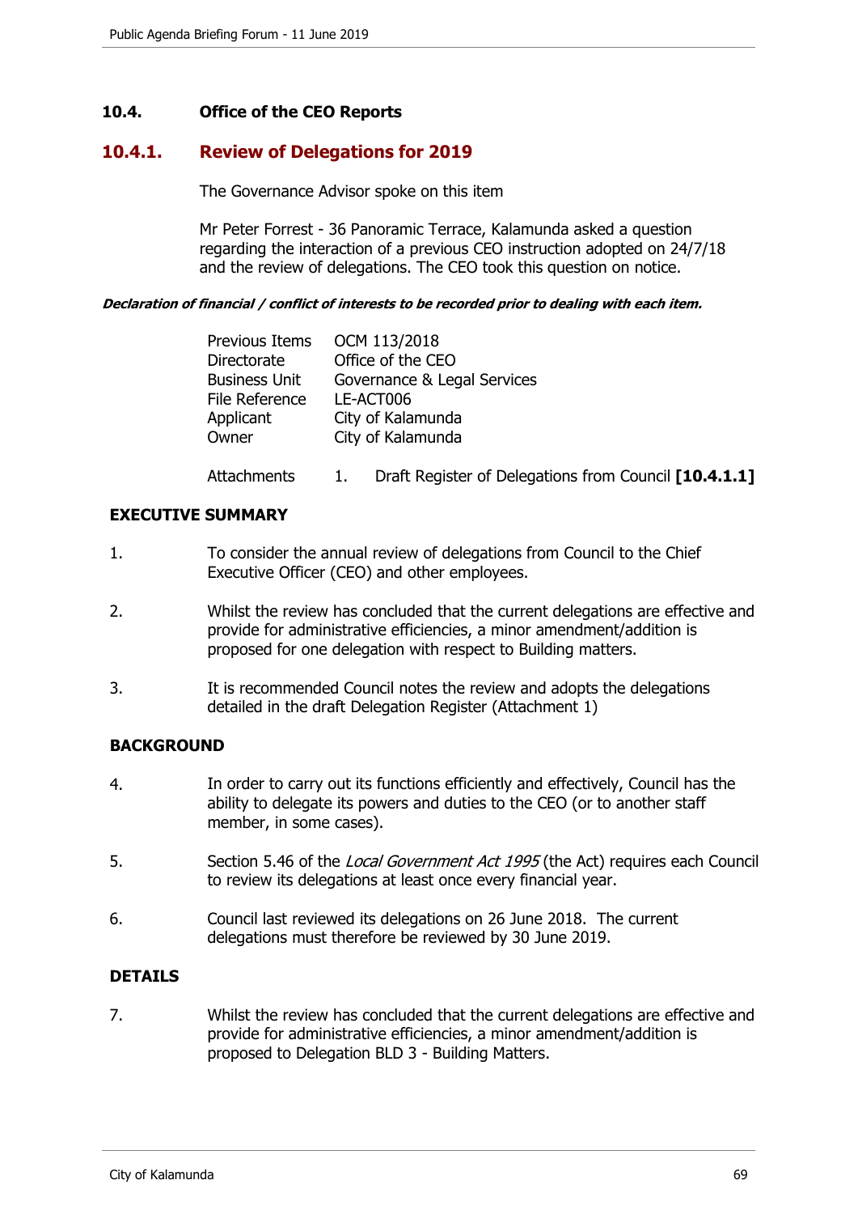## 10.4. Office of the CEO Reports

### 10.4.1. Review of Delegations for 2019

The Governance Advisor spoke on this item

Mr Peter Forrest - 36 Panoramic Terrace, Kalamunda asked a question regarding the interaction of a previous CEO instruction adopted on 24/7/18 and the review of delegations. The CEO took this question on notice.

***Declaration of financial / conflict of interests to be recorded prior to dealing with each item.***

| | |
|---|---|
| Previous Items | OCM 113/2018 |
| Directorate | Office of the CEO |
| Business Unit | Governance & Legal Services |
| File Reference | LE-ACT006 |
| Applicant | City of Kalamunda |
| Owner | City of Kalamunda |

Attachments 1. Draft Register of Delegations from Council **[10.4.1.1]**

**EXECUTIVE SUMMARY**

1. To consider the annual review of delegations from Council to the Chief Executive Officer (CEO) and other employees.

2. Whilst the review has concluded that the current delegations are effective and provide for administrative efficiencies, a minor amendment/addition is proposed for one delegation with respect to Building matters.

3. It is recommended Council notes the review and adopts the delegations detailed in the draft Delegation Register (Attachment 1)

**BACKGROUND**

4. In order to carry out its functions efficiently and effectively, Council has the ability to delegate its powers and duties to the CEO (or to another staff member, in some cases).

5. Section 5.46 of the *Local Government Act 1995* (the Act) requires each Council to review its delegations at least once every financial year.

6. Council last reviewed its delegations on 26 June 2018. The current delegations must therefore be reviewed by 30 June 2019.

**DETAILS**

7. Whilst the review has concluded that the current delegations are effective and provide for administrative efficiencies, a minor amendment/addition is proposed to Delegation BLD 3 - Building Matters.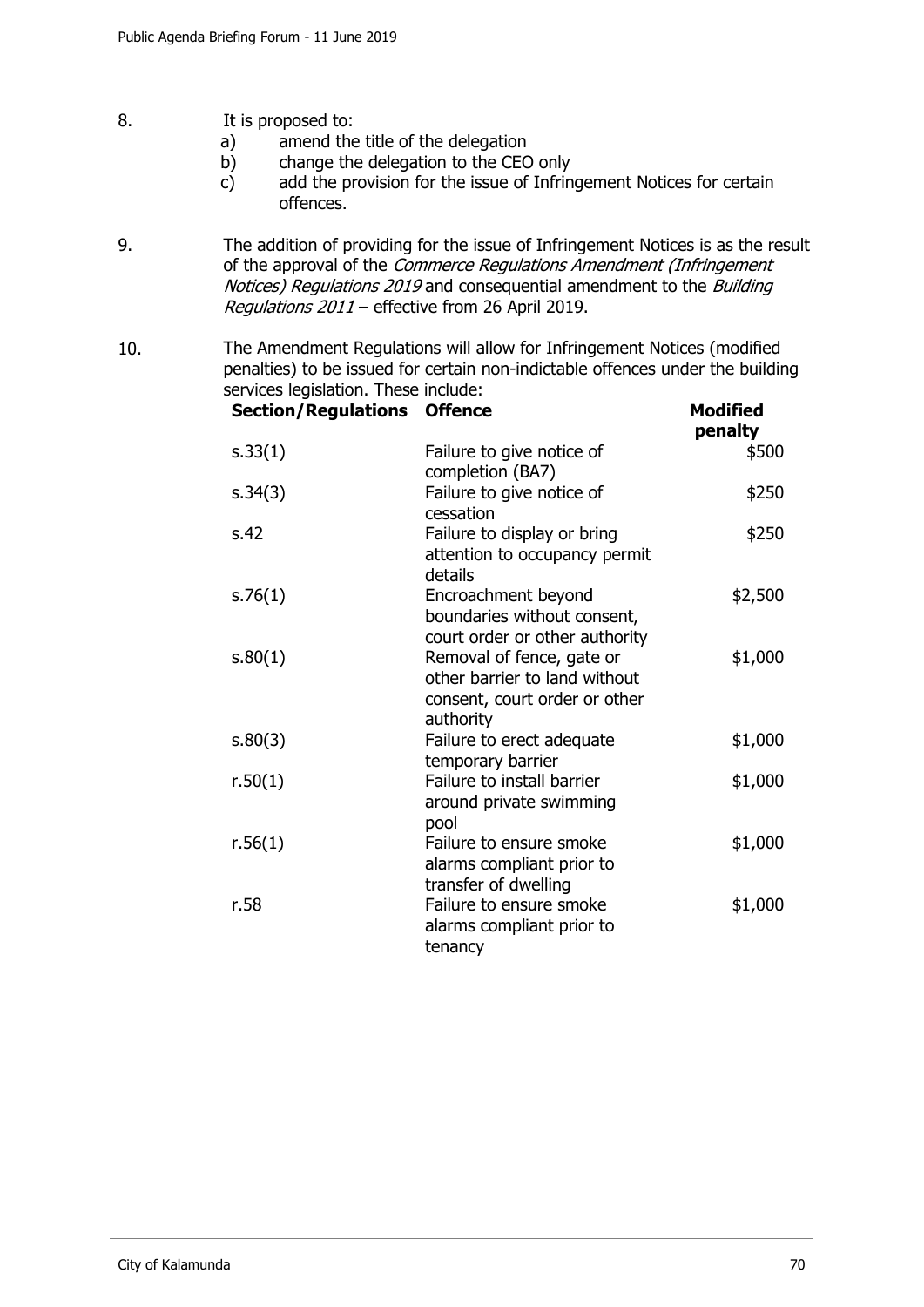8. It is proposed to:
   a) amend the title of the delegation
   b) change the delegation to the CEO only
   c) add the provision for the issue of Infringement Notices for certain offences.

9. The addition of providing for the issue of Infringement Notices is as the result of the approval of the *Commerce Regulations Amendment (Infringement Notices) Regulations 2019* and consequential amendment to the *Building Regulations 2011* – effective from 26 April 2019.

10. The Amendment Regulations will allow for Infringement Notices (modified penalties) to be issued for certain non-indictable offences under the building services legislation. These include:

| **Section/Regulations** | **Offence** | **Modified penalty** |
|---|---|---|
| s.33(1) | Failure to give notice of completion (BA7) | $500 |
| s.34(3) | Failure to give notice of cessation | $250 |
| s.42 | Failure to display or bring attention to occupancy permit details | $250 |
| s.76(1) | Encroachment beyond boundaries without consent, court order or other authority | $2,500 |
| s.80(1) | Removal of fence, gate or other barrier to land without consent, court order or other authority | $1,000 |
| s.80(3) | Failure to erect adequate temporary barrier | $1,000 |
| r.50(1) | Failure to install barrier around private swimming pool | $1,000 |
| r.56(1) | Failure to ensure smoke alarms compliant prior to transfer of dwelling | $1,000 |
| r.58 | Failure to ensure smoke alarms compliant prior to tenancy | $1,000 |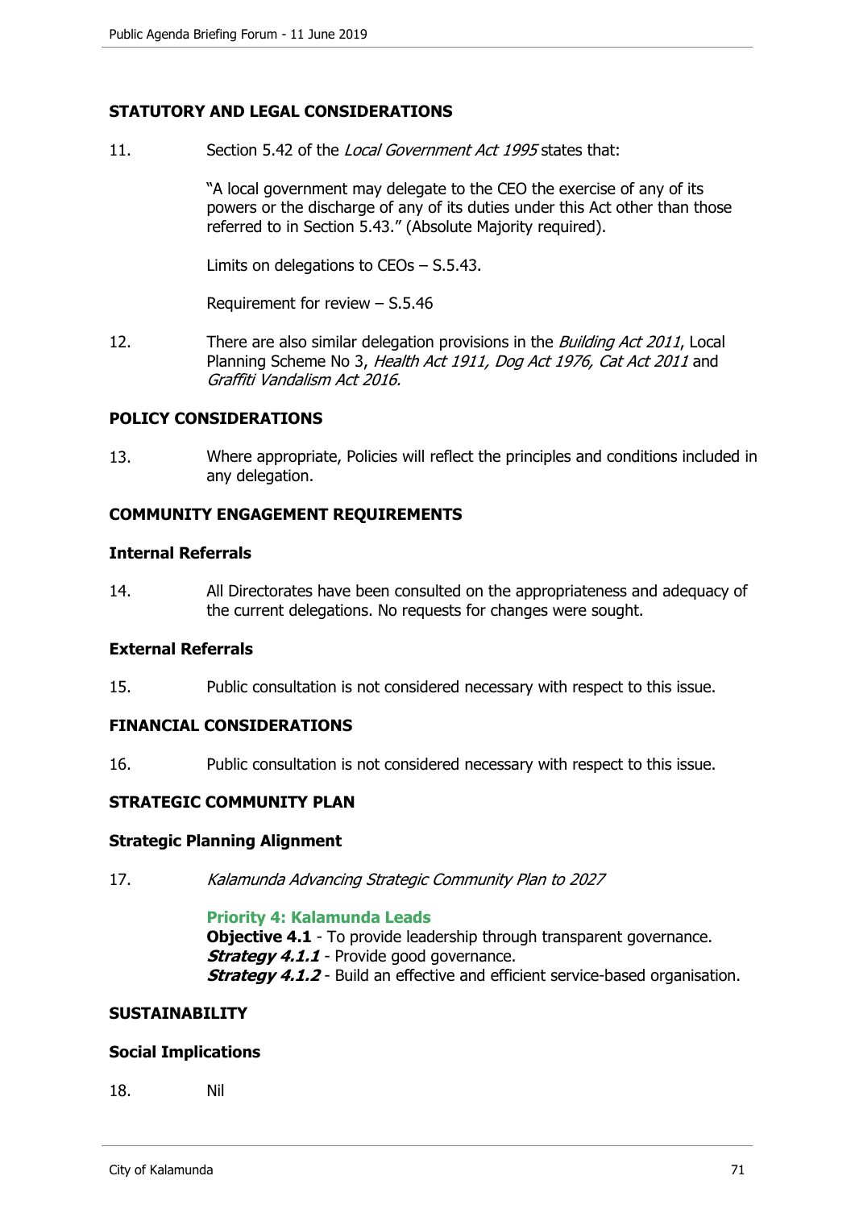## STATUTORY AND LEGAL CONSIDERATIONS

11. Section 5.42 of the *Local Government Act 1995* states that:

    "A local government may delegate to the CEO the exercise of any of its powers or the discharge of any of its duties under this Act other than those referred to in Section 5.43." (Absolute Majority required).

    Limits on delegations to CEOs – S.5.43.

    Requirement for review – S.5.46

12. There are also similar delegation provisions in the *Building Act 2011*, Local Planning Scheme No 3, *Health Act 1911, Dog Act 1976, Cat Act 2011* and *Graffiti Vandalism Act 2016.*

## POLICY CONSIDERATIONS

13. Where appropriate, Policies will reflect the principles and conditions included in any delegation.

## COMMUNITY ENGAGEMENT REQUIREMENTS

### Internal Referrals

14. All Directorates have been consulted on the appropriateness and adequacy of the current delegations. No requests for changes were sought.

### External Referrals

15. Public consultation is not considered necessary with respect to this issue.

## FINANCIAL CONSIDERATIONS

16. Public consultation is not considered necessary with respect to this issue.

## STRATEGIC COMMUNITY PLAN

### Strategic Planning Alignment

17. *Kalamunda Advancing Strategic Community Plan to 2027*

    **Priority 4: Kalamunda Leads**
    **Objective 4.1** - To provide leadership through transparent governance.
    ***Strategy 4.1.1*** - Provide good governance.
    ***Strategy 4.1.2*** - Build an effective and efficient service-based organisation.

## SUSTAINABILITY

### Social Implications

18. Nil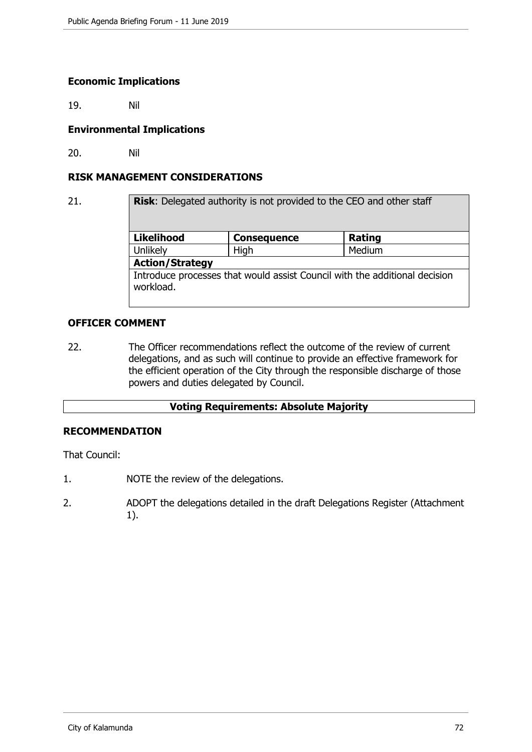### Economic Implications

19. Nil

### Environmental Implications

20. Nil

## RISK MANAGEMENT CONSIDERATIONS

21.

| **Risk**: Delegated authority is not provided to the CEO and other staff | | |
|---|---|---|
| **Likelihood** | **Consequence** | **Rating** |
| Unlikely | High | Medium |
| **Action/Strategy** | | |
| Introduce processes that would assist Council with the additional decision workload. | | |

## OFFICER COMMENT

22. The Officer recommendations reflect the outcome of the review of current delegations, and as such will continue to provide an effective framework for the efficient operation of the City through the responsible discharge of those powers and duties delegated by Council.

**Voting Requirements: Absolute Majority**

## RECOMMENDATION

That Council:

1. NOTE the review of the delegations.
2. ADOPT the delegations detailed in the draft Delegations Register (Attachment 1).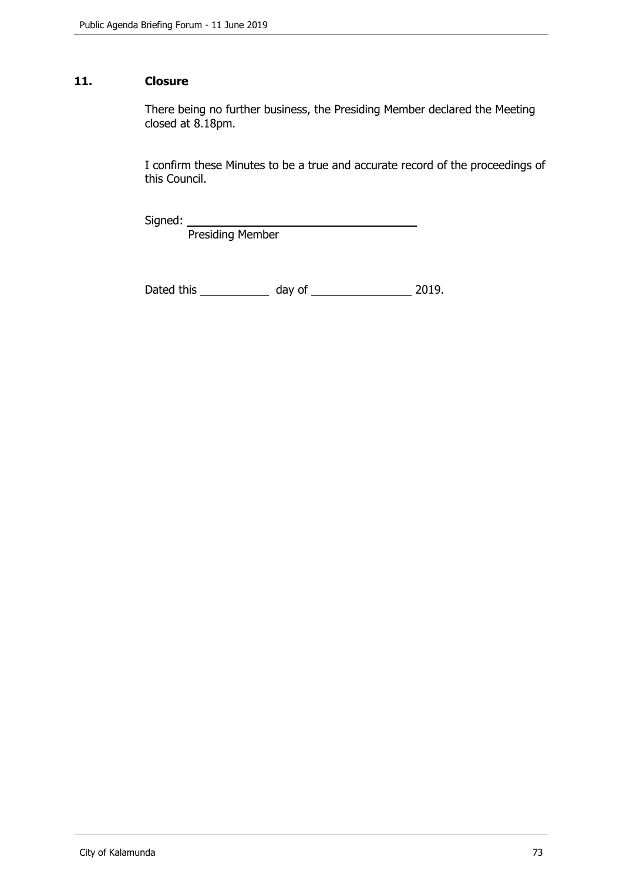## 11. Closure

There being no further business, the Presiding Member declared the Meeting closed at 8.18pm.

I confirm these Minutes to be a true and accurate record of the proceedings of this Council.

Signed: ______________________________
Presiding Member

Dated this __________ day of ______________ 2019.